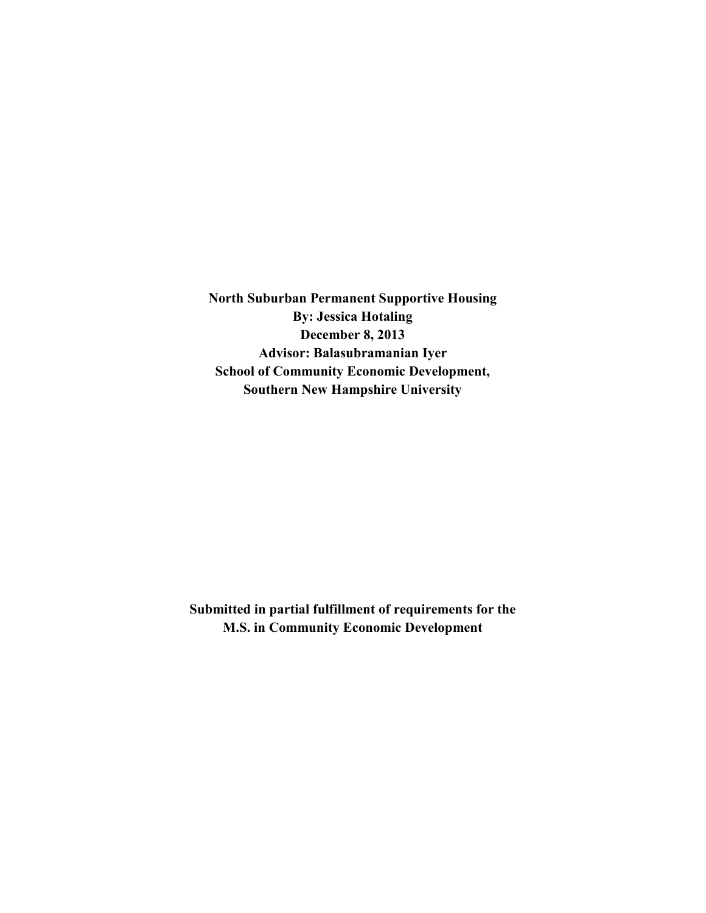**North Suburban Permanent Supportive Housing**
**By: Jessica Hotaling**
**December 8, 2013**
**Advisor: Balasubramanian Iyer**
**School of Community Economic Development,**
**Southern New Hampshire University**

**Submitted in partial fulfillment of requirements for the**
**M.S. in Community Economic Development**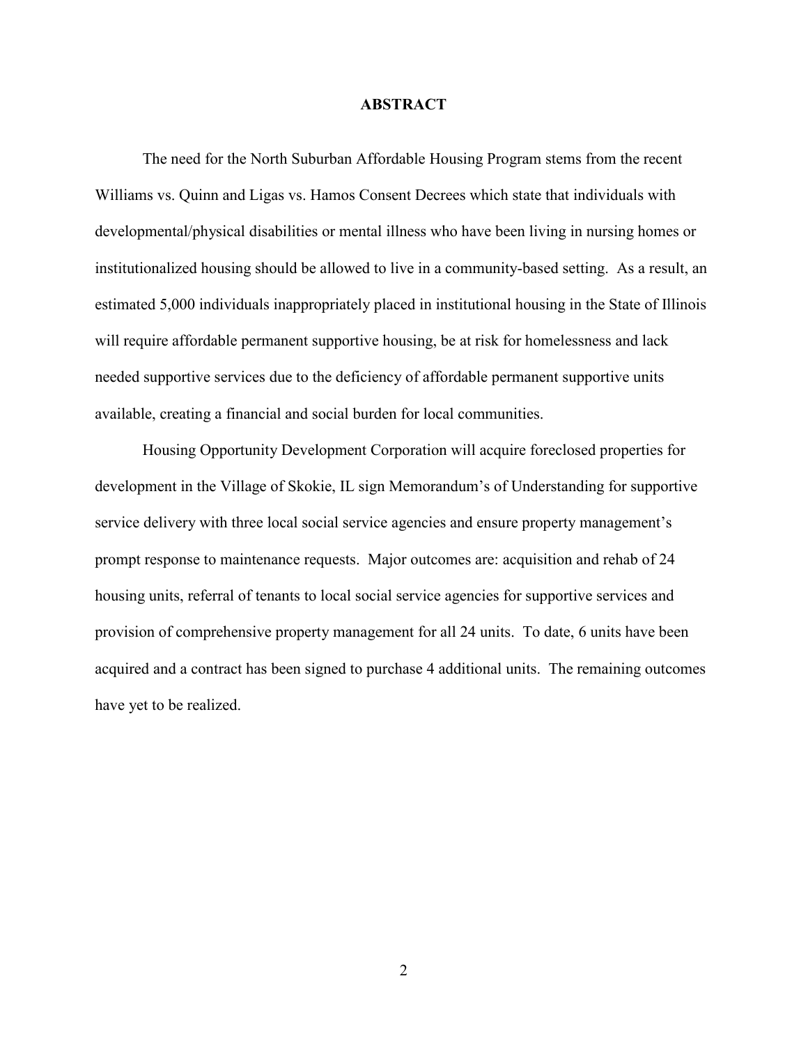# ABSTRACT

The need for the North Suburban Affordable Housing Program stems from the recent Williams vs. Quinn and Ligas vs. Hamos Consent Decrees which state that individuals with developmental/physical disabilities or mental illness who have been living in nursing homes or institutionalized housing should be allowed to live in a community-based setting. As a result, an estimated 5,000 individuals inappropriately placed in institutional housing in the State of Illinois will require affordable permanent supportive housing, be at risk for homelessness and lack needed supportive services due to the deficiency of affordable permanent supportive units available, creating a financial and social burden for local communities.

Housing Opportunity Development Corporation will acquire foreclosed properties for development in the Village of Skokie, IL sign Memorandum's of Understanding for supportive service delivery with three local social service agencies and ensure property management's prompt response to maintenance requests. Major outcomes are: acquisition and rehab of 24 housing units, referral of tenants to local social service agencies for supportive services and provision of comprehensive property management for all 24 units. To date, 6 units have been acquired and a contract has been signed to purchase 4 additional units. The remaining outcomes have yet to be realized.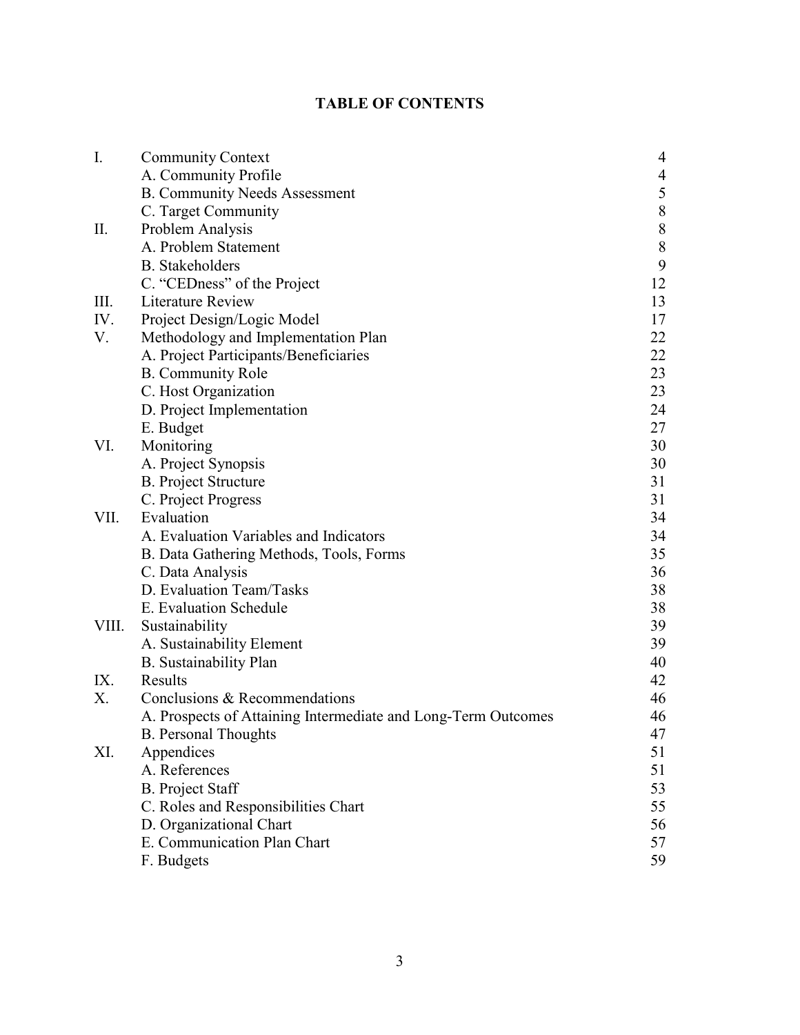# TABLE OF CONTENTS

| | | |
|---|---|---|
| I. | Community Context | 4 |
| | A. Community Profile | 4 |
| | B. Community Needs Assessment | 5 |
| | C. Target Community | 8 |
| II. | Problem Analysis | 8 |
| | A. Problem Statement | 8 |
| | B. Stakeholders | 9 |
| | C. "CEDness" of the Project | 12 |
| III. | Literature Review | 13 |
| IV. | Project Design/Logic Model | 17 |
| V. | Methodology and Implementation Plan | 22 |
| | A. Project Participants/Beneficiaries | 22 |
| | B. Community Role | 23 |
| | C. Host Organization | 23 |
| | D. Project Implementation | 24 |
| | E. Budget | 27 |
| VI. | Monitoring | 30 |
| | A. Project Synopsis | 30 |
| | B. Project Structure | 31 |
| | C. Project Progress | 31 |
| VII. | Evaluation | 34 |
| | A. Evaluation Variables and Indicators | 34 |
| | B. Data Gathering Methods, Tools, Forms | 35 |
| | C. Data Analysis | 36 |
| | D. Evaluation Team/Tasks | 38 |
| | E. Evaluation Schedule | 38 |
| VIII. | Sustainability | 39 |
| | A. Sustainability Element | 39 |
| | B. Sustainability Plan | 40 |
| IX. | Results | 42 |
| X. | Conclusions & Recommendations | 46 |
| | A. Prospects of Attaining Intermediate and Long-Term Outcomes | 46 |
| | B. Personal Thoughts | 47 |
| XI. | Appendices | 51 |
| | A. References | 51 |
| | B. Project Staff | 53 |
| | C. Roles and Responsibilities Chart | 55 |
| | D. Organizational Chart | 56 |
| | E. Communication Plan Chart | 57 |
| | F. Budgets | 59 |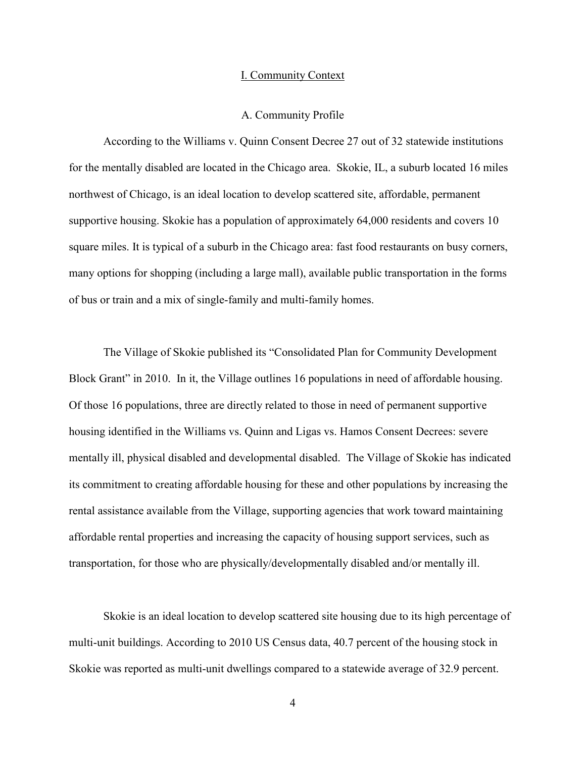# I. Community Context

## A. Community Profile

According to the Williams v. Quinn Consent Decree 27 out of 32 statewide institutions for the mentally disabled are located in the Chicago area. Skokie, IL, a suburb located 16 miles northwest of Chicago, is an ideal location to develop scattered site, affordable, permanent supportive housing. Skokie has a population of approximately 64,000 residents and covers 10 square miles. It is typical of a suburb in the Chicago area: fast food restaurants on busy corners, many options for shopping (including a large mall), available public transportation in the forms of bus or train and a mix of single-family and multi-family homes.

The Village of Skokie published its "Consolidated Plan for Community Development Block Grant" in 2010. In it, the Village outlines 16 populations in need of affordable housing. Of those 16 populations, three are directly related to those in need of permanent supportive housing identified in the Williams vs. Quinn and Ligas vs. Hamos Consent Decrees: severe mentally ill, physical disabled and developmental disabled. The Village of Skokie has indicated its commitment to creating affordable housing for these and other populations by increasing the rental assistance available from the Village, supporting agencies that work toward maintaining affordable rental properties and increasing the capacity of housing support services, such as transportation, for those who are physically/developmentally disabled and/or mentally ill.

Skokie is an ideal location to develop scattered site housing due to its high percentage of multi-unit buildings. According to 2010 US Census data, 40.7 percent of the housing stock in Skokie was reported as multi-unit dwellings compared to a statewide average of 32.9 percent.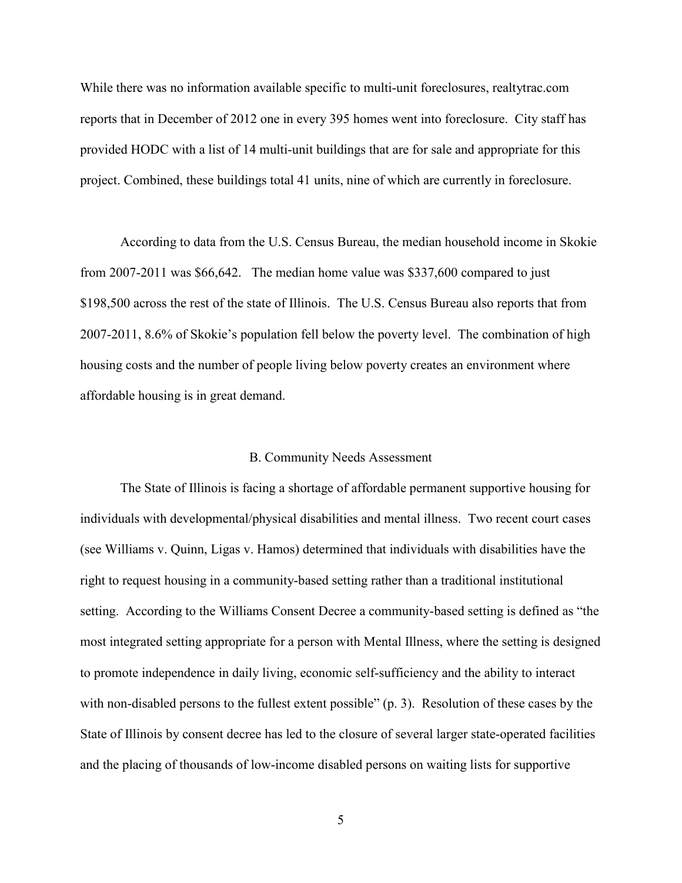While there was no information available specific to multi-unit foreclosures, realtytrac.com reports that in December of 2012 one in every 395 homes went into foreclosure. City staff has provided HODC with a list of 14 multi-unit buildings that are for sale and appropriate for this project. Combined, these buildings total 41 units, nine of which are currently in foreclosure.

According to data from the U.S. Census Bureau, the median household income in Skokie from 2007-2011 was $66,642. The median home value was $337,600 compared to just $198,500 across the rest of the state of Illinois. The U.S. Census Bureau also reports that from 2007-2011, 8.6% of Skokie's population fell below the poverty level. The combination of high housing costs and the number of people living below poverty creates an environment where affordable housing is in great demand.

## B. Community Needs Assessment

The State of Illinois is facing a shortage of affordable permanent supportive housing for individuals with developmental/physical disabilities and mental illness. Two recent court cases (see Williams v. Quinn, Ligas v. Hamos) determined that individuals with disabilities have the right to request housing in a community-based setting rather than a traditional institutional setting. According to the Williams Consent Decree a community-based setting is defined as "the most integrated setting appropriate for a person with Mental Illness, where the setting is designed to promote independence in daily living, economic self-sufficiency and the ability to interact with non-disabled persons to the fullest extent possible" (p. 3). Resolution of these cases by the State of Illinois by consent decree has led to the closure of several larger state-operated facilities and the placing of thousands of low-income disabled persons on waiting lists for supportive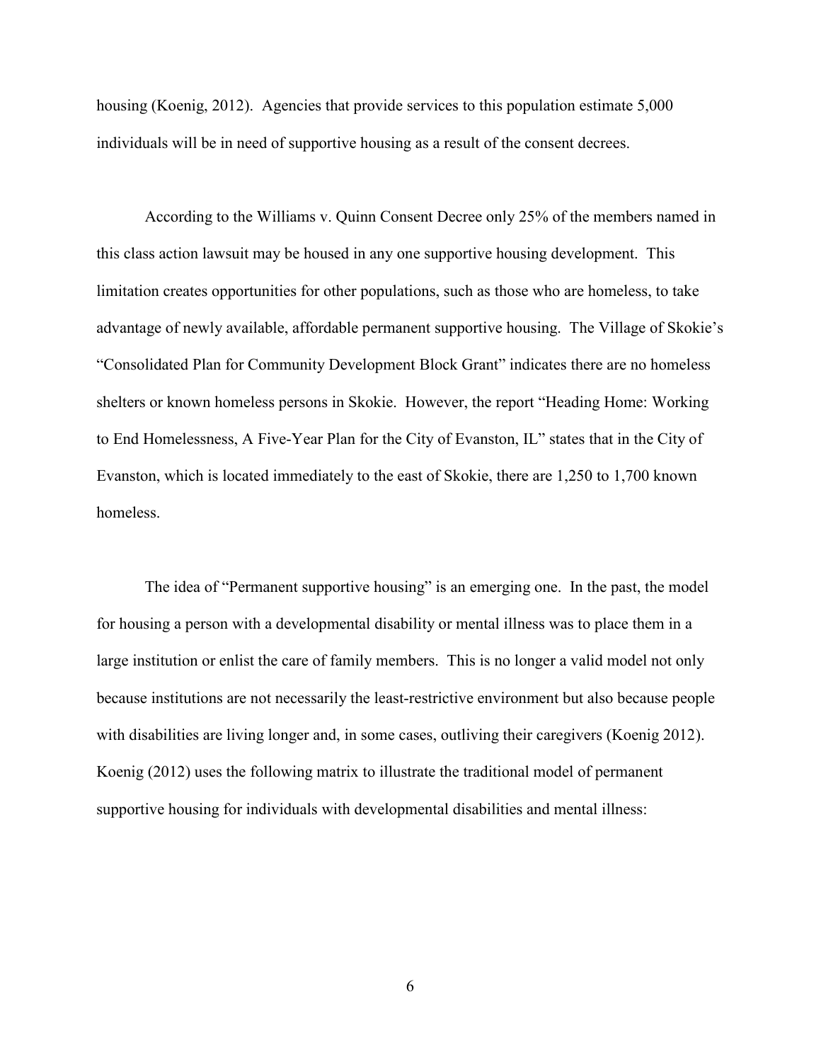housing (Koenig, 2012). Agencies that provide services to this population estimate 5,000 individuals will be in need of supportive housing as a result of the consent decrees.

According to the Williams v. Quinn Consent Decree only 25% of the members named in this class action lawsuit may be housed in any one supportive housing development. This limitation creates opportunities for other populations, such as those who are homeless, to take advantage of newly available, affordable permanent supportive housing. The Village of Skokie's "Consolidated Plan for Community Development Block Grant" indicates there are no homeless shelters or known homeless persons in Skokie. However, the report "Heading Home: Working to End Homelessness, A Five-Year Plan for the City of Evanston, IL" states that in the City of Evanston, which is located immediately to the east of Skokie, there are 1,250 to 1,700 known homeless.

The idea of "Permanent supportive housing" is an emerging one. In the past, the model for housing a person with a developmental disability or mental illness was to place them in a large institution or enlist the care of family members. This is no longer a valid model not only because institutions are not necessarily the least-restrictive environment but also because people with disabilities are living longer and, in some cases, outliving their caregivers (Koenig 2012). Koenig (2012) uses the following matrix to illustrate the traditional model of permanent supportive housing for individuals with developmental disabilities and mental illness: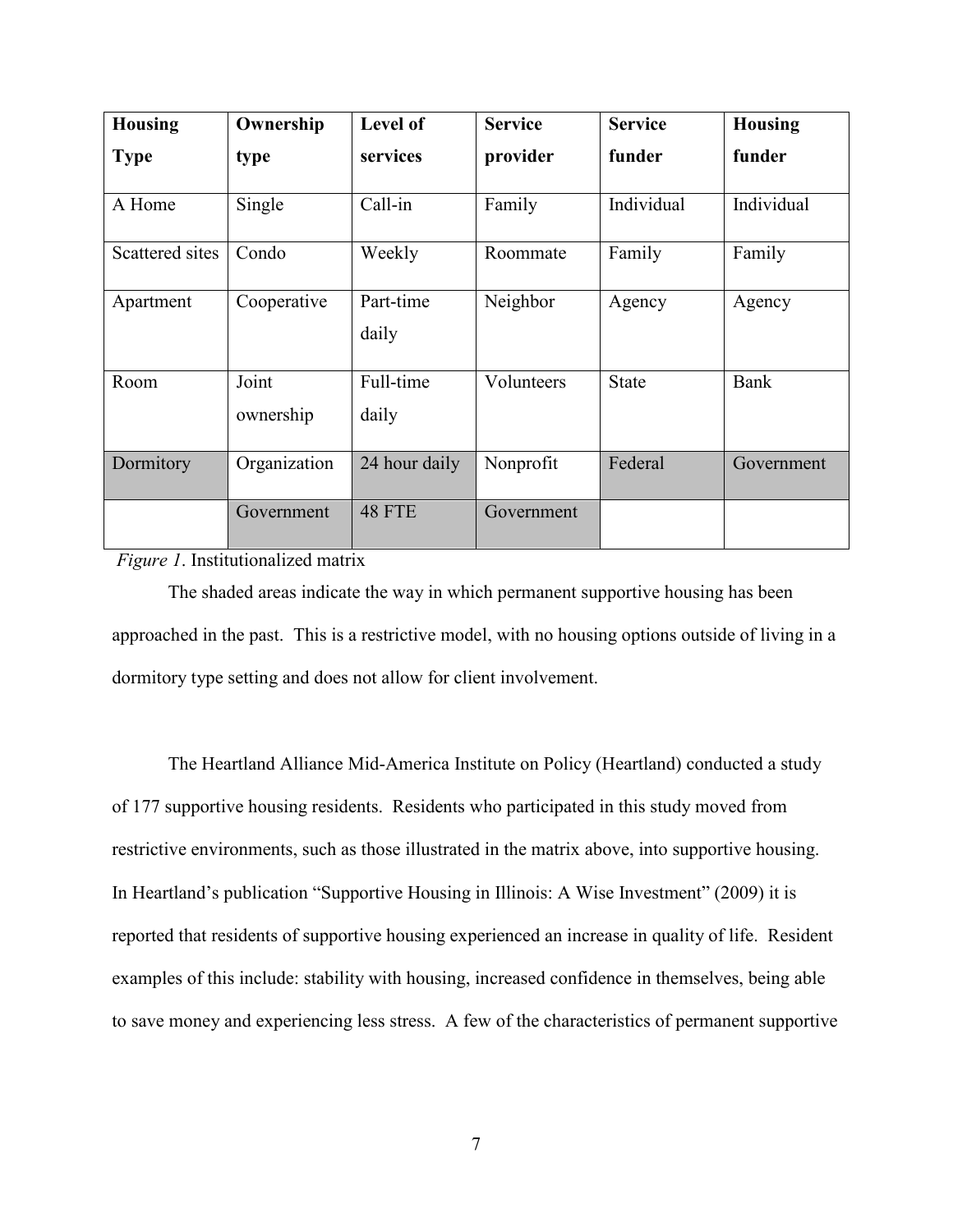| Housing Type | Ownership type | Level of services | Service provider | Service funder | Housing funder |
|---|---|---|---|---|---|
| A Home | Single | Call-in | Family | Individual | Individual |
| Scattered sites | Condo | Weekly | Roommate | Family | Family |
| Apartment | Cooperative | Part-time daily | Neighbor | Agency | Agency |
| Room | Joint ownership | Full-time daily | Volunteers | State | Bank |
| Dormitory | Organization | 24 hour daily | Nonprofit | Federal | Government |
| | Government | 48 FTE | Government | | |

*Figure 1*. Institutionalized matrix

The shaded areas indicate the way in which permanent supportive housing has been approached in the past. This is a restrictive model, with no housing options outside of living in a dormitory type setting and does not allow for client involvement.

The Heartland Alliance Mid-America Institute on Policy (Heartland) conducted a study of 177 supportive housing residents. Residents who participated in this study moved from restrictive environments, such as those illustrated in the matrix above, into supportive housing. In Heartland's publication "Supportive Housing in Illinois: A Wise Investment" (2009) it is reported that residents of supportive housing experienced an increase in quality of life. Resident examples of this include: stability with housing, increased confidence in themselves, being able to save money and experiencing less stress. A few of the characteristics of permanent supportive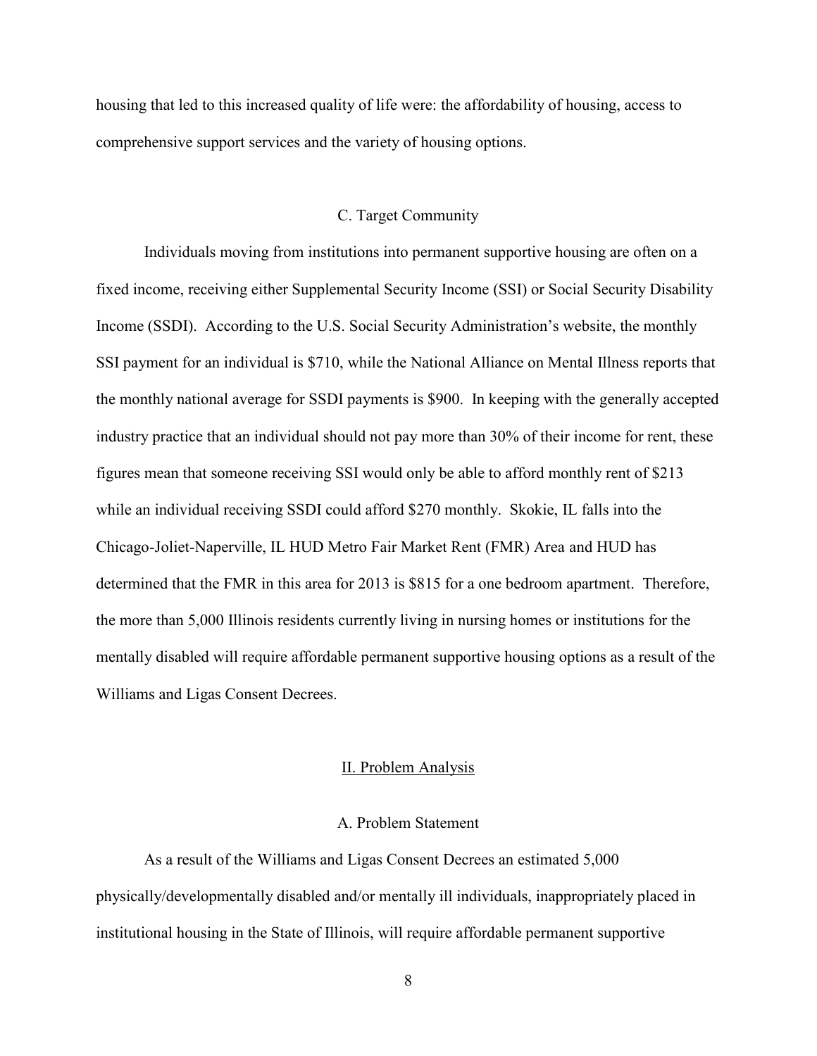housing that led to this increased quality of life were: the affordability of housing, access to comprehensive support services and the variety of housing options.

### C. Target Community

Individuals moving from institutions into permanent supportive housing are often on a fixed income, receiving either Supplemental Security Income (SSI) or Social Security Disability Income (SSDI). According to the U.S. Social Security Administration's website, the monthly SSI payment for an individual is $710, while the National Alliance on Mental Illness reports that the monthly national average for SSDI payments is $900. In keeping with the generally accepted industry practice that an individual should not pay more than 30% of their income for rent, these figures mean that someone receiving SSI would only be able to afford monthly rent of $213 while an individual receiving SSDI could afford $270 monthly. Skokie, IL falls into the Chicago-Joliet-Naperville, IL HUD Metro Fair Market Rent (FMR) Area and HUD has determined that the FMR in this area for 2013 is $815 for a one bedroom apartment. Therefore, the more than 5,000 Illinois residents currently living in nursing homes or institutions for the mentally disabled will require affordable permanent supportive housing options as a result of the Williams and Ligas Consent Decrees.

## II. Problem Analysis

### A. Problem Statement

As a result of the Williams and Ligas Consent Decrees an estimated 5,000 physically/developmentally disabled and/or mentally ill individuals, inappropriately placed in institutional housing in the State of Illinois, will require affordable permanent supportive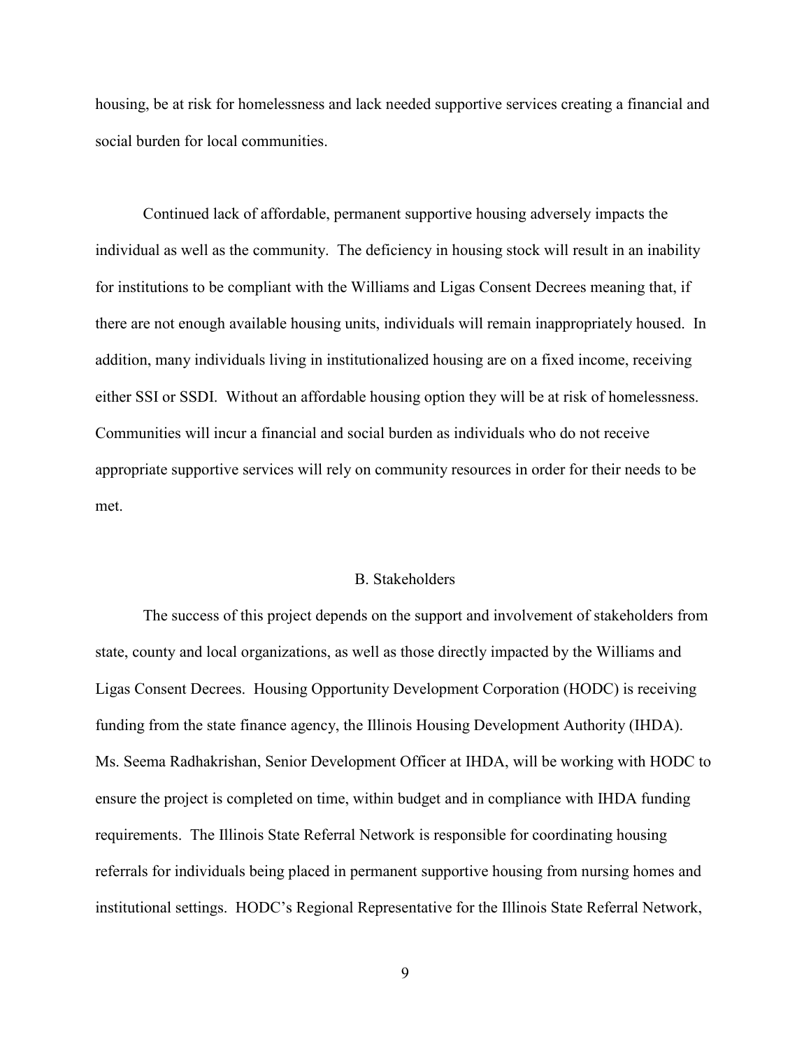housing, be at risk for homelessness and lack needed supportive services creating a financial and social burden for local communities.

Continued lack of affordable, permanent supportive housing adversely impacts the individual as well as the community. The deficiency in housing stock will result in an inability for institutions to be compliant with the Williams and Ligas Consent Decrees meaning that, if there are not enough available housing units, individuals will remain inappropriately housed. In addition, many individuals living in institutionalized housing are on a fixed income, receiving either SSI or SSDI. Without an affordable housing option they will be at risk of homelessness. Communities will incur a financial and social burden as individuals who do not receive appropriate supportive services will rely on community resources in order for their needs to be met.

## B. Stakeholders

The success of this project depends on the support and involvement of stakeholders from state, county and local organizations, as well as those directly impacted by the Williams and Ligas Consent Decrees. Housing Opportunity Development Corporation (HODC) is receiving funding from the state finance agency, the Illinois Housing Development Authority (IHDA). Ms. Seema Radhakrishan, Senior Development Officer at IHDA, will be working with HODC to ensure the project is completed on time, within budget and in compliance with IHDA funding requirements. The Illinois State Referral Network is responsible for coordinating housing referrals for individuals being placed in permanent supportive housing from nursing homes and institutional settings. HODC's Regional Representative for the Illinois State Referral Network,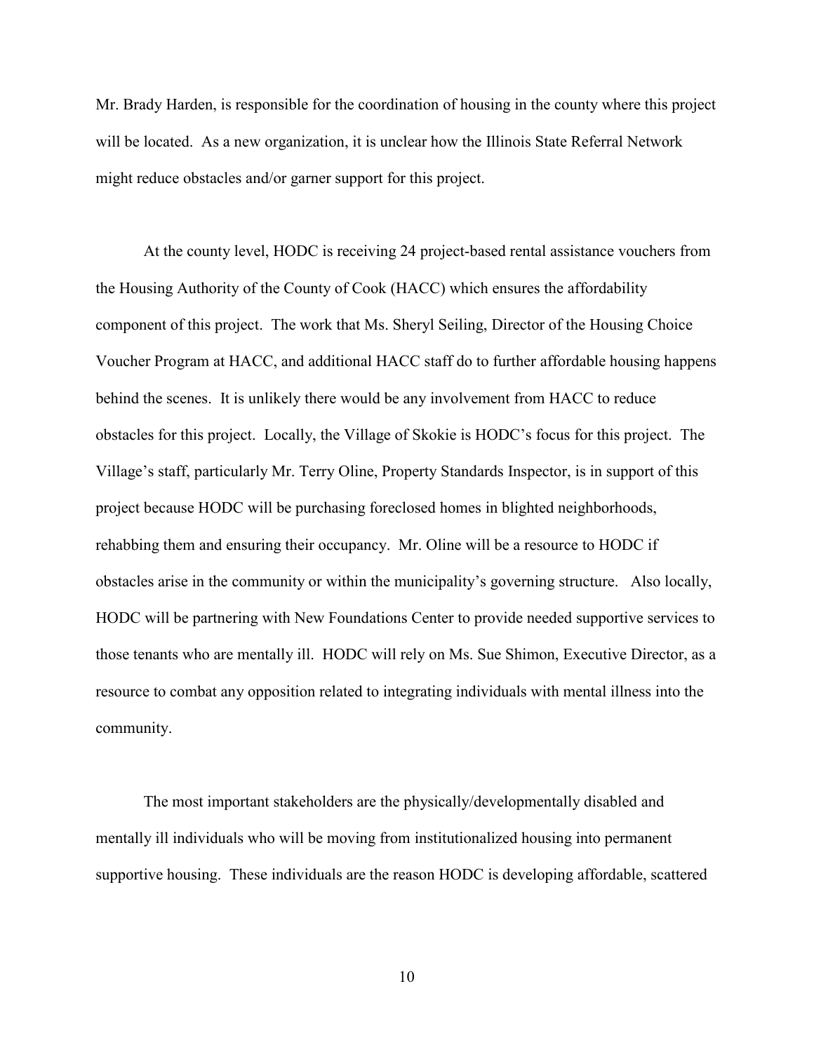Mr. Brady Harden, is responsible for the coordination of housing in the county where this project will be located. As a new organization, it is unclear how the Illinois State Referral Network might reduce obstacles and/or garner support for this project.

At the county level, HODC is receiving 24 project-based rental assistance vouchers from the Housing Authority of the County of Cook (HACC) which ensures the affordability component of this project. The work that Ms. Sheryl Seiling, Director of the Housing Choice Voucher Program at HACC, and additional HACC staff do to further affordable housing happens behind the scenes. It is unlikely there would be any involvement from HACC to reduce obstacles for this project. Locally, the Village of Skokie is HODC's focus for this project. The Village's staff, particularly Mr. Terry Oline, Property Standards Inspector, is in support of this project because HODC will be purchasing foreclosed homes in blighted neighborhoods, rehabbing them and ensuring their occupancy. Mr. Oline will be a resource to HODC if obstacles arise in the community or within the municipality's governing structure. Also locally, HODC will be partnering with New Foundations Center to provide needed supportive services to those tenants who are mentally ill. HODC will rely on Ms. Sue Shimon, Executive Director, as a resource to combat any opposition related to integrating individuals with mental illness into the community.

The most important stakeholders are the physically/developmentally disabled and mentally ill individuals who will be moving from institutionalized housing into permanent supportive housing. These individuals are the reason HODC is developing affordable, scattered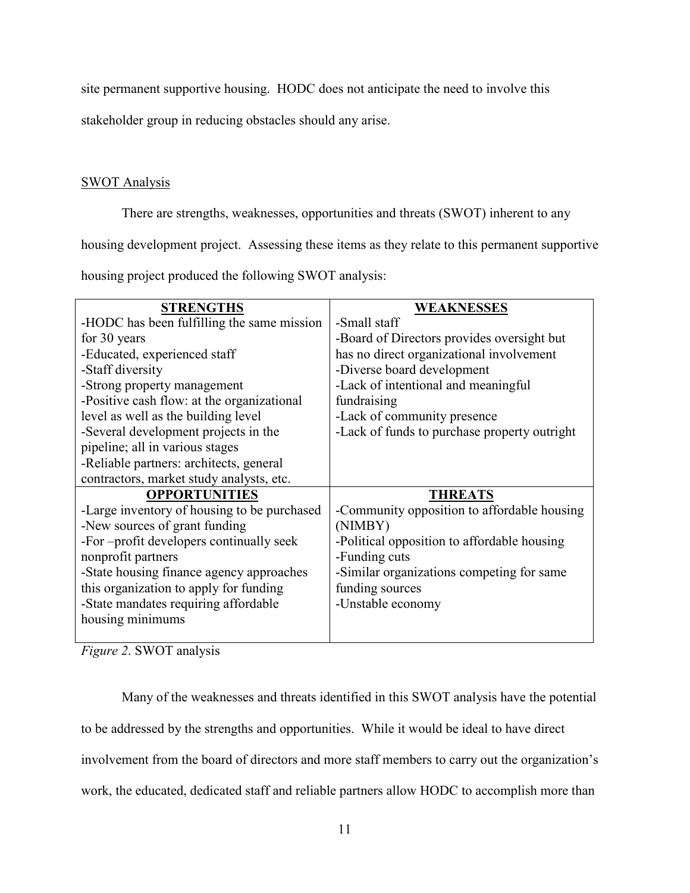site permanent supportive housing. HODC does not anticipate the need to involve this stakeholder group in reducing obstacles should any arise.

SWOT Analysis

There are strengths, weaknesses, opportunities and threats (SWOT) inherent to any housing development project. Assessing these items as they relate to this permanent supportive housing project produced the following SWOT analysis:

| **STRENGTHS** | **WEAKNESSES** |
|---|---|
| -HODC has been fulfilling the same mission for 30 years<br>-Educated, experienced staff<br>-Staff diversity<br>-Strong property management<br>-Positive cash flow: at the organizational level as well as the building level<br>-Several development projects in the pipeline; all in various stages<br>-Reliable partners: architects, general contractors, market study analysts, etc. | -Small staff<br>-Board of Directors provides oversight but has no direct organizational involvement<br>-Diverse board development<br>-Lack of intentional and meaningful fundraising<br>-Lack of community presence<br>-Lack of funds to purchase property outright |
| **OPPORTUNITIES** | **THREATS** |
| -Large inventory of housing to be purchased<br>-New sources of grant funding<br>-For –profit developers continually seek nonprofit partners<br>-State housing finance agency approaches this organization to apply for funding<br>-State mandates requiring affordable housing minimums | -Community opposition to affordable housing (NIMBY)<br>-Political opposition to affordable housing<br>-Funding cuts<br>-Similar organizations competing for same funding sources<br>-Unstable economy |

*Figure 2*. SWOT analysis

Many of the weaknesses and threats identified in this SWOT analysis have the potential to be addressed by the strengths and opportunities. While it would be ideal to have direct involvement from the board of directors and more staff members to carry out the organization's work, the educated, dedicated staff and reliable partners allow HODC to accomplish more than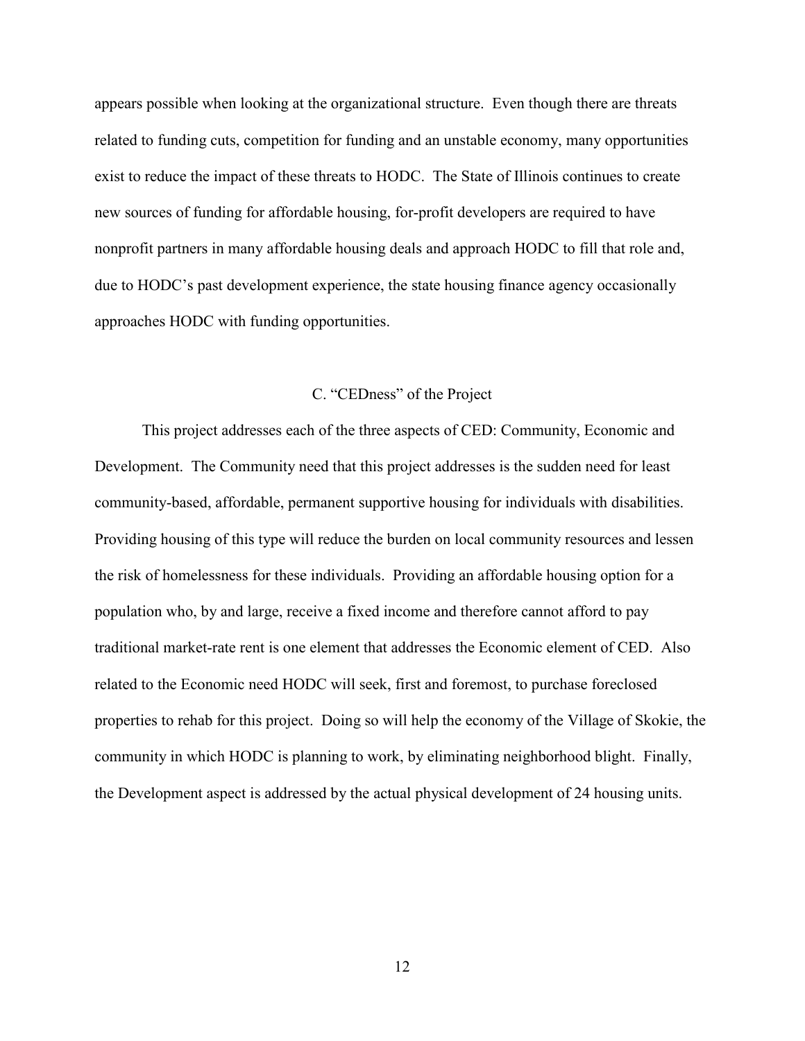appears possible when looking at the organizational structure. Even though there are threats related to funding cuts, competition for funding and an unstable economy, many opportunities exist to reduce the impact of these threats to HODC. The State of Illinois continues to create new sources of funding for affordable housing, for-profit developers are required to have nonprofit partners in many affordable housing deals and approach HODC to fill that role and, due to HODC's past development experience, the state housing finance agency occasionally approaches HODC with funding opportunities.

### C. "CEDness" of the Project

This project addresses each of the three aspects of CED: Community, Economic and Development. The Community need that this project addresses is the sudden need for least community-based, affordable, permanent supportive housing for individuals with disabilities. Providing housing of this type will reduce the burden on local community resources and lessen the risk of homelessness for these individuals. Providing an affordable housing option for a population who, by and large, receive a fixed income and therefore cannot afford to pay traditional market-rate rent is one element that addresses the Economic element of CED. Also related to the Economic need HODC will seek, first and foremost, to purchase foreclosed properties to rehab for this project. Doing so will help the economy of the Village of Skokie, the community in which HODC is planning to work, by eliminating neighborhood blight. Finally, the Development aspect is addressed by the actual physical development of 24 housing units.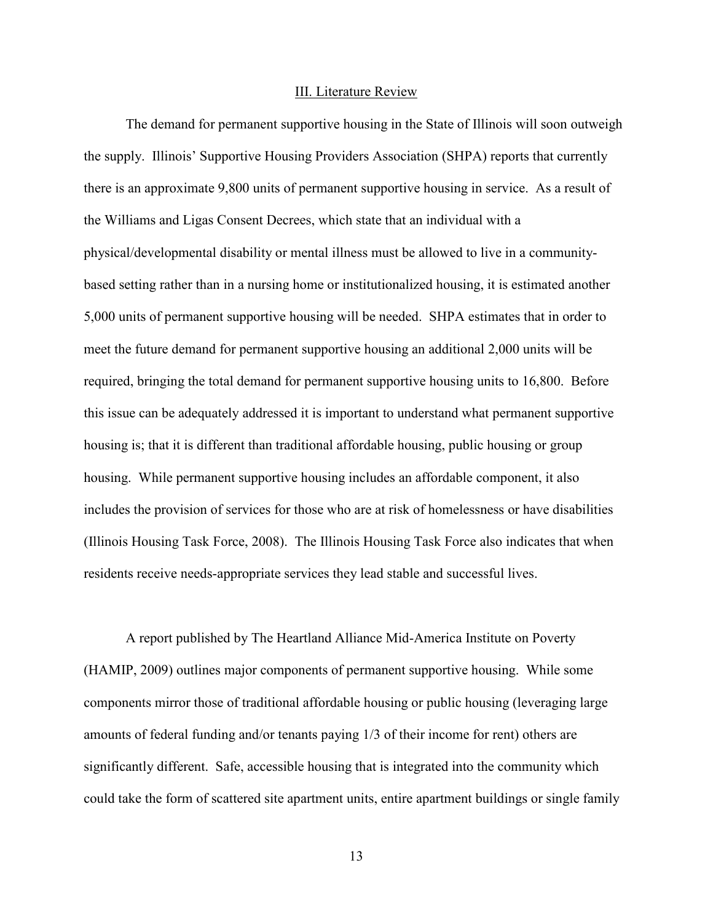## III. Literature Review

The demand for permanent supportive housing in the State of Illinois will soon outweigh the supply. Illinois' Supportive Housing Providers Association (SHPA) reports that currently there is an approximate 9,800 units of permanent supportive housing in service. As a result of the Williams and Ligas Consent Decrees, which state that an individual with a physical/developmental disability or mental illness must be allowed to live in a community-based setting rather than in a nursing home or institutionalized housing, it is estimated another 5,000 units of permanent supportive housing will be needed. SHPA estimates that in order to meet the future demand for permanent supportive housing an additional 2,000 units will be required, bringing the total demand for permanent supportive housing units to 16,800. Before this issue can be adequately addressed it is important to understand what permanent supportive housing is; that it is different than traditional affordable housing, public housing or group housing. While permanent supportive housing includes an affordable component, it also includes the provision of services for those who are at risk of homelessness or have disabilities (Illinois Housing Task Force, 2008). The Illinois Housing Task Force also indicates that when residents receive needs-appropriate services they lead stable and successful lives.

A report published by The Heartland Alliance Mid-America Institute on Poverty (HAMIP, 2009) outlines major components of permanent supportive housing. While some components mirror those of traditional affordable housing or public housing (leveraging large amounts of federal funding and/or tenants paying 1/3 of their income for rent) others are significantly different. Safe, accessible housing that is integrated into the community which could take the form of scattered site apartment units, entire apartment buildings or single family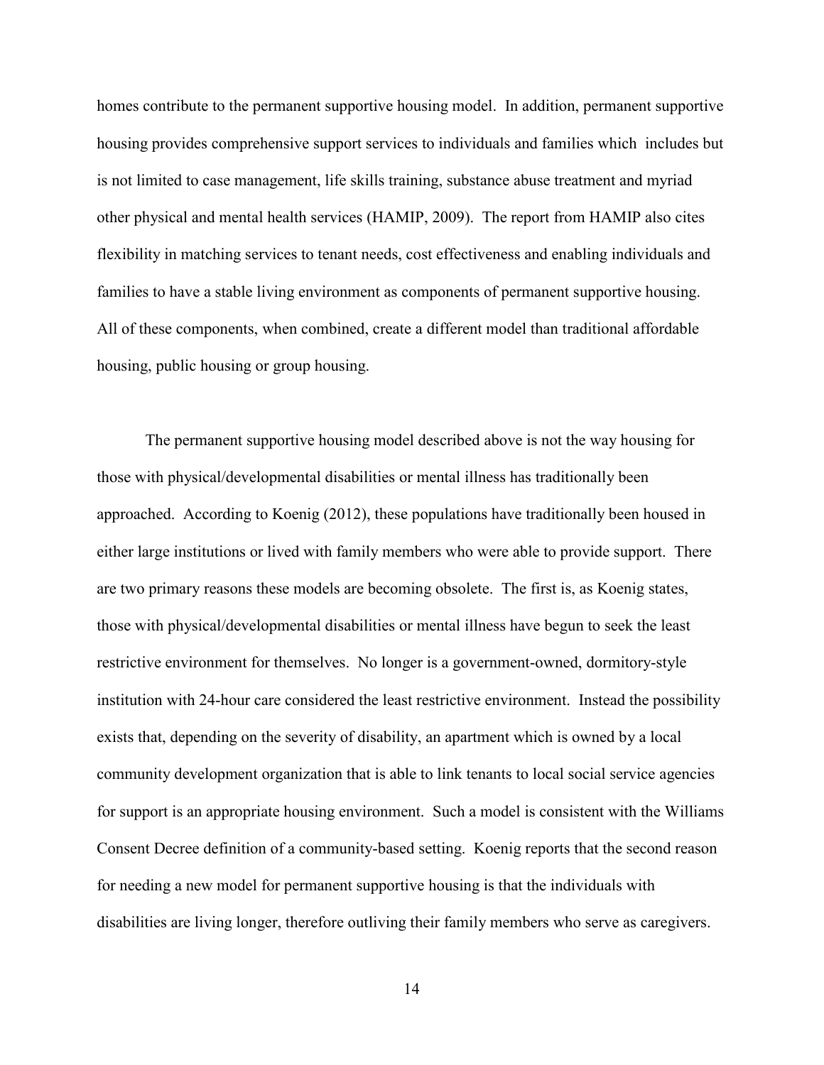homes contribute to the permanent supportive housing model. In addition, permanent supportive housing provides comprehensive support services to individuals and families which includes but is not limited to case management, life skills training, substance abuse treatment and myriad other physical and mental health services (HAMIP, 2009). The report from HAMIP also cites flexibility in matching services to tenant needs, cost effectiveness and enabling individuals and families to have a stable living environment as components of permanent supportive housing. All of these components, when combined, create a different model than traditional affordable housing, public housing or group housing.

The permanent supportive housing model described above is not the way housing for those with physical/developmental disabilities or mental illness has traditionally been approached. According to Koenig (2012), these populations have traditionally been housed in either large institutions or lived with family members who were able to provide support. There are two primary reasons these models are becoming obsolete. The first is, as Koenig states, those with physical/developmental disabilities or mental illness have begun to seek the least restrictive environment for themselves. No longer is a government-owned, dormitory-style institution with 24-hour care considered the least restrictive environment. Instead the possibility exists that, depending on the severity of disability, an apartment which is owned by a local community development organization that is able to link tenants to local social service agencies for support is an appropriate housing environment. Such a model is consistent with the Williams Consent Decree definition of a community-based setting. Koenig reports that the second reason for needing a new model for permanent supportive housing is that the individuals with disabilities are living longer, therefore outliving their family members who serve as caregivers.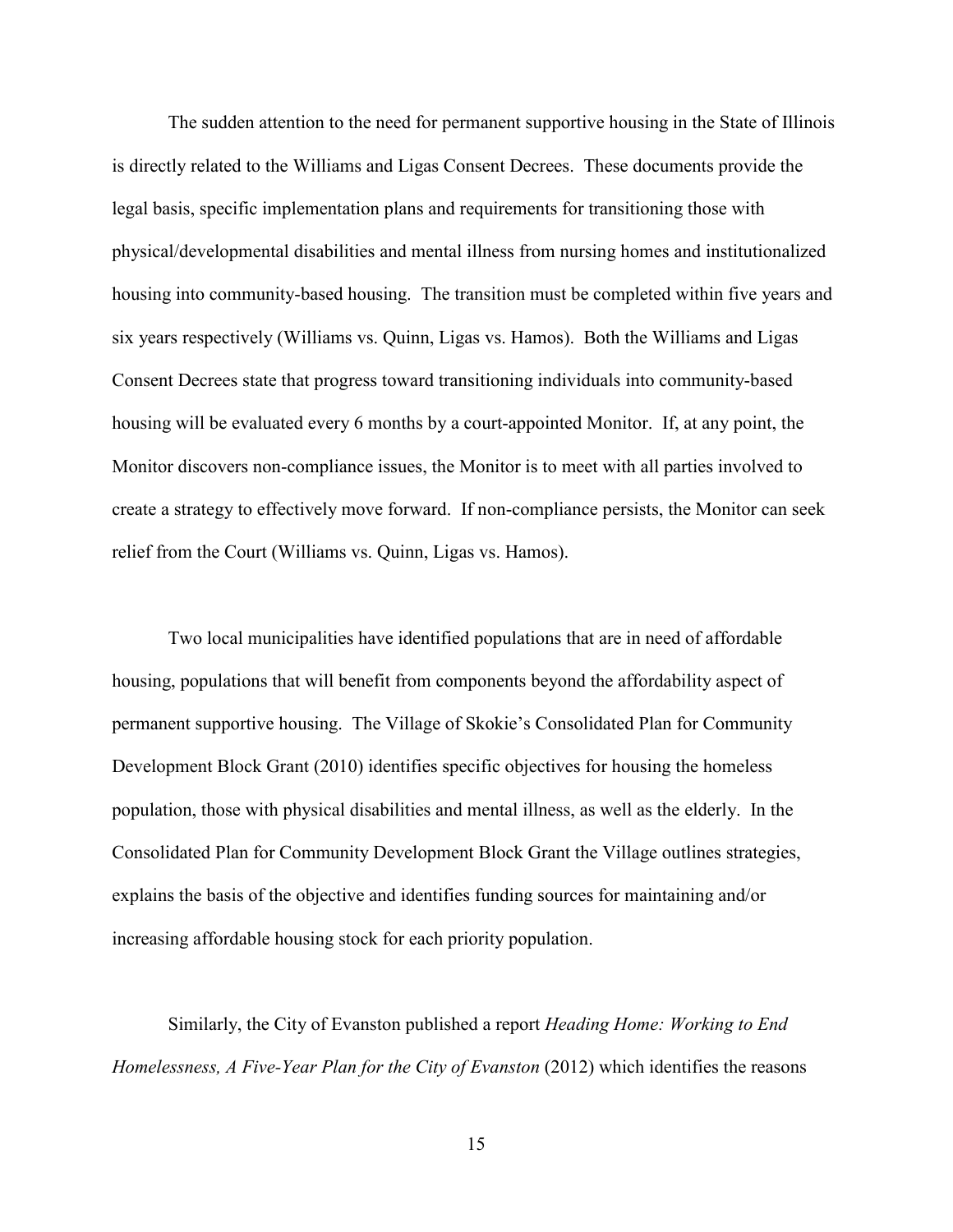The sudden attention to the need for permanent supportive housing in the State of Illinois is directly related to the Williams and Ligas Consent Decrees. These documents provide the legal basis, specific implementation plans and requirements for transitioning those with physical/developmental disabilities and mental illness from nursing homes and institutionalized housing into community-based housing. The transition must be completed within five years and six years respectively (Williams vs. Quinn, Ligas vs. Hamos). Both the Williams and Ligas Consent Decrees state that progress toward transitioning individuals into community-based housing will be evaluated every 6 months by a court-appointed Monitor. If, at any point, the Monitor discovers non-compliance issues, the Monitor is to meet with all parties involved to create a strategy to effectively move forward. If non-compliance persists, the Monitor can seek relief from the Court (Williams vs. Quinn, Ligas vs. Hamos).

Two local municipalities have identified populations that are in need of affordable housing, populations that will benefit from components beyond the affordability aspect of permanent supportive housing. The Village of Skokie's Consolidated Plan for Community Development Block Grant (2010) identifies specific objectives for housing the homeless population, those with physical disabilities and mental illness, as well as the elderly. In the Consolidated Plan for Community Development Block Grant the Village outlines strategies, explains the basis of the objective and identifies funding sources for maintaining and/or increasing affordable housing stock for each priority population.

Similarly, the City of Evanston published a report *Heading Home: Working to End Homelessness, A Five-Year Plan for the City of Evanston* (2012) which identifies the reasons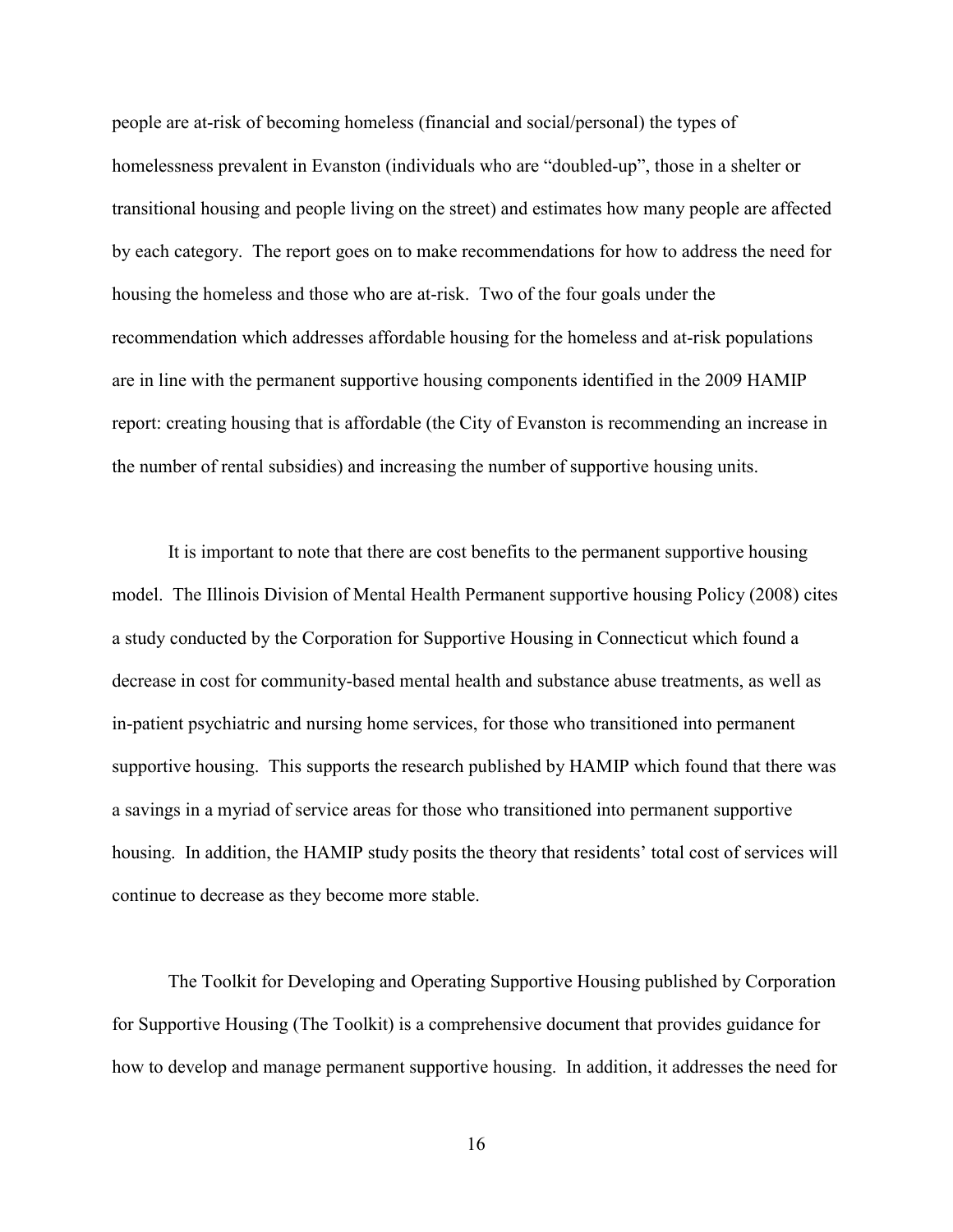people are at-risk of becoming homeless (financial and social/personal) the types of homelessness prevalent in Evanston (individuals who are "doubled-up", those in a shelter or transitional housing and people living on the street) and estimates how many people are affected by each category. The report goes on to make recommendations for how to address the need for housing the homeless and those who are at-risk. Two of the four goals under the recommendation which addresses affordable housing for the homeless and at-risk populations are in line with the permanent supportive housing components identified in the 2009 HAMIP report: creating housing that is affordable (the City of Evanston is recommending an increase in the number of rental subsidies) and increasing the number of supportive housing units.

It is important to note that there are cost benefits to the permanent supportive housing model. The Illinois Division of Mental Health Permanent supportive housing Policy (2008) cites a study conducted by the Corporation for Supportive Housing in Connecticut which found a decrease in cost for community-based mental health and substance abuse treatments, as well as in-patient psychiatric and nursing home services, for those who transitioned into permanent supportive housing. This supports the research published by HAMIP which found that there was a savings in a myriad of service areas for those who transitioned into permanent supportive housing. In addition, the HAMIP study posits the theory that residents' total cost of services will continue to decrease as they become more stable.

The Toolkit for Developing and Operating Supportive Housing published by Corporation for Supportive Housing (The Toolkit) is a comprehensive document that provides guidance for how to develop and manage permanent supportive housing. In addition, it addresses the need for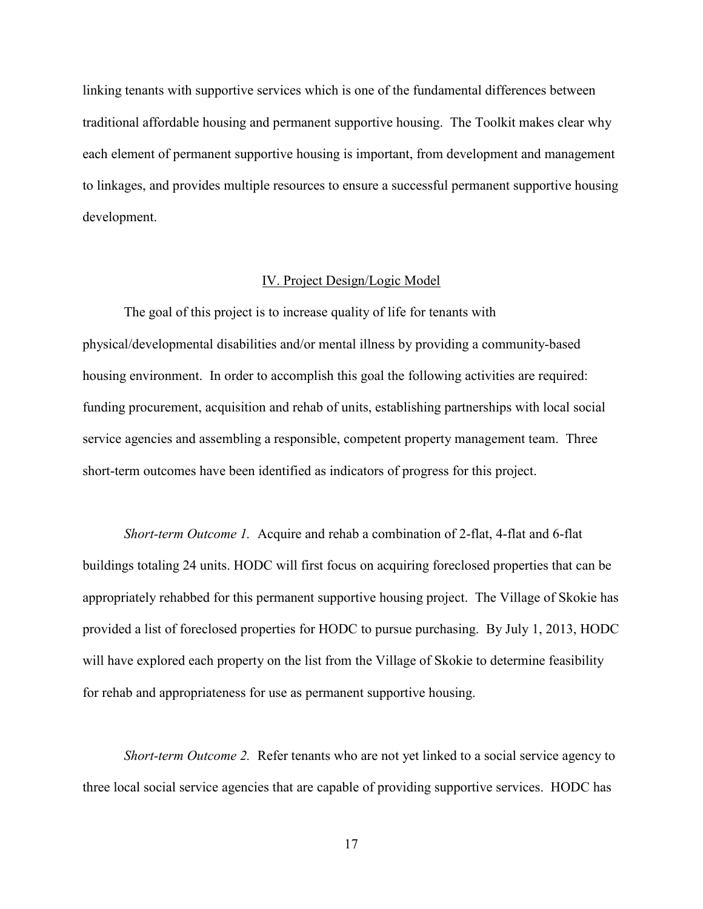linking tenants with supportive services which is one of the fundamental differences between traditional affordable housing and permanent supportive housing. The Toolkit makes clear why each element of permanent supportive housing is important, from development and management to linkages, and provides multiple resources to ensure a successful permanent supportive housing development.

## IV. Project Design/Logic Model

The goal of this project is to increase quality of life for tenants with physical/developmental disabilities and/or mental illness by providing a community-based housing environment. In order to accomplish this goal the following activities are required: funding procurement, acquisition and rehab of units, establishing partnerships with local social service agencies and assembling a responsible, competent property management team. Three short-term outcomes have been identified as indicators of progress for this project.

*Short-term Outcome 1.* Acquire and rehab a combination of 2-flat, 4-flat and 6-flat buildings totaling 24 units. HODC will first focus on acquiring foreclosed properties that can be appropriately rehabbed for this permanent supportive housing project. The Village of Skokie has provided a list of foreclosed properties for HODC to pursue purchasing. By July 1, 2013, HODC will have explored each property on the list from the Village of Skokie to determine feasibility for rehab and appropriateness for use as permanent supportive housing.

*Short-term Outcome 2.* Refer tenants who are not yet linked to a social service agency to three local social service agencies that are capable of providing supportive services. HODC has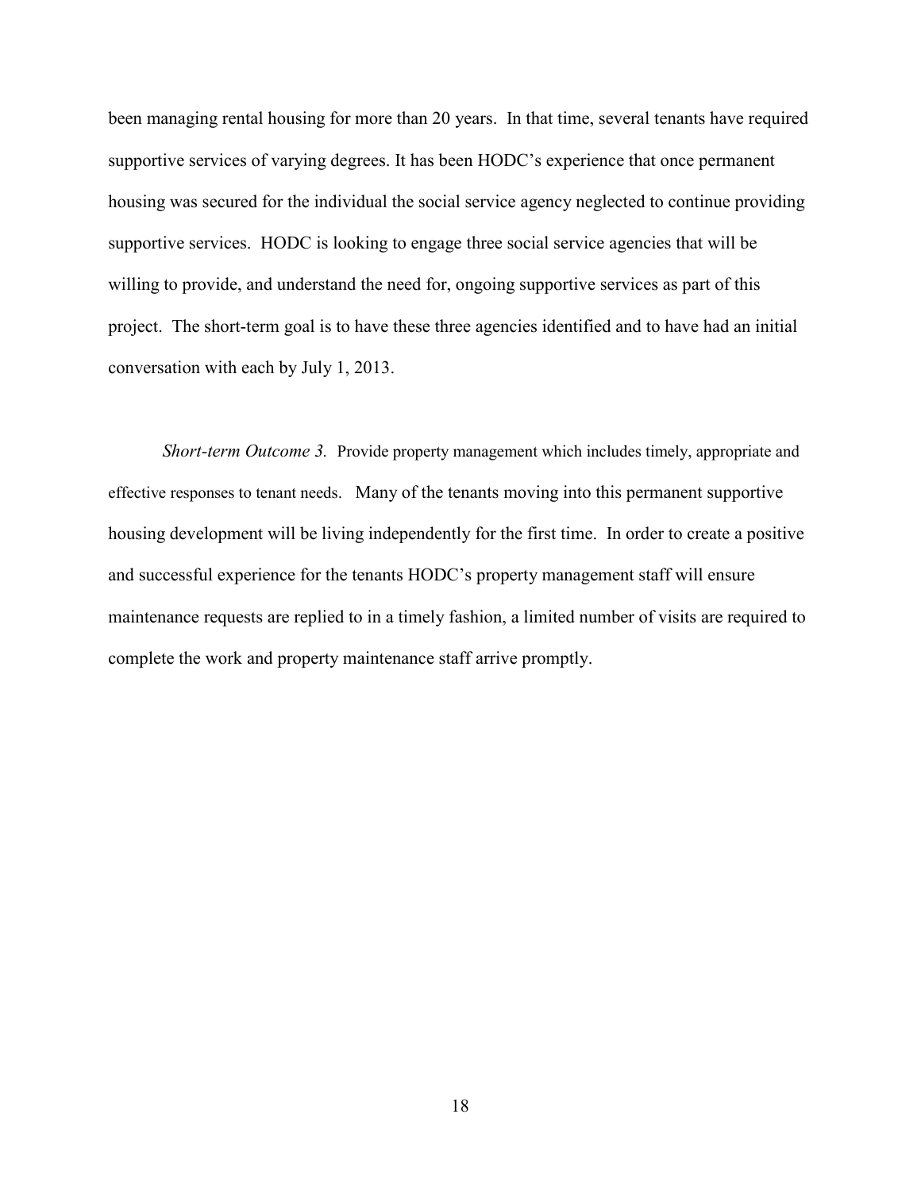been managing rental housing for more than 20 years. In that time, several tenants have required supportive services of varying degrees. It has been HODC's experience that once permanent housing was secured for the individual the social service agency neglected to continue providing supportive services. HODC is looking to engage three social service agencies that will be willing to provide, and understand the need for, ongoing supportive services as part of this project. The short-term goal is to have these three agencies identified and to have had an initial conversation with each by July 1, 2013.

*Short-term Outcome 3.* Provide property management which includes timely, appropriate and effective responses to tenant needs. Many of the tenants moving into this permanent supportive housing development will be living independently for the first time. In order to create a positive and successful experience for the tenants HODC's property management staff will ensure maintenance requests are replied to in a timely fashion, a limited number of visits are required to complete the work and property maintenance staff arrive promptly.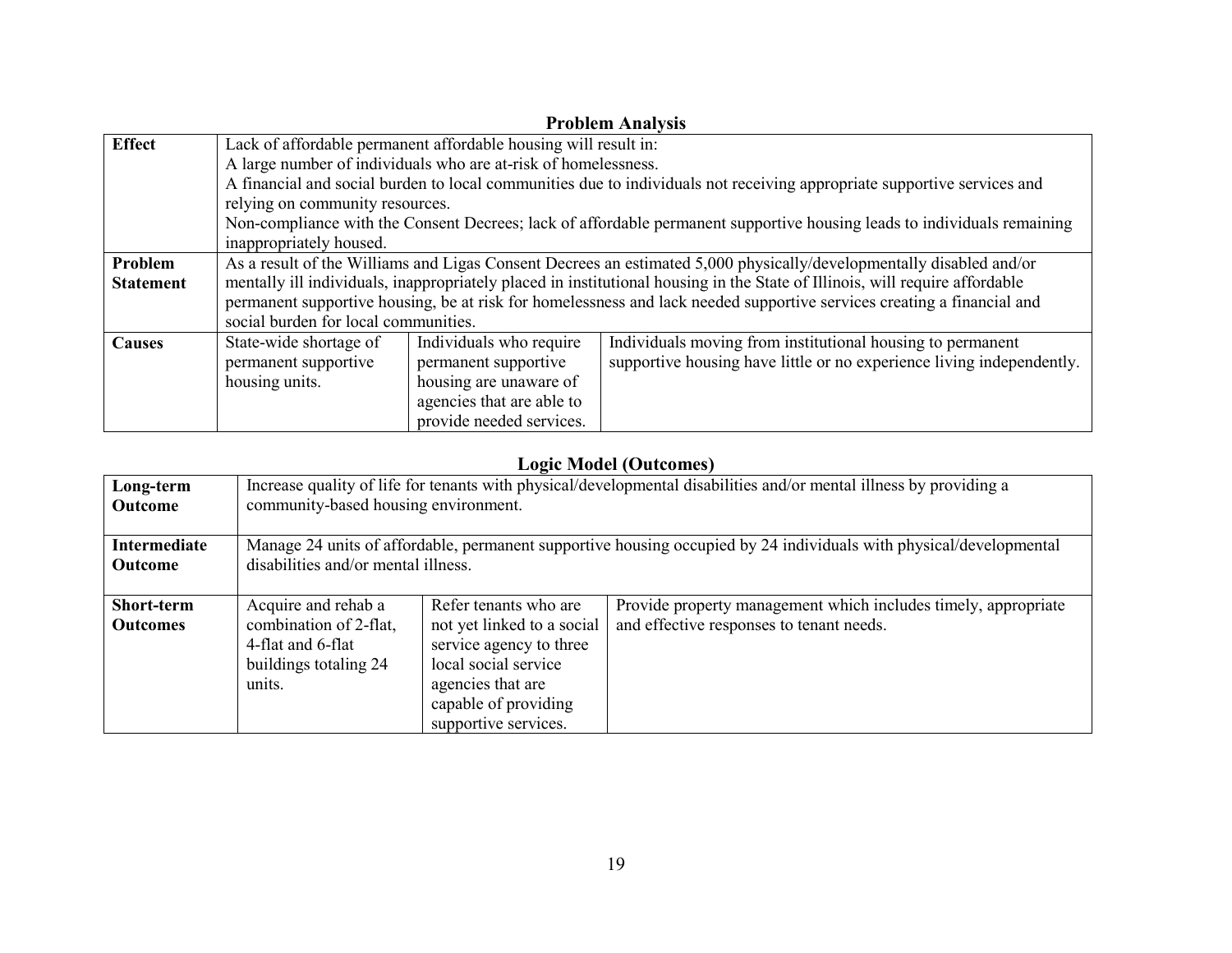## Problem Analysis

| | | | |
|---|---|---|---|
| **Effect** | Lack of affordable permanent affordable housing will result in:<br>A large number of individuals who are at-risk of homelessness.<br>A financial and social burden to local communities due to individuals not receiving appropriate supportive services and relying on community resources.<br>Non-compliance with the Consent Decrees; lack of affordable permanent supportive housing leads to individuals remaining inappropriately housed. | | |
| **Problem Statement** | As a result of the Williams and Ligas Consent Decrees an estimated 5,000 physically/developmentally disabled and/or mentally ill individuals, inappropriately placed in institutional housing in the State of Illinois, will require affordable permanent supportive housing, be at risk for homelessness and lack needed supportive services creating a financial and social burden for local communities. | | |
| **Causes** | State-wide shortage of permanent supportive housing units. | Individuals who require permanent supportive housing are unaware of agencies that are able to provide needed services. | Individuals moving from institutional housing to permanent supportive housing have little or no experience living independently. |

## Logic Model (Outcomes)

| | | | |
|---|---|---|---|
| **Long-term Outcome** | Increase quality of life for tenants with physical/developmental disabilities and/or mental illness by providing a community-based housing environment. | | |
| **Intermediate Outcome** | Manage 24 units of affordable, permanent supportive housing occupied by 24 individuals with physical/developmental disabilities and/or mental illness. | | |
| **Short-term Outcomes** | Acquire and rehab a combination of 2-flat, 4-flat and 6-flat buildings totaling 24 units. | Refer tenants who are not yet linked to a social service agency to three local social service agencies that are capable of providing supportive services. | Provide property management which includes timely, appropriate and effective responses to tenant needs. |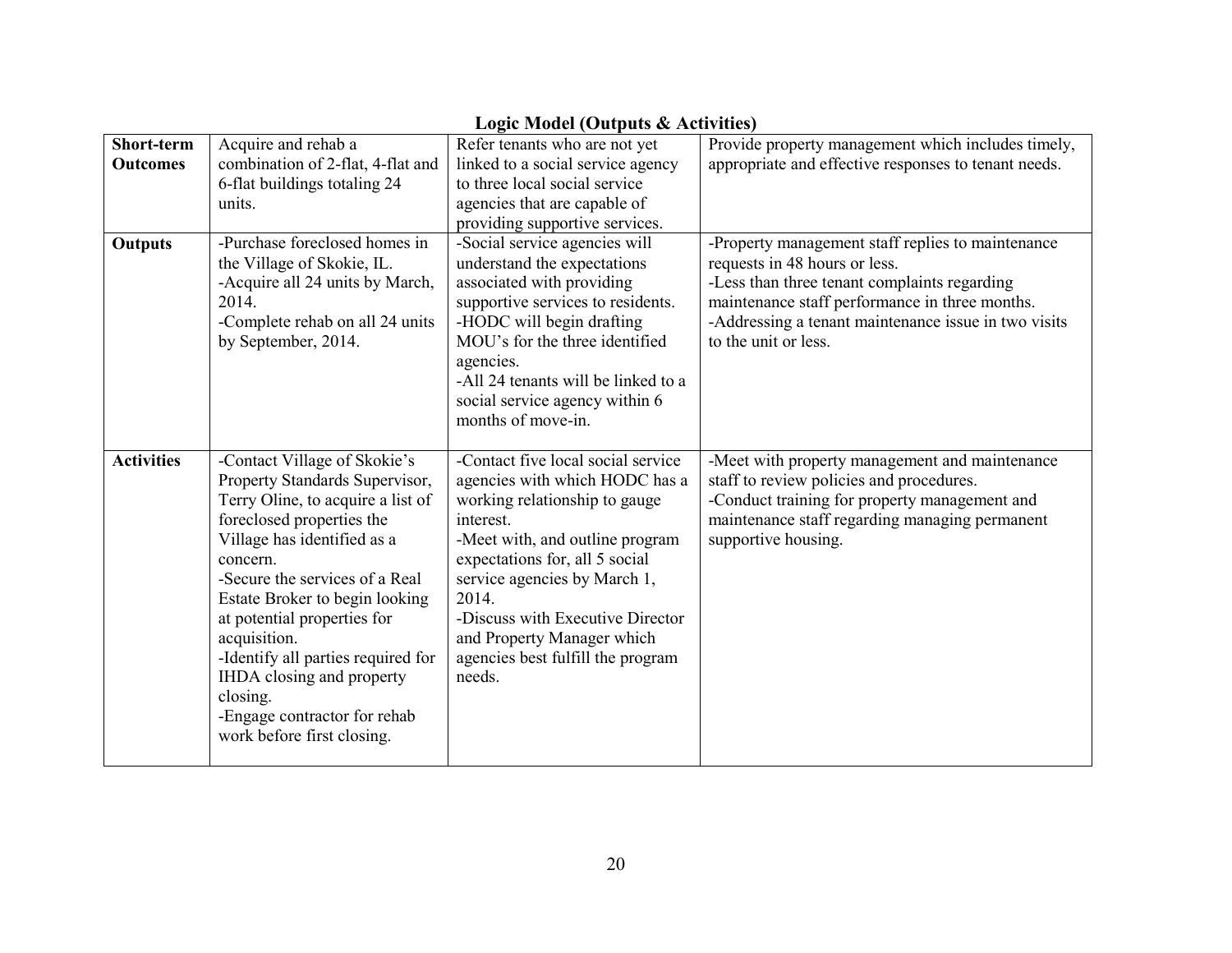**Logic Model (Outputs & Activities)**

| **Short-term Outcomes** | Acquire and rehab a combination of 2-flat, 4-flat and 6-flat buildings totaling 24 units. | Refer tenants who are not yet linked to a social service agency to three local social service agencies that are capable of providing supportive services. | Provide property management which includes timely, appropriate and effective responses to tenant needs. |
|---|---|---|---|
| **Outputs** | -Purchase foreclosed homes in the Village of Skokie, IL.<br>-Acquire all 24 units by March, 2014.<br>-Complete rehab on all 24 units by September, 2014. | -Social service agencies will understand the expectations associated with providing supportive services to residents.<br>-HODC will begin drafting MOU's for the three identified agencies.<br>-All 24 tenants will be linked to a social service agency within 6 months of move-in. | -Property management staff replies to maintenance requests in 48 hours or less.<br>-Less than three tenant complaints regarding maintenance staff performance in three months.<br>-Addressing a tenant maintenance issue in two visits to the unit or less. |
| **Activities** | -Contact Village of Skokie's Property Standards Supervisor, Terry Oline, to acquire a list of foreclosed properties the Village has identified as a concern.<br>-Secure the services of a Real Estate Broker to begin looking at potential properties for acquisition.<br>-Identify all parties required for IHDA closing and property closing.<br>-Engage contractor for rehab work before first closing. | -Contact five local social service agencies with which HODC has a working relationship to gauge interest.<br>-Meet with, and outline program expectations for, all 5 social service agencies by March 1, 2014.<br>-Discuss with Executive Director and Property Manager which agencies best fulfill the program needs. | -Meet with property management and maintenance staff to review policies and procedures.<br>-Conduct training for property management and maintenance staff regarding managing permanent supportive housing. |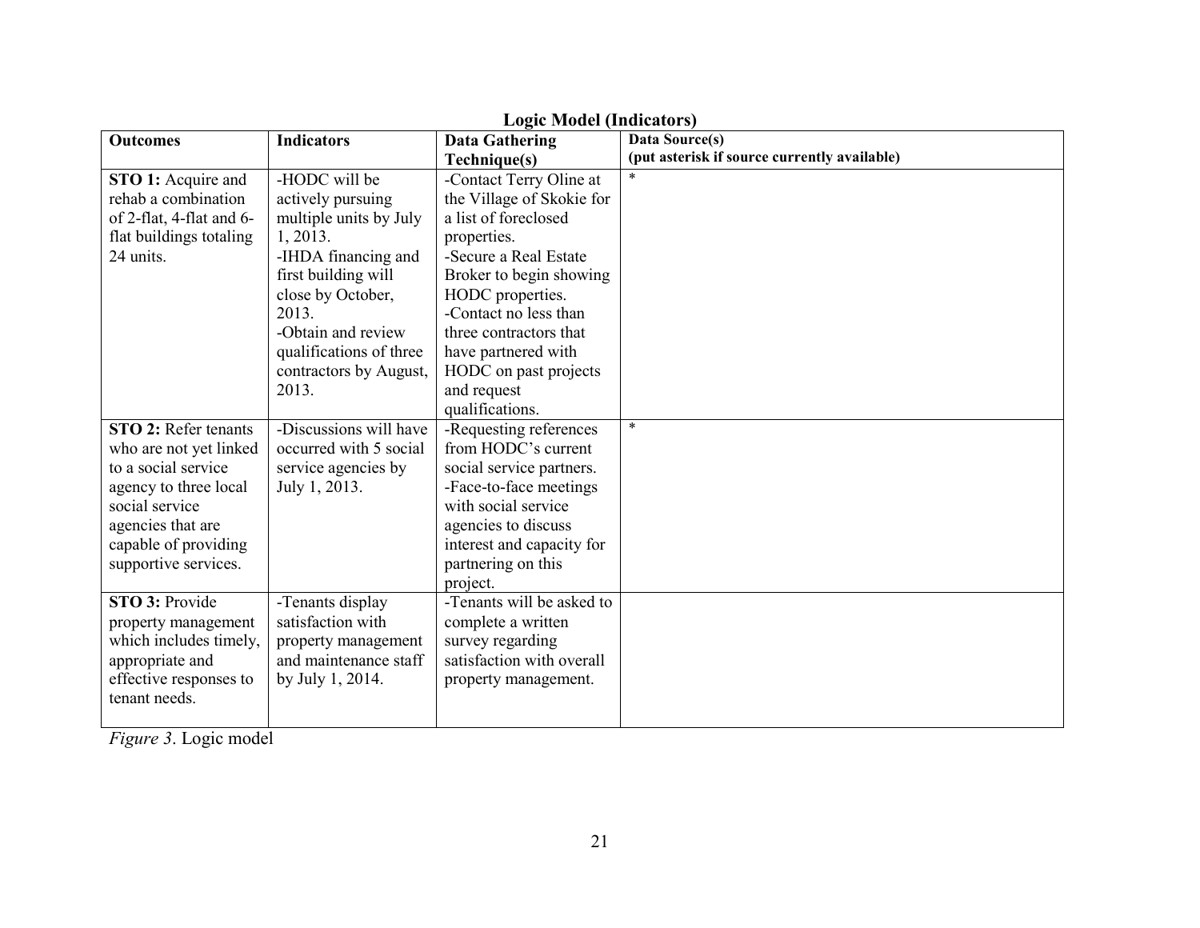**Logic Model (Indicators)**

| **Outcomes** | **Indicators** | **Data Gathering Technique(s)** | **Data Source(s) (put asterisk if source currently available)** |
|---|---|---|---|
| **STO 1:** Acquire and rehab a combination of 2-flat, 4-flat and 6-flat buildings totaling 24 units. | -HODC will be actively pursuing multiple units by July 1, 2013.<br>-IHDA financing and first building will close by October, 2013.<br>-Obtain and review qualifications of three contractors by August, 2013. | -Contact Terry Oline at the Village of Skokie for a list of foreclosed properties.<br>-Secure a Real Estate Broker to begin showing HODC properties.<br>-Contact no less than three contractors that have partnered with HODC on past projects and request qualifications. | * |
| **STO 2:** Refer tenants who are not yet linked to a social service agency to three local social service agencies that are capable of providing supportive services. | -Discussions will have occurred with 5 social service agencies by July 1, 2013. | -Requesting references from HODC's current social service partners.<br>-Face-to-face meetings with social service agencies to discuss interest and capacity for partnering on this project. | * |
| **STO 3:** Provide property management which includes timely, appropriate and effective responses to tenant needs. | -Tenants display satisfaction with property management and maintenance staff by July 1, 2014. | -Tenants will be asked to complete a written survey regarding satisfaction with overall property management. | |

*Figure 3*. Logic model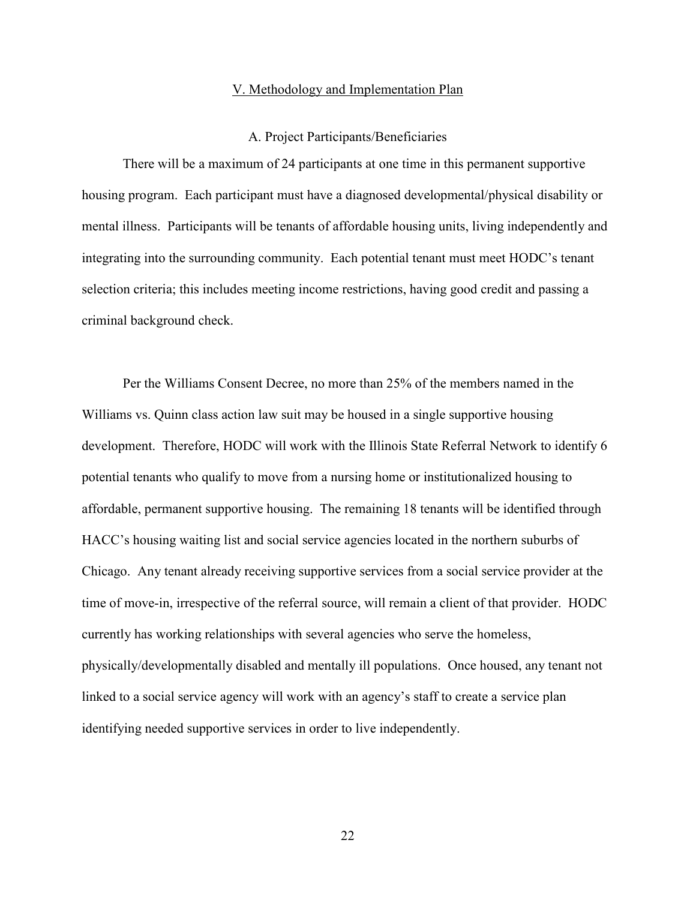## V. Methodology and Implementation Plan

### A. Project Participants/Beneficiaries

There will be a maximum of 24 participants at one time in this permanent supportive housing program. Each participant must have a diagnosed developmental/physical disability or mental illness. Participants will be tenants of affordable housing units, living independently and integrating into the surrounding community. Each potential tenant must meet HODC's tenant selection criteria; this includes meeting income restrictions, having good credit and passing a criminal background check.

Per the Williams Consent Decree, no more than 25% of the members named in the Williams vs. Quinn class action law suit may be housed in a single supportive housing development. Therefore, HODC will work with the Illinois State Referral Network to identify 6 potential tenants who qualify to move from a nursing home or institutionalized housing to affordable, permanent supportive housing. The remaining 18 tenants will be identified through HACC's housing waiting list and social service agencies located in the northern suburbs of Chicago. Any tenant already receiving supportive services from a social service provider at the time of move-in, irrespective of the referral source, will remain a client of that provider. HODC currently has working relationships with several agencies who serve the homeless, physically/developmentally disabled and mentally ill populations. Once housed, any tenant not linked to a social service agency will work with an agency's staff to create a service plan identifying needed supportive services in order to live independently.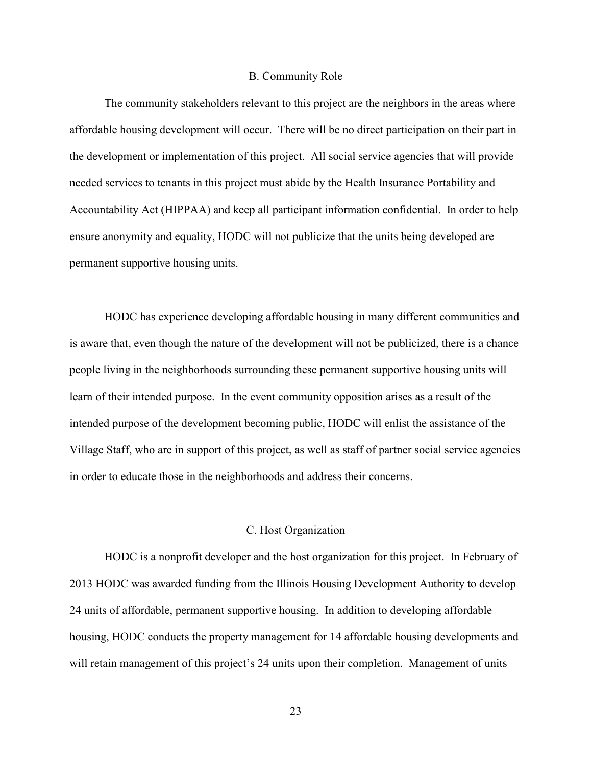### B. Community Role

The community stakeholders relevant to this project are the neighbors in the areas where affordable housing development will occur. There will be no direct participation on their part in the development or implementation of this project. All social service agencies that will provide needed services to tenants in this project must abide by the Health Insurance Portability and Accountability Act (HIPPAA) and keep all participant information confidential. In order to help ensure anonymity and equality, HODC will not publicize that the units being developed are permanent supportive housing units.

HODC has experience developing affordable housing in many different communities and is aware that, even though the nature of the development will not be publicized, there is a chance people living in the neighborhoods surrounding these permanent supportive housing units will learn of their intended purpose. In the event community opposition arises as a result of the intended purpose of the development becoming public, HODC will enlist the assistance of the Village Staff, who are in support of this project, as well as staff of partner social service agencies in order to educate those in the neighborhoods and address their concerns.

### C. Host Organization

HODC is a nonprofit developer and the host organization for this project. In February of 2013 HODC was awarded funding from the Illinois Housing Development Authority to develop 24 units of affordable, permanent supportive housing. In addition to developing affordable housing, HODC conducts the property management for 14 affordable housing developments and will retain management of this project's 24 units upon their completion. Management of units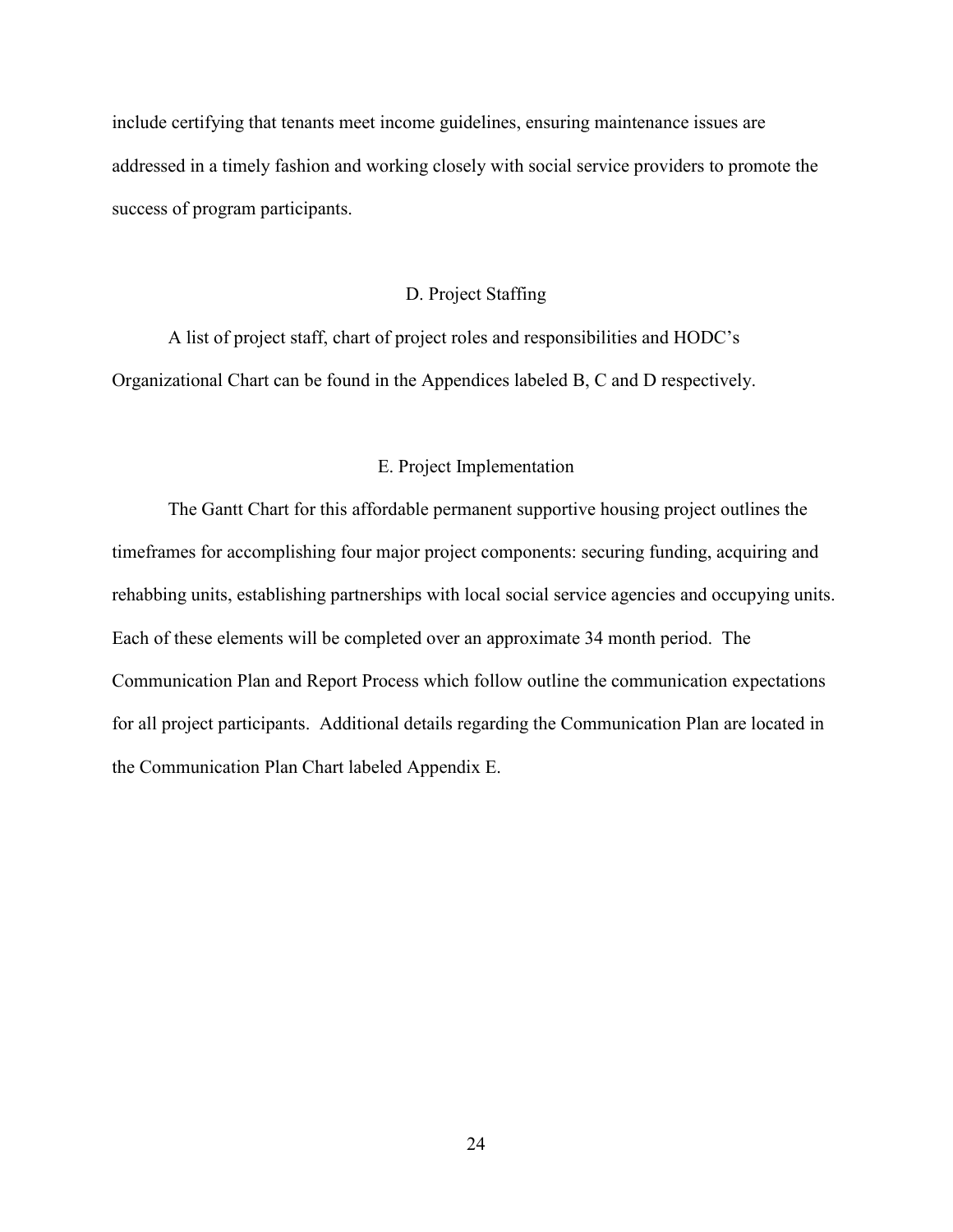include certifying that tenants meet income guidelines, ensuring maintenance issues are addressed in a timely fashion and working closely with social service providers to promote the success of program participants.

## D. Project Staffing

A list of project staff, chart of project roles and responsibilities and HODC's Organizational Chart can be found in the Appendices labeled B, C and D respectively.

## E. Project Implementation

The Gantt Chart for this affordable permanent supportive housing project outlines the timeframes for accomplishing four major project components: securing funding, acquiring and rehabbing units, establishing partnerships with local social service agencies and occupying units. Each of these elements will be completed over an approximate 34 month period. The Communication Plan and Report Process which follow outline the communication expectations for all project participants. Additional details regarding the Communication Plan are located in the Communication Plan Chart labeled Appendix E.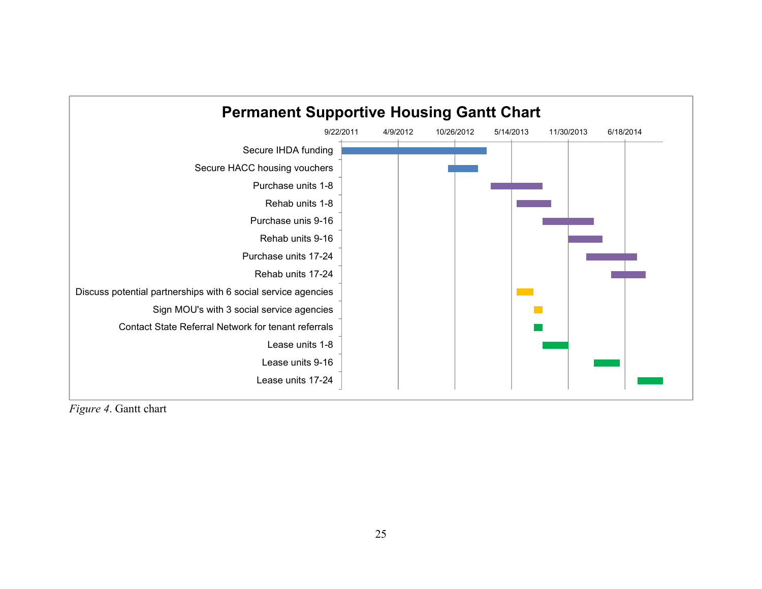**Permanent Supportive Housing Gantt Chart**

| Task | Timeline (9/22/2011 – 6/18/2014+) |
|---|---|
| Secure IHDA funding | |
| Secure HACC housing vouchers | |
| Purchase units 1-8 | |
| Rehab units 1-8 | |
| Purchase unis 9-16 | |
| Rehab units 9-16 | |
| Purchase units 17-24 | |
| Rehab units 17-24 | |
| Discuss potential partnerships with 6 social service agencies | |
| Sign MOU's with 3 social service agencies | |
| Contact State Referral Network for tenant referrals | |
| Lease units 1-8 | |
| Lease units 9-16 | |
| Lease units 17-24 | |

Axis dates: 9/22/2011, 4/9/2012, 10/26/2012, 5/14/2013, 11/30/2013, 6/18/2014

*Figure 4*. Gantt chart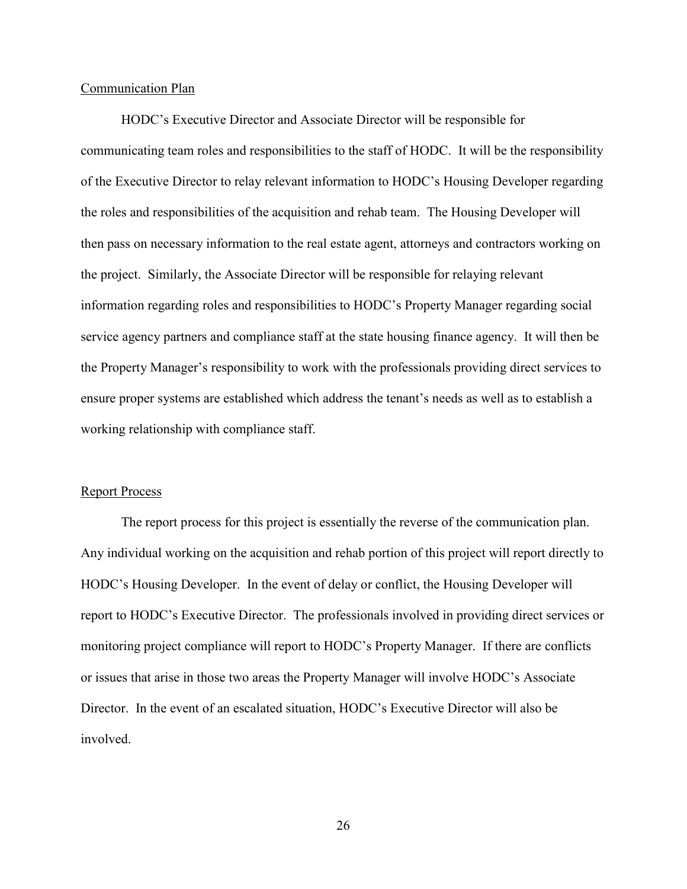## Communication Plan

HODC's Executive Director and Associate Director will be responsible for communicating team roles and responsibilities to the staff of HODC. It will be the responsibility of the Executive Director to relay relevant information to HODC's Housing Developer regarding the roles and responsibilities of the acquisition and rehab team. The Housing Developer will then pass on necessary information to the real estate agent, attorneys and contractors working on the project. Similarly, the Associate Director will be responsible for relaying relevant information regarding roles and responsibilities to HODC's Property Manager regarding social service agency partners and compliance staff at the state housing finance agency. It will then be the Property Manager's responsibility to work with the professionals providing direct services to ensure proper systems are established which address the tenant's needs as well as to establish a working relationship with compliance staff.

## Report Process

The report process for this project is essentially the reverse of the communication plan. Any individual working on the acquisition and rehab portion of this project will report directly to HODC's Housing Developer. In the event of delay or conflict, the Housing Developer will report to HODC's Executive Director. The professionals involved in providing direct services or monitoring project compliance will report to HODC's Property Manager. If there are conflicts or issues that arise in those two areas the Property Manager will involve HODC's Associate Director. In the event of an escalated situation, HODC's Executive Director will also be involved.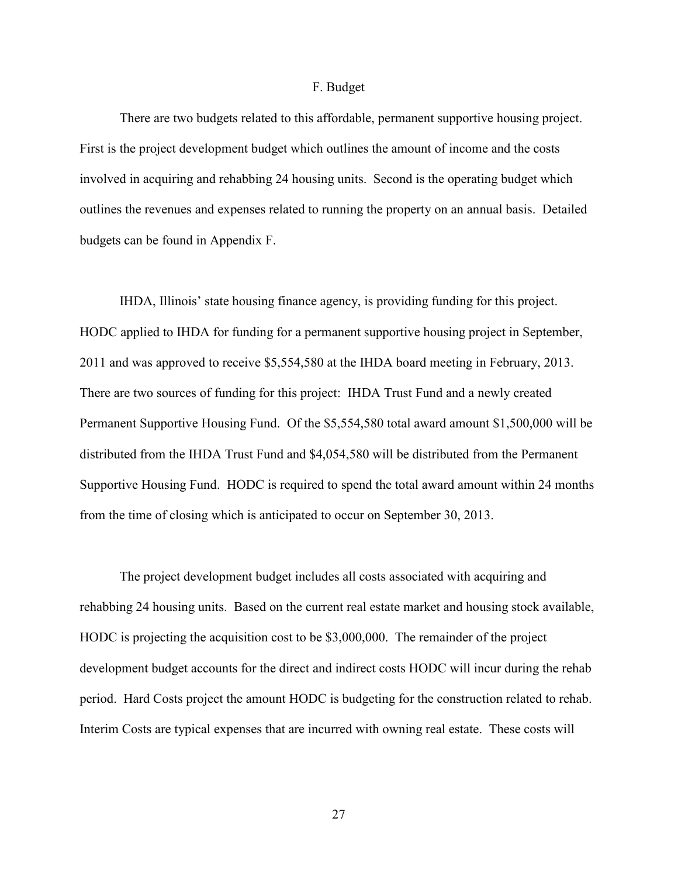## F. Budget

There are two budgets related to this affordable, permanent supportive housing project. First is the project development budget which outlines the amount of income and the costs involved in acquiring and rehabbing 24 housing units. Second is the operating budget which outlines the revenues and expenses related to running the property on an annual basis. Detailed budgets can be found in Appendix F.

IHDA, Illinois' state housing finance agency, is providing funding for this project. HODC applied to IHDA for funding for a permanent supportive housing project in September, 2011 and was approved to receive $5,554,580 at the IHDA board meeting in February, 2013. There are two sources of funding for this project: IHDA Trust Fund and a newly created Permanent Supportive Housing Fund. Of the $5,554,580 total award amount $1,500,000 will be distributed from the IHDA Trust Fund and $4,054,580 will be distributed from the Permanent Supportive Housing Fund. HODC is required to spend the total award amount within 24 months from the time of closing which is anticipated to occur on September 30, 2013.

The project development budget includes all costs associated with acquiring and rehabbing 24 housing units. Based on the current real estate market and housing stock available, HODC is projecting the acquisition cost to be $3,000,000. The remainder of the project development budget accounts for the direct and indirect costs HODC will incur during the rehab period. Hard Costs project the amount HODC is budgeting for the construction related to rehab. Interim Costs are typical expenses that are incurred with owning real estate. These costs will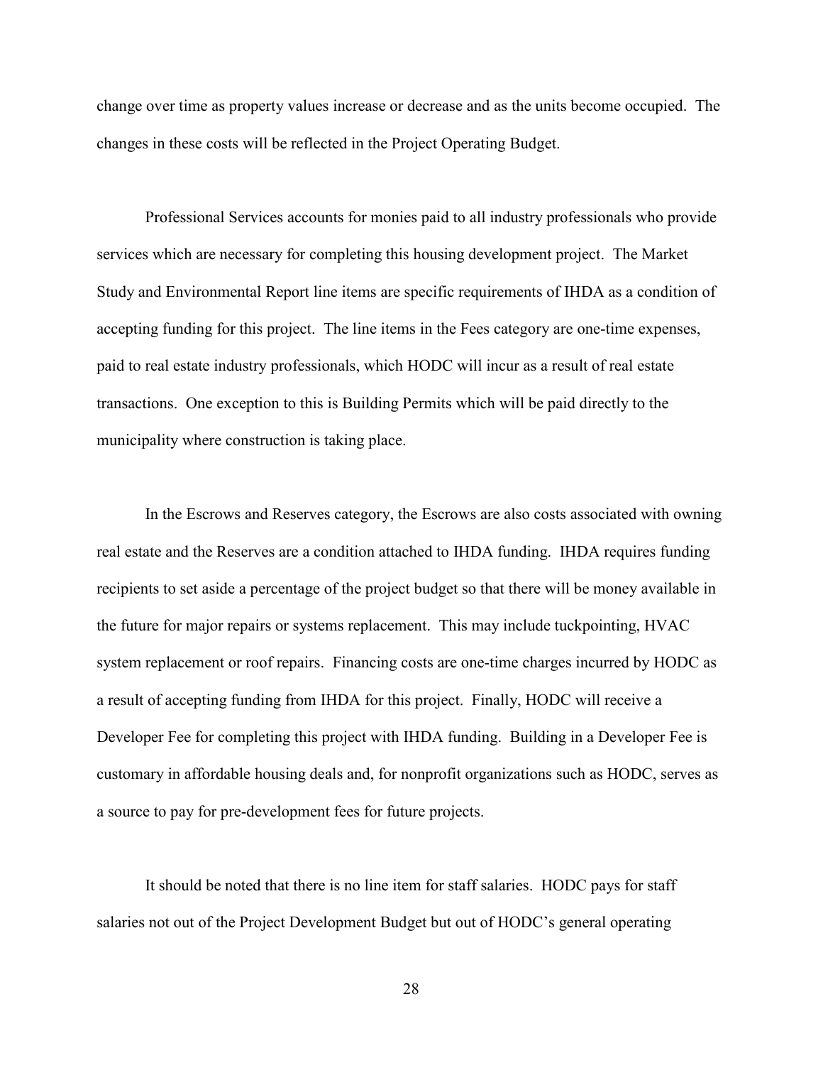change over time as property values increase or decrease and as the units become occupied. The changes in these costs will be reflected in the Project Operating Budget.

Professional Services accounts for monies paid to all industry professionals who provide services which are necessary for completing this housing development project. The Market Study and Environmental Report line items are specific requirements of IHDA as a condition of accepting funding for this project. The line items in the Fees category are one-time expenses, paid to real estate industry professionals, which HODC will incur as a result of real estate transactions. One exception to this is Building Permits which will be paid directly to the municipality where construction is taking place.

In the Escrows and Reserves category, the Escrows are also costs associated with owning real estate and the Reserves are a condition attached to IHDA funding. IHDA requires funding recipients to set aside a percentage of the project budget so that there will be money available in the future for major repairs or systems replacement. This may include tuckpointing, HVAC system replacement or roof repairs. Financing costs are one-time charges incurred by HODC as a result of accepting funding from IHDA for this project. Finally, HODC will receive a Developer Fee for completing this project with IHDA funding. Building in a Developer Fee is customary in affordable housing deals and, for nonprofit organizations such as HODC, serves as a source to pay for pre-development fees for future projects.

It should be noted that there is no line item for staff salaries. HODC pays for staff salaries not out of the Project Development Budget but out of HODC's general operating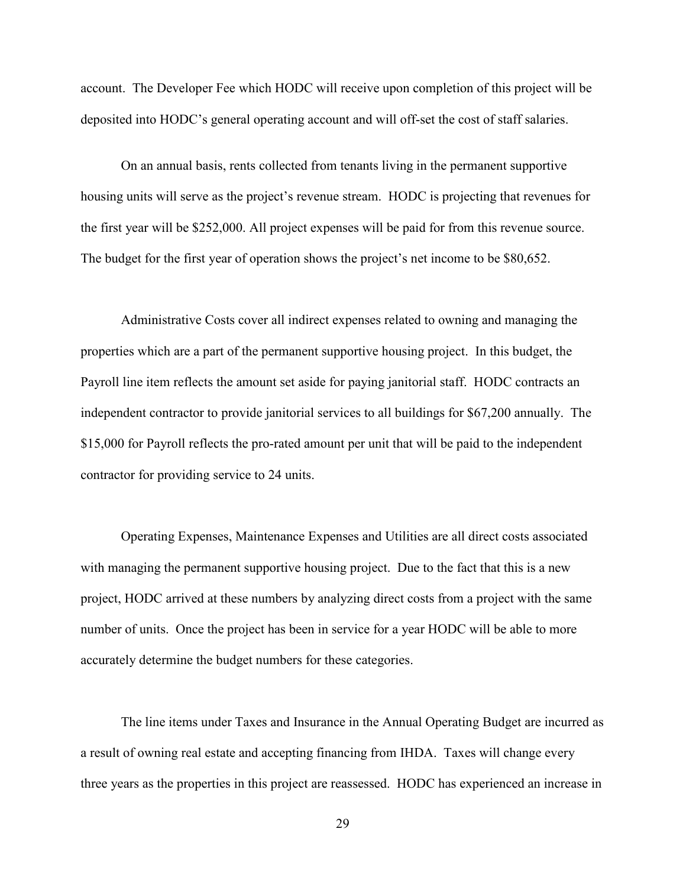account. The Developer Fee which HODC will receive upon completion of this project will be deposited into HODC's general operating account and will off-set the cost of staff salaries.

On an annual basis, rents collected from tenants living in the permanent supportive housing units will serve as the project's revenue stream. HODC is projecting that revenues for the first year will be $252,000. All project expenses will be paid for from this revenue source. The budget for the first year of operation shows the project's net income to be $80,652.

Administrative Costs cover all indirect expenses related to owning and managing the properties which are a part of the permanent supportive housing project. In this budget, the Payroll line item reflects the amount set aside for paying janitorial staff. HODC contracts an independent contractor to provide janitorial services to all buildings for $67,200 annually. The $15,000 for Payroll reflects the pro-rated amount per unit that will be paid to the independent contractor for providing service to 24 units.

Operating Expenses, Maintenance Expenses and Utilities are all direct costs associated with managing the permanent supportive housing project. Due to the fact that this is a new project, HODC arrived at these numbers by analyzing direct costs from a project with the same number of units. Once the project has been in service for a year HODC will be able to more accurately determine the budget numbers for these categories.

The line items under Taxes and Insurance in the Annual Operating Budget are incurred as a result of owning real estate and accepting financing from IHDA. Taxes will change every three years as the properties in this project are reassessed. HODC has experienced an increase in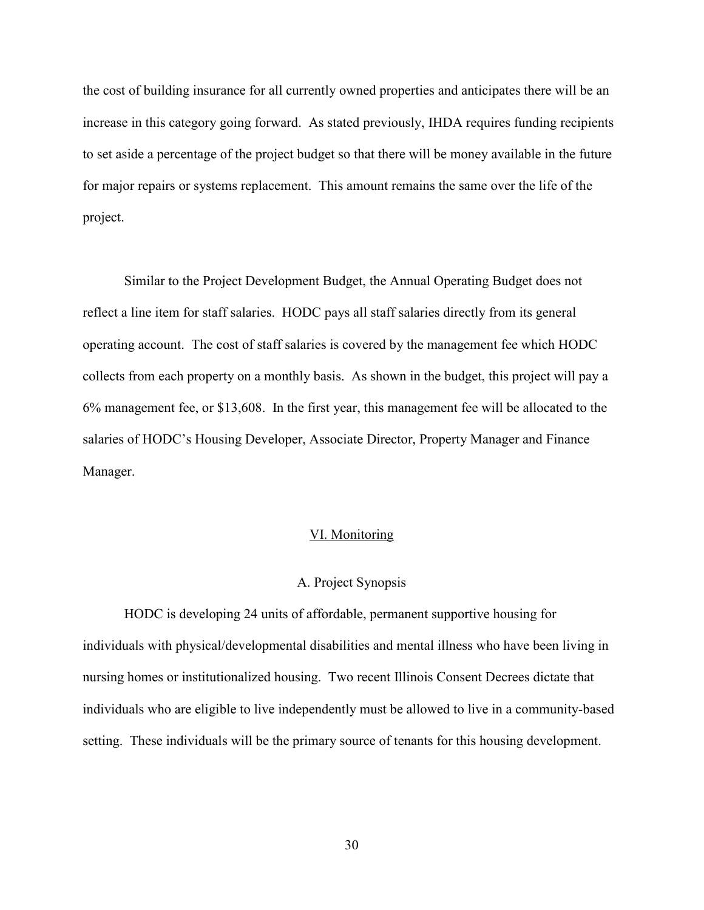the cost of building insurance for all currently owned properties and anticipates there will be an increase in this category going forward. As stated previously, IHDA requires funding recipients to set aside a percentage of the project budget so that there will be money available in the future for major repairs or systems replacement. This amount remains the same over the life of the project.

Similar to the Project Development Budget, the Annual Operating Budget does not reflect a line item for staff salaries. HODC pays all staff salaries directly from its general operating account. The cost of staff salaries is covered by the management fee which HODC collects from each property on a monthly basis. As shown in the budget, this project will pay a 6% management fee, or $13,608. In the first year, this management fee will be allocated to the salaries of HODC's Housing Developer, Associate Director, Property Manager and Finance Manager.

## VI. Monitoring

### A. Project Synopsis

HODC is developing 24 units of affordable, permanent supportive housing for individuals with physical/developmental disabilities and mental illness who have been living in nursing homes or institutionalized housing. Two recent Illinois Consent Decrees dictate that individuals who are eligible to live independently must be allowed to live in a community-based setting. These individuals will be the primary source of tenants for this housing development.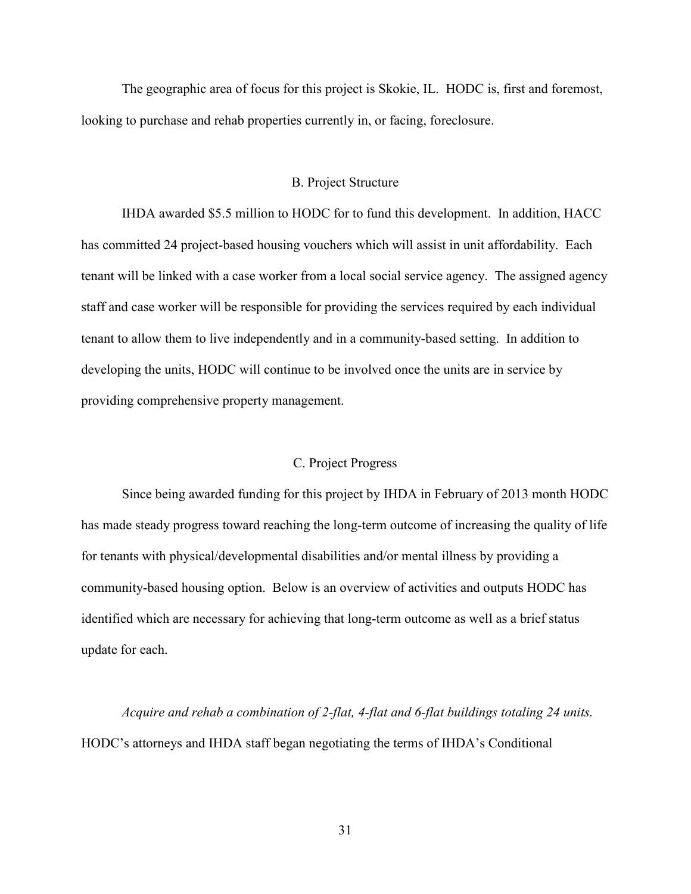The geographic area of focus for this project is Skokie, IL. HODC is, first and foremost, looking to purchase and rehab properties currently in, or facing, foreclosure.

## B. Project Structure

IHDA awarded $5.5 million to HODC for to fund this development. In addition, HACC has committed 24 project-based housing vouchers which will assist in unit affordability. Each tenant will be linked with a case worker from a local social service agency. The assigned agency staff and case worker will be responsible for providing the services required by each individual tenant to allow them to live independently and in a community-based setting. In addition to developing the units, HODC will continue to be involved once the units are in service by providing comprehensive property management.

## C. Project Progress

Since being awarded funding for this project by IHDA in February of 2013 month HODC has made steady progress toward reaching the long-term outcome of increasing the quality of life for tenants with physical/developmental disabilities and/or mental illness by providing a community-based housing option. Below is an overview of activities and outputs HODC has identified which are necessary for achieving that long-term outcome as well as a brief status update for each.

*Acquire and rehab a combination of 2-flat, 4-flat and 6-flat buildings totaling 24 units.* HODC's attorneys and IHDA staff began negotiating the terms of IHDA's Conditional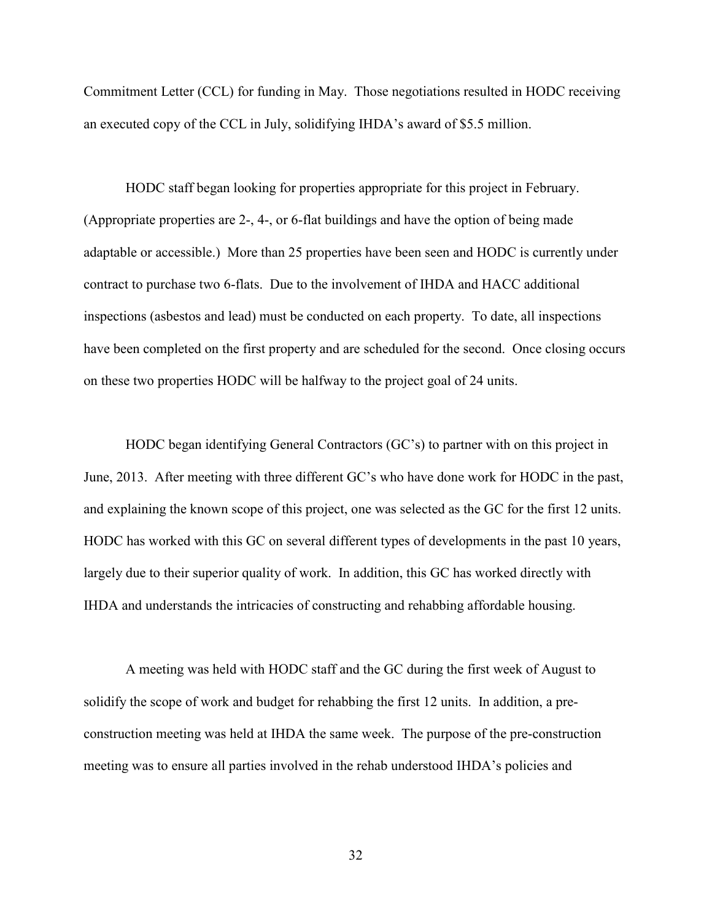Commitment Letter (CCL) for funding in May. Those negotiations resulted in HODC receiving an executed copy of the CCL in July, solidifying IHDA's award of $5.5 million.

HODC staff began looking for properties appropriate for this project in February. (Appropriate properties are 2-, 4-, or 6-flat buildings and have the option of being made adaptable or accessible.) More than 25 properties have been seen and HODC is currently under contract to purchase two 6-flats. Due to the involvement of IHDA and HACC additional inspections (asbestos and lead) must be conducted on each property. To date, all inspections have been completed on the first property and are scheduled for the second. Once closing occurs on these two properties HODC will be halfway to the project goal of 24 units.

HODC began identifying General Contractors (GC's) to partner with on this project in June, 2013. After meeting with three different GC's who have done work for HODC in the past, and explaining the known scope of this project, one was selected as the GC for the first 12 units. HODC has worked with this GC on several different types of developments in the past 10 years, largely due to their superior quality of work. In addition, this GC has worked directly with IHDA and understands the intricacies of constructing and rehabbing affordable housing.

A meeting was held with HODC staff and the GC during the first week of August to solidify the scope of work and budget for rehabbing the first 12 units. In addition, a pre-construction meeting was held at IHDA the same week. The purpose of the pre-construction meeting was to ensure all parties involved in the rehab understood IHDA's policies and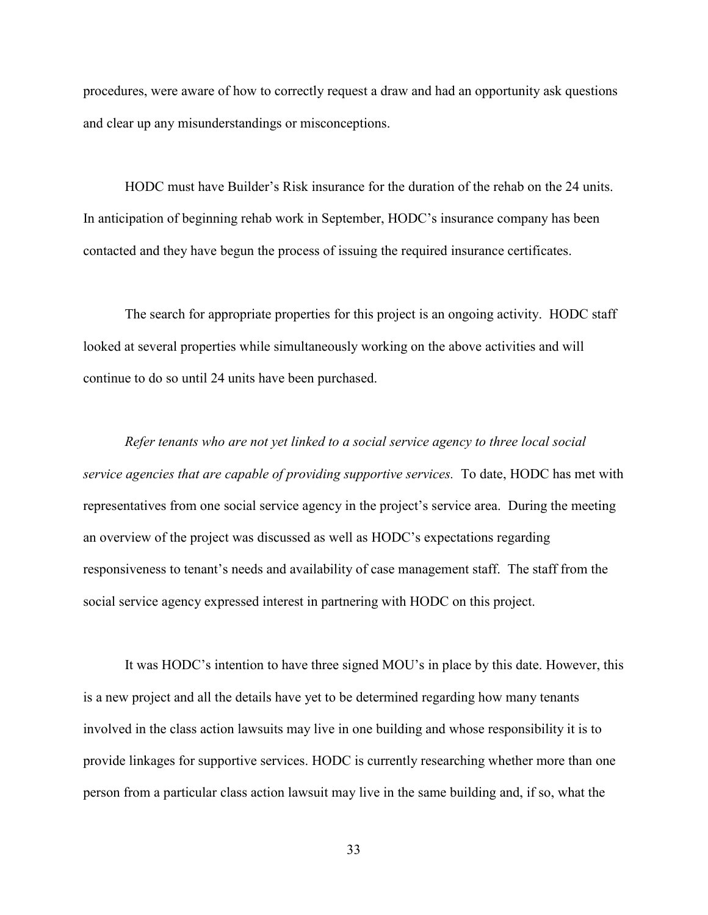procedures, were aware of how to correctly request a draw and had an opportunity ask questions and clear up any misunderstandings or misconceptions.

HODC must have Builder's Risk insurance for the duration of the rehab on the 24 units. In anticipation of beginning rehab work in September, HODC's insurance company has been contacted and they have begun the process of issuing the required insurance certificates.

The search for appropriate properties for this project is an ongoing activity. HODC staff looked at several properties while simultaneously working on the above activities and will continue to do so until 24 units have been purchased.

*Refer tenants who are not yet linked to a social service agency to three local social service agencies that are capable of providing supportive services.* To date, HODC has met with representatives from one social service agency in the project's service area. During the meeting an overview of the project was discussed as well as HODC's expectations regarding responsiveness to tenant's needs and availability of case management staff. The staff from the social service agency expressed interest in partnering with HODC on this project.

It was HODC's intention to have three signed MOU's in place by this date. However, this is a new project and all the details have yet to be determined regarding how many tenants involved in the class action lawsuits may live in one building and whose responsibility it is to provide linkages for supportive services. HODC is currently researching whether more than one person from a particular class action lawsuit may live in the same building and, if so, what the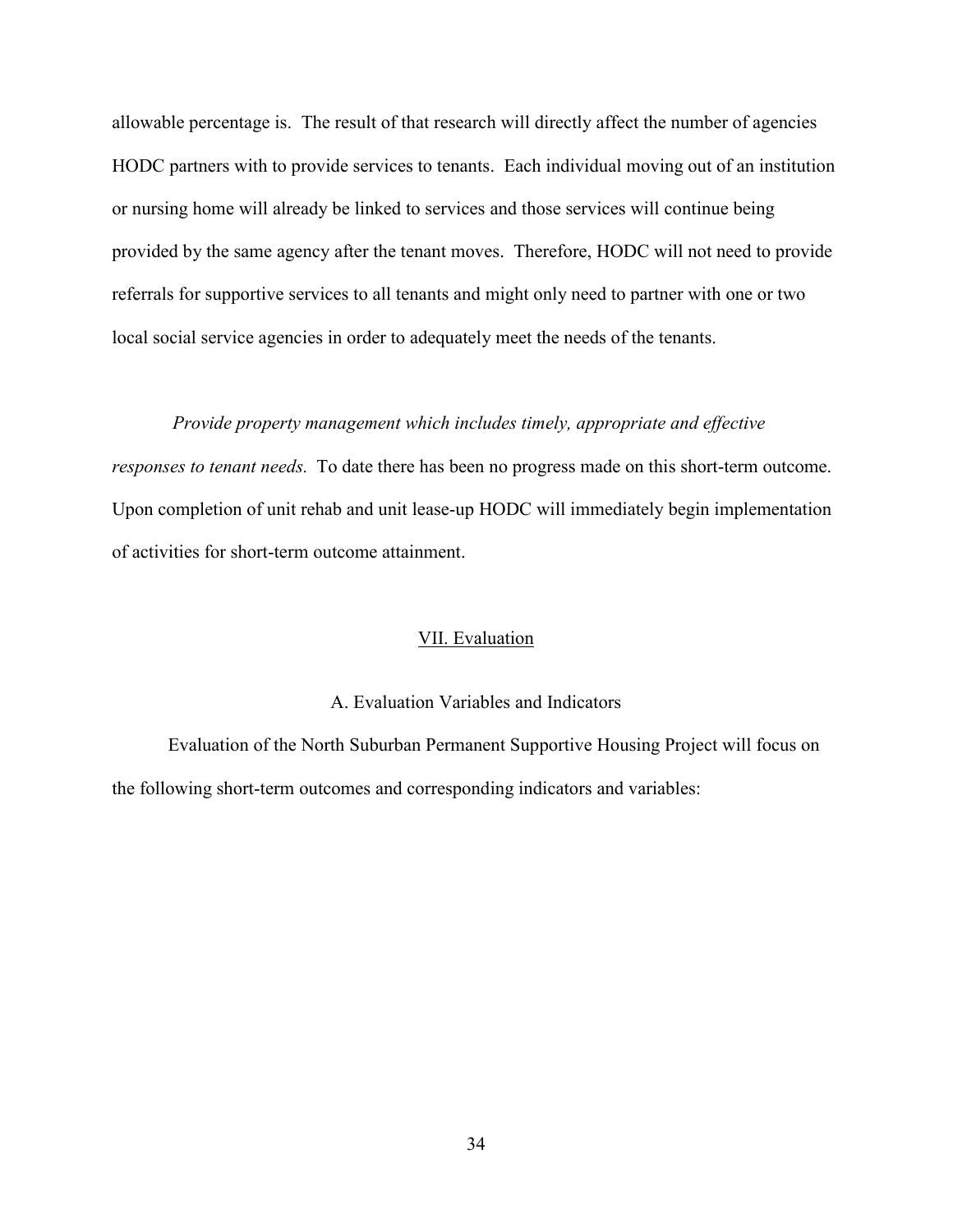allowable percentage is. The result of that research will directly affect the number of agencies HODC partners with to provide services to tenants. Each individual moving out of an institution or nursing home will already be linked to services and those services will continue being provided by the same agency after the tenant moves. Therefore, HODC will not need to provide referrals for supportive services to all tenants and might only need to partner with one or two local social service agencies in order to adequately meet the needs of the tenants.

*Provide property management which includes timely, appropriate and effective responses to tenant needs.* To date there has been no progress made on this short-term outcome. Upon completion of unit rehab and unit lease-up HODC will immediately begin implementation of activities for short-term outcome attainment.

## VII. Evaluation

### A. Evaluation Variables and Indicators

Evaluation of the North Suburban Permanent Supportive Housing Project will focus on the following short-term outcomes and corresponding indicators and variables: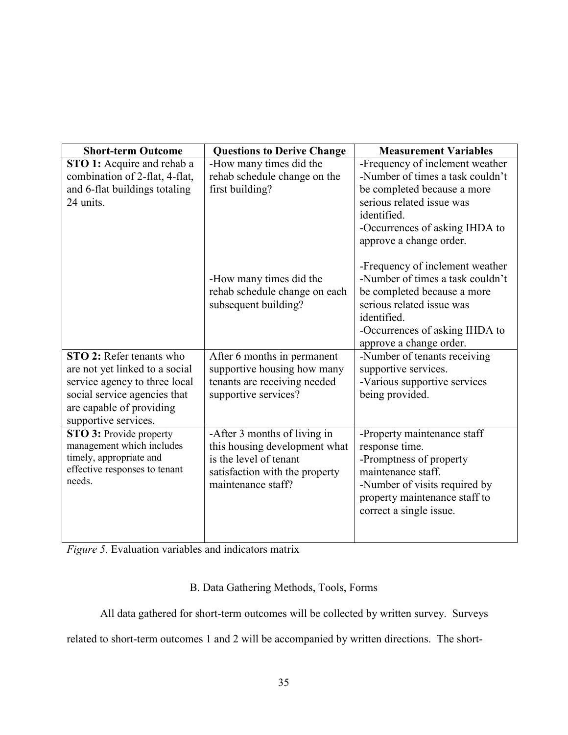| Short-term Outcome | Questions to Derive Change | Measurement Variables |
| --- | --- | --- |
| **STO 1:** Acquire and rehab a combination of 2-flat, 4-flat, and 6-flat buildings totaling 24 units. | -How many times did the rehab schedule change on the first building? | -Frequency of inclement weather<br>-Number of times a task couldn't be completed because a more serious related issue was identified.<br>-Occurrences of asking IHDA to approve a change order. |
| | -How many times did the rehab schedule change on each subsequent building? | -Frequency of inclement weather<br>-Number of times a task couldn't be completed because a more serious related issue was identified.<br>-Occurrences of asking IHDA to approve a change order. |
| **STO 2:** Refer tenants who are not yet linked to a social service agency to three local social service agencies that are capable of providing supportive services. | After 6 months in permanent supportive housing how many tenants are receiving needed supportive services? | -Number of tenants receiving supportive services.<br>-Various supportive services being provided. |
| **STO 3:** Provide property management which includes timely, appropriate and effective responses to tenant needs. | -After 3 months of living in this housing development what is the level of tenant satisfaction with the property maintenance staff? | -Property maintenance staff response time.<br>-Promptness of property maintenance staff.<br>-Number of visits required by property maintenance staff to correct a single issue. |

*Figure 5*. Evaluation variables and indicators matrix

B. Data Gathering Methods, Tools, Forms

All data gathered for short-term outcomes will be collected by written survey. Surveys related to short-term outcomes 1 and 2 will be accompanied by written directions. The short-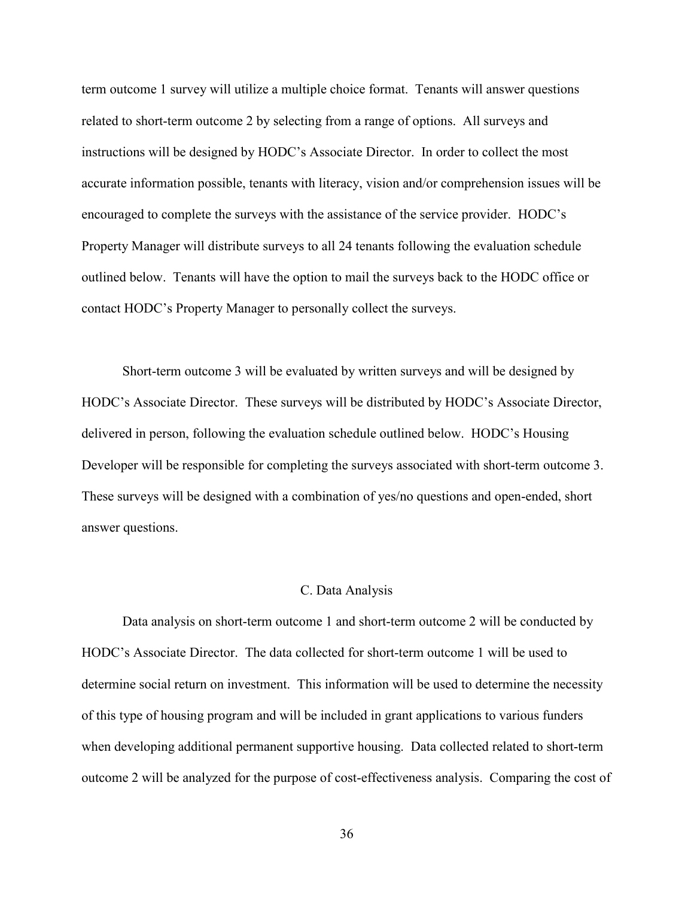term outcome 1 survey will utilize a multiple choice format. Tenants will answer questions related to short-term outcome 2 by selecting from a range of options. All surveys and instructions will be designed by HODC's Associate Director. In order to collect the most accurate information possible, tenants with literacy, vision and/or comprehension issues will be encouraged to complete the surveys with the assistance of the service provider. HODC's Property Manager will distribute surveys to all 24 tenants following the evaluation schedule outlined below. Tenants will have the option to mail the surveys back to the HODC office or contact HODC's Property Manager to personally collect the surveys.

Short-term outcome 3 will be evaluated by written surveys and will be designed by HODC's Associate Director. These surveys will be distributed by HODC's Associate Director, delivered in person, following the evaluation schedule outlined below. HODC's Housing Developer will be responsible for completing the surveys associated with short-term outcome 3. These surveys will be designed with a combination of yes/no questions and open-ended, short answer questions.

### C. Data Analysis

Data analysis on short-term outcome 1 and short-term outcome 2 will be conducted by HODC's Associate Director. The data collected for short-term outcome 1 will be used to determine social return on investment. This information will be used to determine the necessity of this type of housing program and will be included in grant applications to various funders when developing additional permanent supportive housing. Data collected related to short-term outcome 2 will be analyzed for the purpose of cost-effectiveness analysis. Comparing the cost of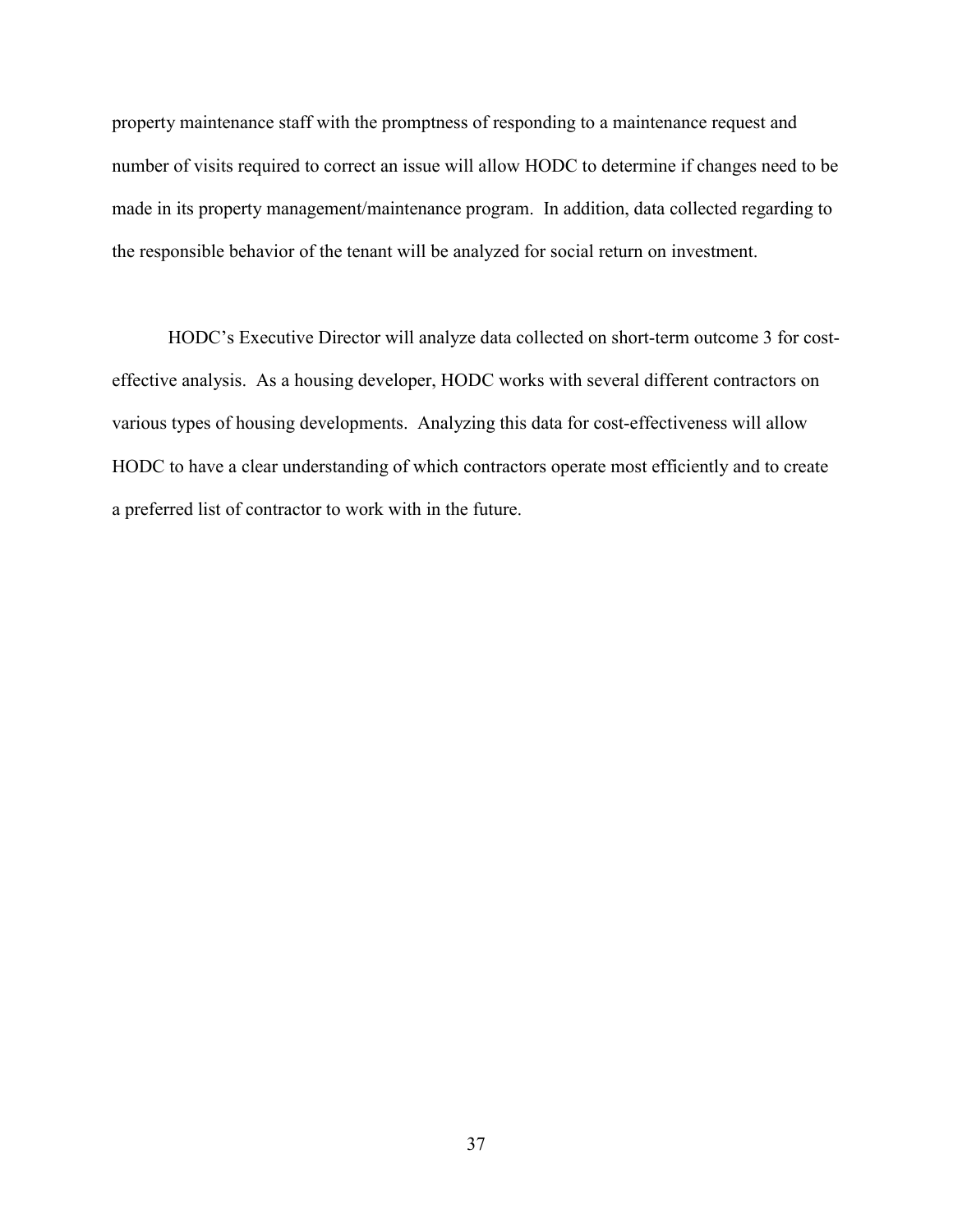property maintenance staff with the promptness of responding to a maintenance request and number of visits required to correct an issue will allow HODC to determine if changes need to be made in its property management/maintenance program. In addition, data collected regarding to the responsible behavior of the tenant will be analyzed for social return on investment.

HODC's Executive Director will analyze data collected on short-term outcome 3 for cost-effective analysis. As a housing developer, HODC works with several different contractors on various types of housing developments. Analyzing this data for cost-effectiveness will allow HODC to have a clear understanding of which contractors operate most efficiently and to create a preferred list of contractor to work with in the future.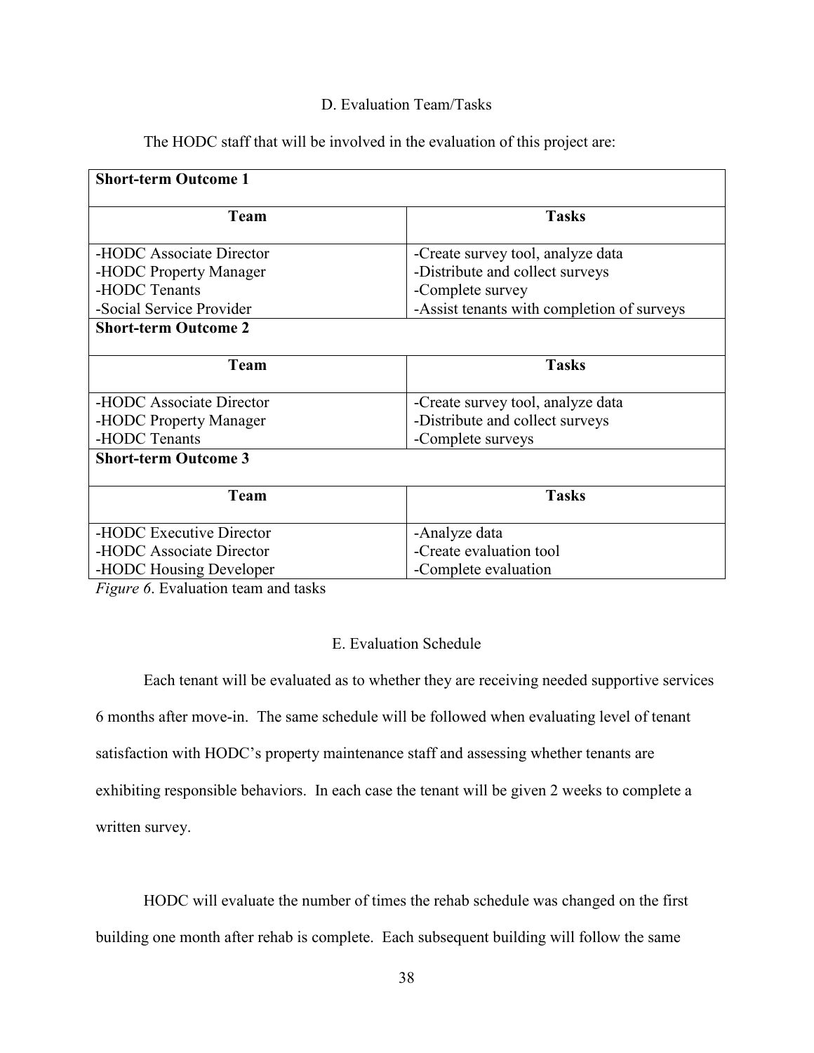### D. Evaluation Team/Tasks

The HODC staff that will be involved in the evaluation of this project are:

| **Short-term Outcome 1** | |
|---|---|
| **Team** | **Tasks** |
| -HODC Associate Director<br>-HODC Property Manager<br>-HODC Tenants<br>-Social Service Provider | -Create survey tool, analyze data<br>-Distribute and collect surveys<br>-Complete survey<br>-Assist tenants with completion of surveys |
| **Short-term Outcome 2** | |
| **Team** | **Tasks** |
| -HODC Associate Director<br>-HODC Property Manager<br>-HODC Tenants | -Create survey tool, analyze data<br>-Distribute and collect surveys<br>-Complete surveys |
| **Short-term Outcome 3** | |
| **Team** | **Tasks** |
| -HODC Executive Director<br>-HODC Associate Director<br>-HODC Housing Developer | -Analyze data<br>-Create evaluation tool<br>-Complete evaluation |

*Figure 6*. Evaluation team and tasks

### E. Evaluation Schedule

Each tenant will be evaluated as to whether they are receiving needed supportive services 6 months after move-in. The same schedule will be followed when evaluating level of tenant satisfaction with HODC's property maintenance staff and assessing whether tenants are exhibiting responsible behaviors. In each case the tenant will be given 2 weeks to complete a written survey.

HODC will evaluate the number of times the rehab schedule was changed on the first building one month after rehab is complete. Each subsequent building will follow the same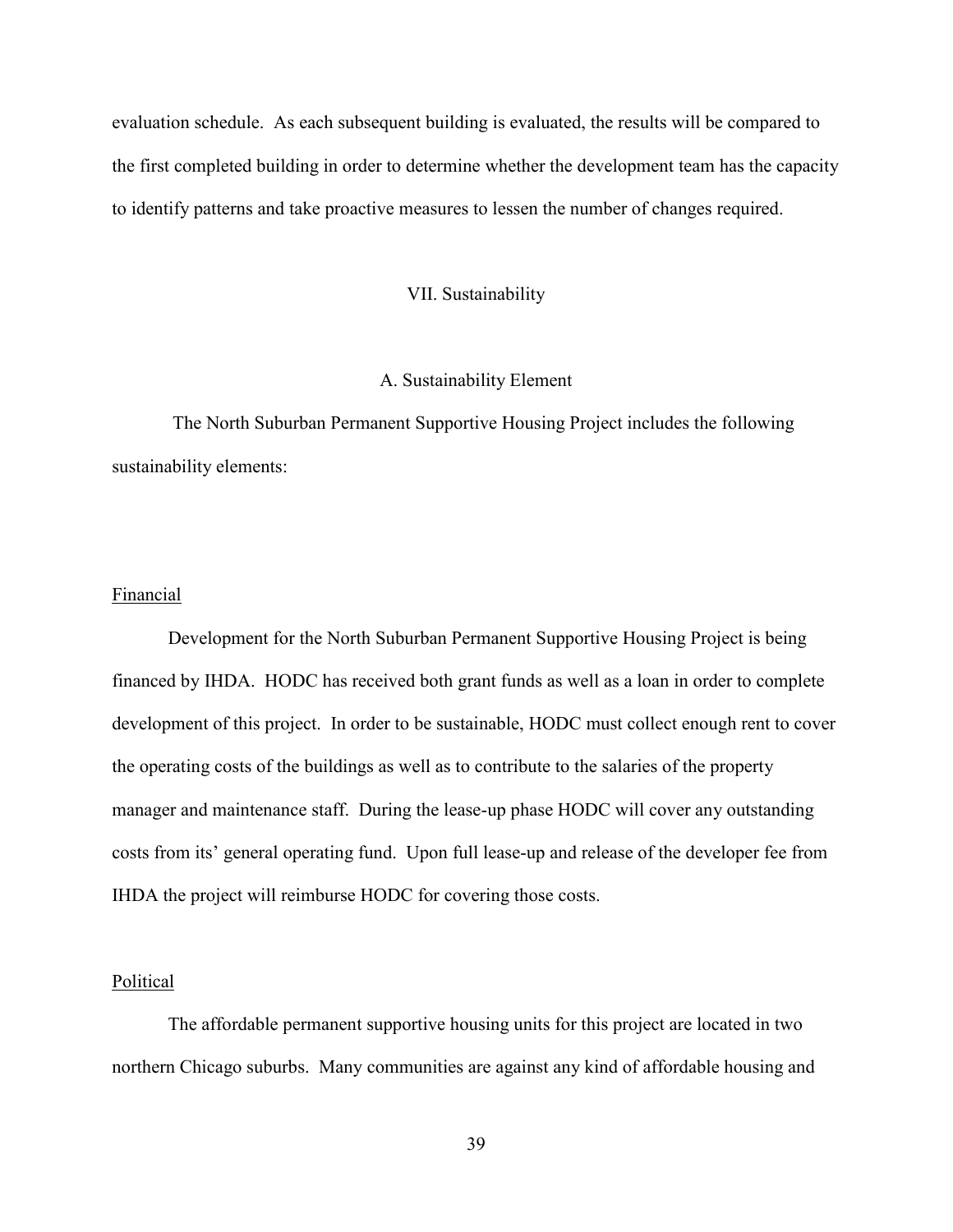evaluation schedule. As each subsequent building is evaluated, the results will be compared to the first completed building in order to determine whether the development team has the capacity to identify patterns and take proactive measures to lessen the number of changes required.

## VII. Sustainability

### A. Sustainability Element

The North Suburban Permanent Supportive Housing Project includes the following sustainability elements:

Financial

Development for the North Suburban Permanent Supportive Housing Project is being financed by IHDA. HODC has received both grant funds as well as a loan in order to complete development of this project. In order to be sustainable, HODC must collect enough rent to cover the operating costs of the buildings as well as to contribute to the salaries of the property manager and maintenance staff. During the lease-up phase HODC will cover any outstanding costs from its' general operating fund. Upon full lease-up and release of the developer fee from IHDA the project will reimburse HODC for covering those costs.

Political

The affordable permanent supportive housing units for this project are located in two northern Chicago suburbs. Many communities are against any kind of affordable housing and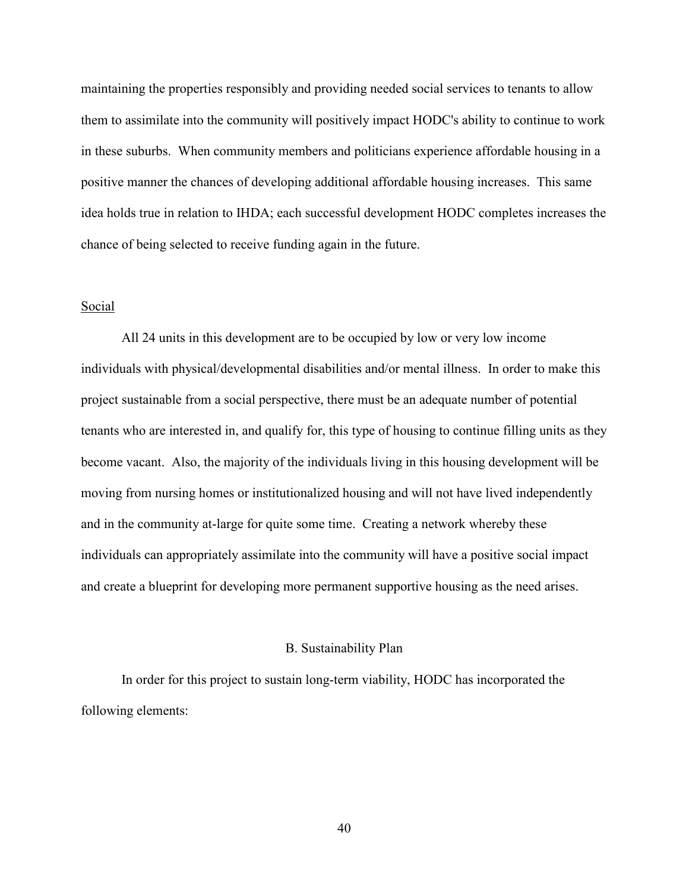maintaining the properties responsibly and providing needed social services to tenants to allow them to assimilate into the community will positively impact HODC's ability to continue to work in these suburbs. When community members and politicians experience affordable housing in a positive manner the chances of developing additional affordable housing increases. This same idea holds true in relation to IHDA; each successful development HODC completes increases the chance of being selected to receive funding again in the future.

### Social

All 24 units in this development are to be occupied by low or very low income individuals with physical/developmental disabilities and/or mental illness. In order to make this project sustainable from a social perspective, there must be an adequate number of potential tenants who are interested in, and qualify for, this type of housing to continue filling units as they become vacant. Also, the majority of the individuals living in this housing development will be moving from nursing homes or institutionalized housing and will not have lived independently and in the community at-large for quite some time. Creating a network whereby these individuals can appropriately assimilate into the community will have a positive social impact and create a blueprint for developing more permanent supportive housing as the need arises.

## B. Sustainability Plan

In order for this project to sustain long-term viability, HODC has incorporated the following elements: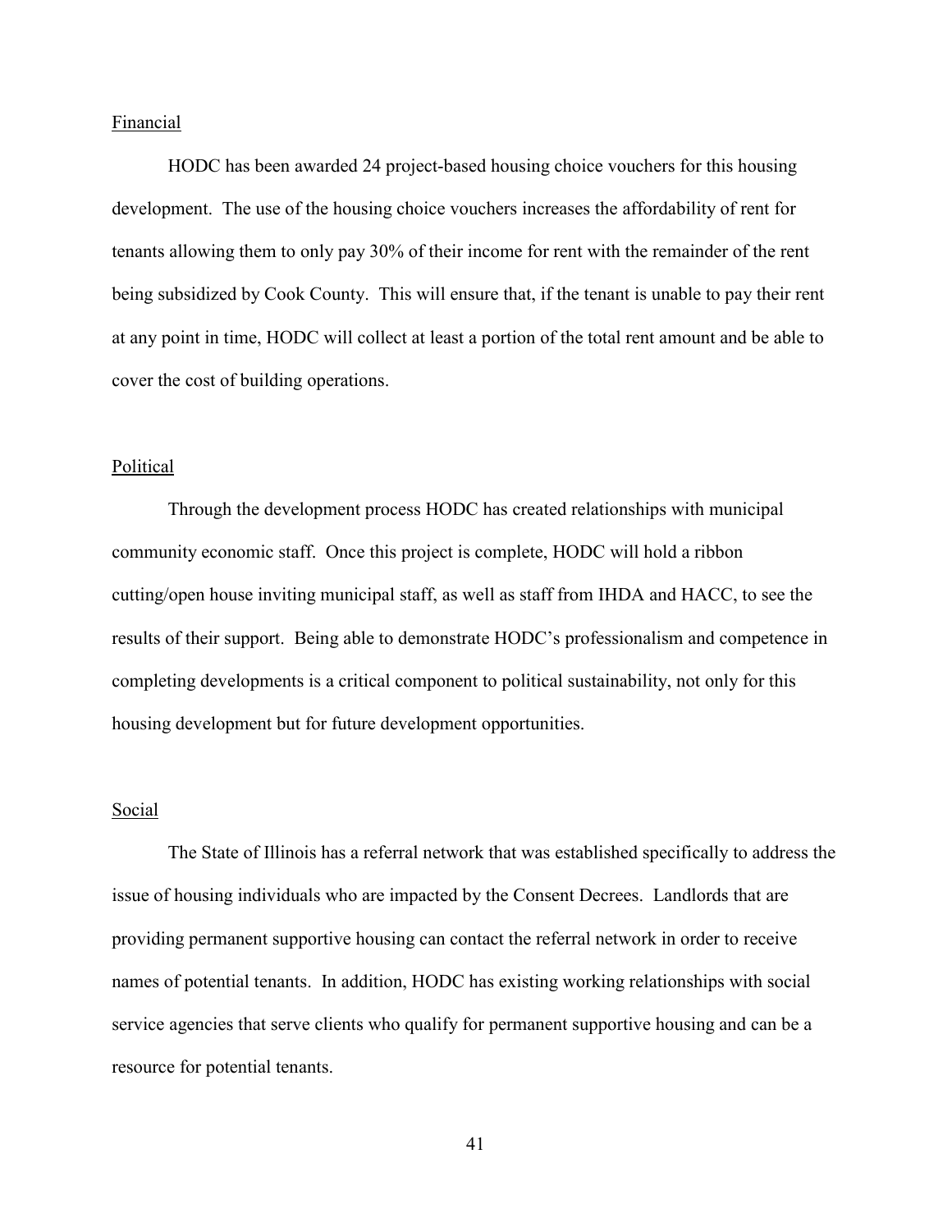Financial

HODC has been awarded 24 project-based housing choice vouchers for this housing development. The use of the housing choice vouchers increases the affordability of rent for tenants allowing them to only pay 30% of their income for rent with the remainder of the rent being subsidized by Cook County. This will ensure that, if the tenant is unable to pay their rent at any point in time, HODC will collect at least a portion of the total rent amount and be able to cover the cost of building operations.

Political

Through the development process HODC has created relationships with municipal community economic staff. Once this project is complete, HODC will hold a ribbon cutting/open house inviting municipal staff, as well as staff from IHDA and HACC, to see the results of their support. Being able to demonstrate HODC's professionalism and competence in completing developments is a critical component to political sustainability, not only for this housing development but for future development opportunities.

Social

The State of Illinois has a referral network that was established specifically to address the issue of housing individuals who are impacted by the Consent Decrees. Landlords that are providing permanent supportive housing can contact the referral network in order to receive names of potential tenants. In addition, HODC has existing working relationships with social service agencies that serve clients who qualify for permanent supportive housing and can be a resource for potential tenants.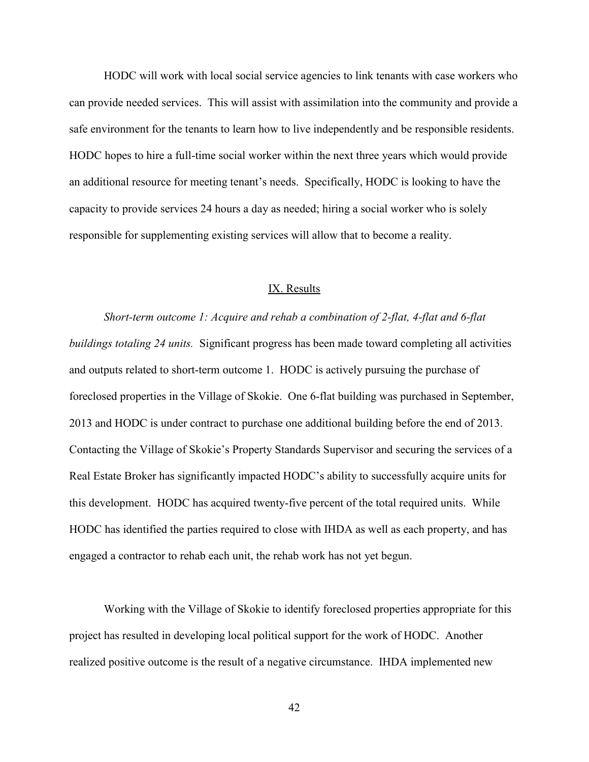HODC will work with local social service agencies to link tenants with case workers who can provide needed services. This will assist with assimilation into the community and provide a safe environment for the tenants to learn how to live independently and be responsible residents. HODC hopes to hire a full-time social worker within the next three years which would provide an additional resource for meeting tenant's needs. Specifically, HODC is looking to have the capacity to provide services 24 hours a day as needed; hiring a social worker who is solely responsible for supplementing existing services will allow that to become a reality.

## IX. Results

*Short-term outcome 1: Acquire and rehab a combination of 2-flat, 4-flat and 6-flat buildings totaling 24 units.* Significant progress has been made toward completing all activities and outputs related to short-term outcome 1. HODC is actively pursuing the purchase of foreclosed properties in the Village of Skokie. One 6-flat building was purchased in September, 2013 and HODC is under contract to purchase one additional building before the end of 2013. Contacting the Village of Skokie's Property Standards Supervisor and securing the services of a Real Estate Broker has significantly impacted HODC's ability to successfully acquire units for this development. HODC has acquired twenty-five percent of the total required units. While HODC has identified the parties required to close with IHDA as well as each property, and has engaged a contractor to rehab each unit, the rehab work has not yet begun.

Working with the Village of Skokie to identify foreclosed properties appropriate for this project has resulted in developing local political support for the work of HODC. Another realized positive outcome is the result of a negative circumstance. IHDA implemented new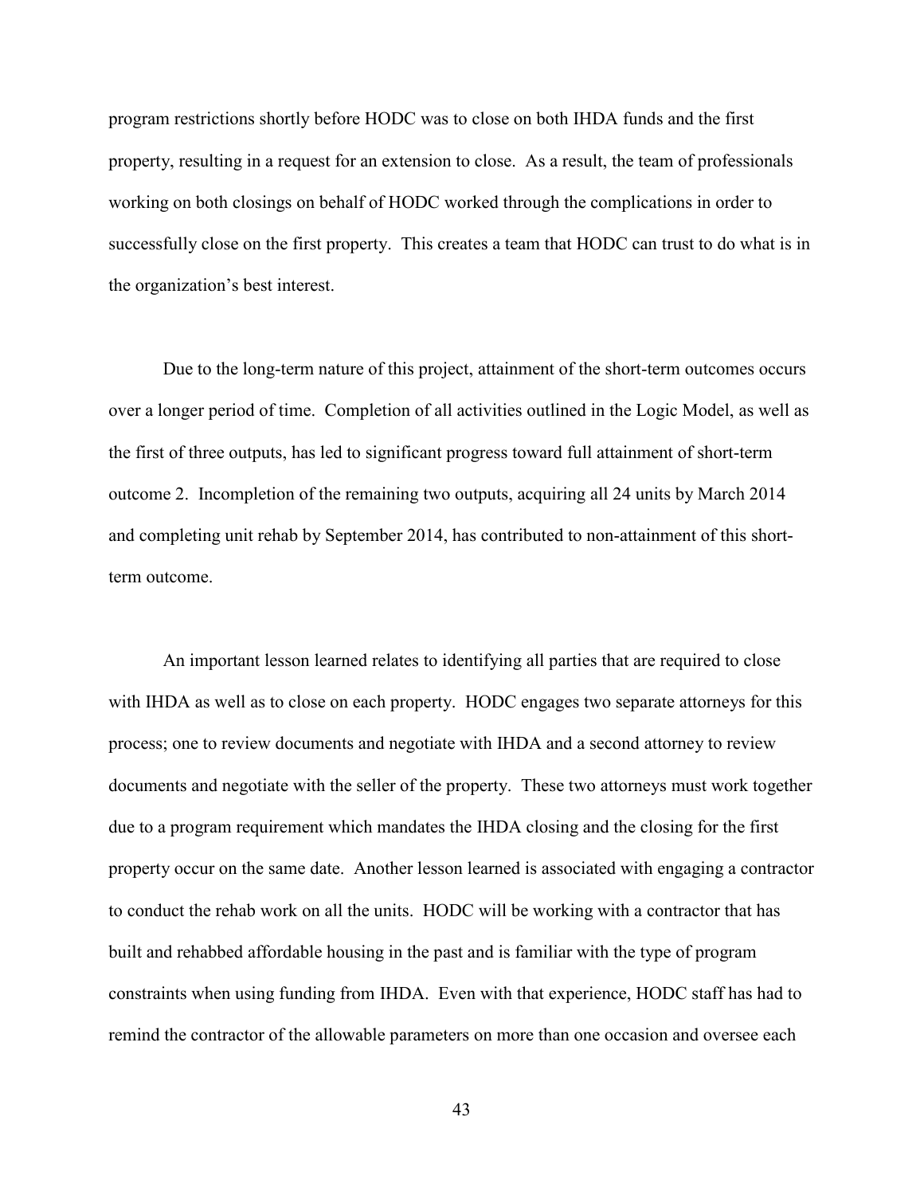program restrictions shortly before HODC was to close on both IHDA funds and the first property, resulting in a request for an extension to close. As a result, the team of professionals working on both closings on behalf of HODC worked through the complications in order to successfully close on the first property. This creates a team that HODC can trust to do what is in the organization's best interest.

Due to the long-term nature of this project, attainment of the short-term outcomes occurs over a longer period of time. Completion of all activities outlined in the Logic Model, as well as the first of three outputs, has led to significant progress toward full attainment of short-term outcome 2. Incompletion of the remaining two outputs, acquiring all 24 units by March 2014 and completing unit rehab by September 2014, has contributed to non-attainment of this short-term outcome.

An important lesson learned relates to identifying all parties that are required to close with IHDA as well as to close on each property. HODC engages two separate attorneys for this process; one to review documents and negotiate with IHDA and a second attorney to review documents and negotiate with the seller of the property. These two attorneys must work together due to a program requirement which mandates the IHDA closing and the closing for the first property occur on the same date. Another lesson learned is associated with engaging a contractor to conduct the rehab work on all the units. HODC will be working with a contractor that has built and rehabbed affordable housing in the past and is familiar with the type of program constraints when using funding from IHDA. Even with that experience, HODC staff has had to remind the contractor of the allowable parameters on more than one occasion and oversee each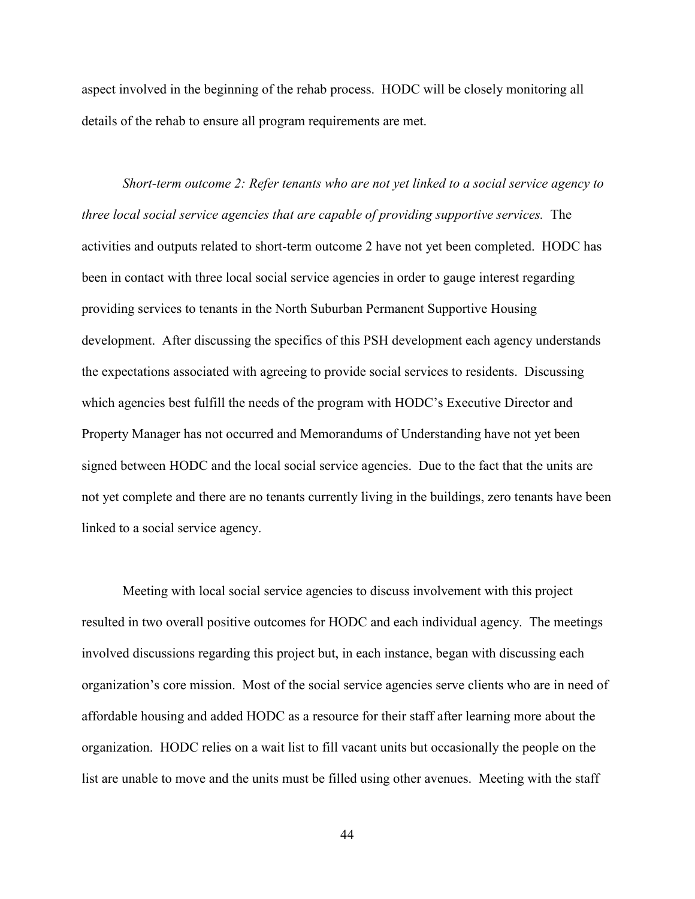aspect involved in the beginning of the rehab process. HODC will be closely monitoring all details of the rehab to ensure all program requirements are met.

*Short-term outcome 2: Refer tenants who are not yet linked to a social service agency to three local social service agencies that are capable of providing supportive services.* The activities and outputs related to short-term outcome 2 have not yet been completed. HODC has been in contact with three local social service agencies in order to gauge interest regarding providing services to tenants in the North Suburban Permanent Supportive Housing development. After discussing the specifics of this PSH development each agency understands the expectations associated with agreeing to provide social services to residents. Discussing which agencies best fulfill the needs of the program with HODC's Executive Director and Property Manager has not occurred and Memorandums of Understanding have not yet been signed between HODC and the local social service agencies. Due to the fact that the units are not yet complete and there are no tenants currently living in the buildings, zero tenants have been linked to a social service agency.

Meeting with local social service agencies to discuss involvement with this project resulted in two overall positive outcomes for HODC and each individual agency. The meetings involved discussions regarding this project but, in each instance, began with discussing each organization's core mission. Most of the social service agencies serve clients who are in need of affordable housing and added HODC as a resource for their staff after learning more about the organization. HODC relies on a wait list to fill vacant units but occasionally the people on the list are unable to move and the units must be filled using other avenues. Meeting with the staff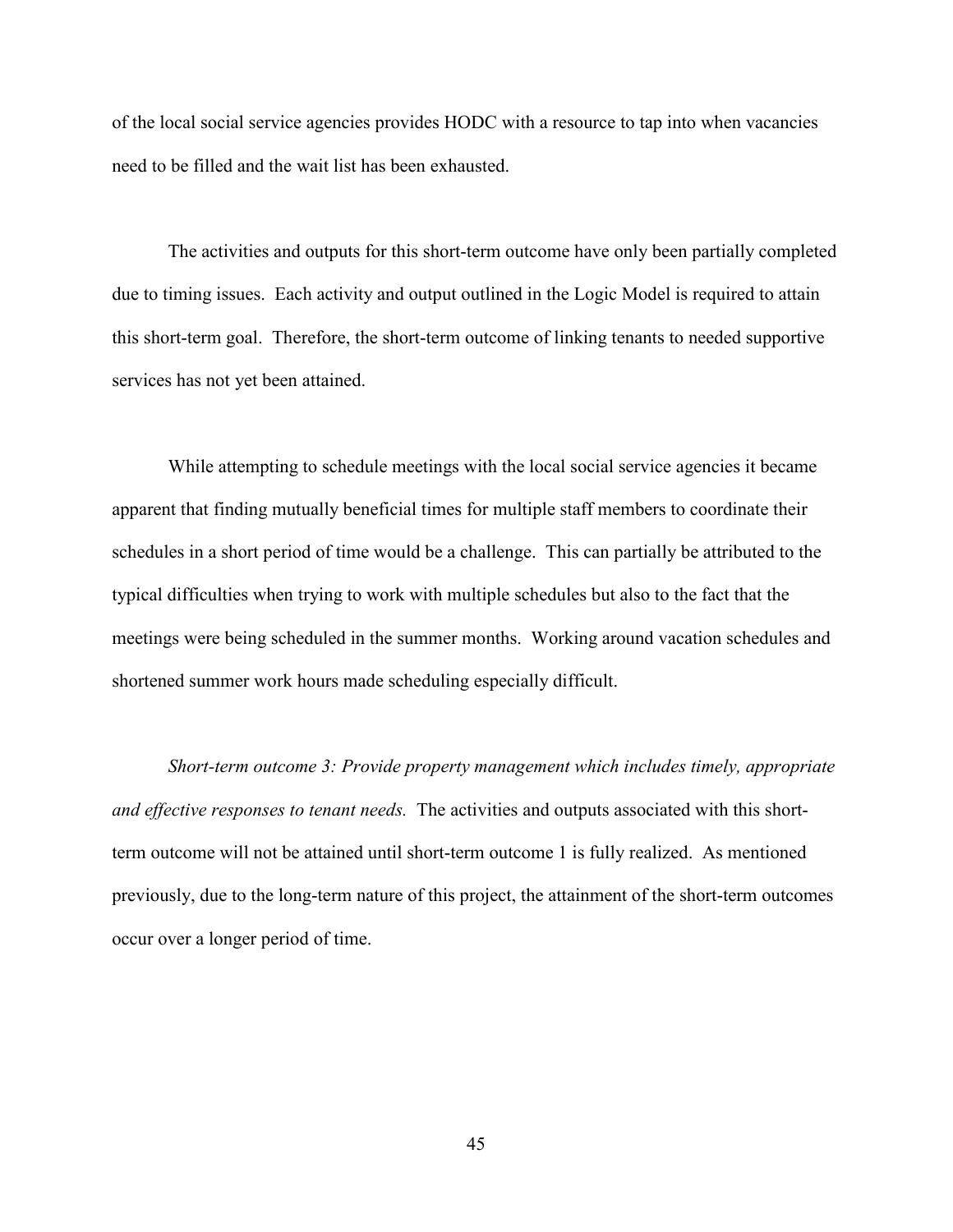of the local social service agencies provides HODC with a resource to tap into when vacancies need to be filled and the wait list has been exhausted.

The activities and outputs for this short-term outcome have only been partially completed due to timing issues. Each activity and output outlined in the Logic Model is required to attain this short-term goal. Therefore, the short-term outcome of linking tenants to needed supportive services has not yet been attained.

While attempting to schedule meetings with the local social service agencies it became apparent that finding mutually beneficial times for multiple staff members to coordinate their schedules in a short period of time would be a challenge. This can partially be attributed to the typical difficulties when trying to work with multiple schedules but also to the fact that the meetings were being scheduled in the summer months. Working around vacation schedules and shortened summer work hours made scheduling especially difficult.

*Short-term outcome 3: Provide property management which includes timely, appropriate and effective responses to tenant needs.* The activities and outputs associated with this short-term outcome will not be attained until short-term outcome 1 is fully realized. As mentioned previously, due to the long-term nature of this project, the attainment of the short-term outcomes occur over a longer period of time.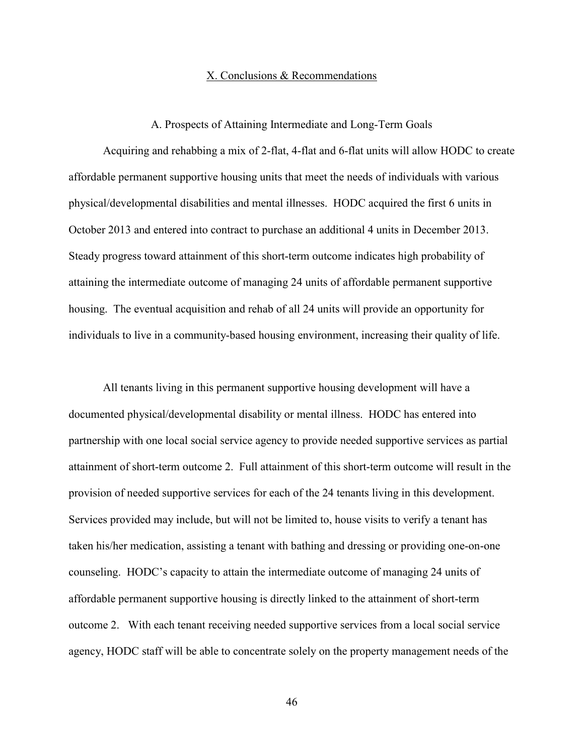# X. Conclusions & Recommendations

## A. Prospects of Attaining Intermediate and Long-Term Goals

Acquiring and rehabbing a mix of 2-flat, 4-flat and 6-flat units will allow HODC to create affordable permanent supportive housing units that meet the needs of individuals with various physical/developmental disabilities and mental illnesses. HODC acquired the first 6 units in October 2013 and entered into contract to purchase an additional 4 units in December 2013. Steady progress toward attainment of this short-term outcome indicates high probability of attaining the intermediate outcome of managing 24 units of affordable permanent supportive housing. The eventual acquisition and rehab of all 24 units will provide an opportunity for individuals to live in a community-based housing environment, increasing their quality of life.

All tenants living in this permanent supportive housing development will have a documented physical/developmental disability or mental illness. HODC has entered into partnership with one local social service agency to provide needed supportive services as partial attainment of short-term outcome 2. Full attainment of this short-term outcome will result in the provision of needed supportive services for each of the 24 tenants living in this development. Services provided may include, but will not be limited to, house visits to verify a tenant has taken his/her medication, assisting a tenant with bathing and dressing or providing one-on-one counseling. HODC's capacity to attain the intermediate outcome of managing 24 units of affordable permanent supportive housing is directly linked to the attainment of short-term outcome 2. With each tenant receiving needed supportive services from a local social service agency, HODC staff will be able to concentrate solely on the property management needs of the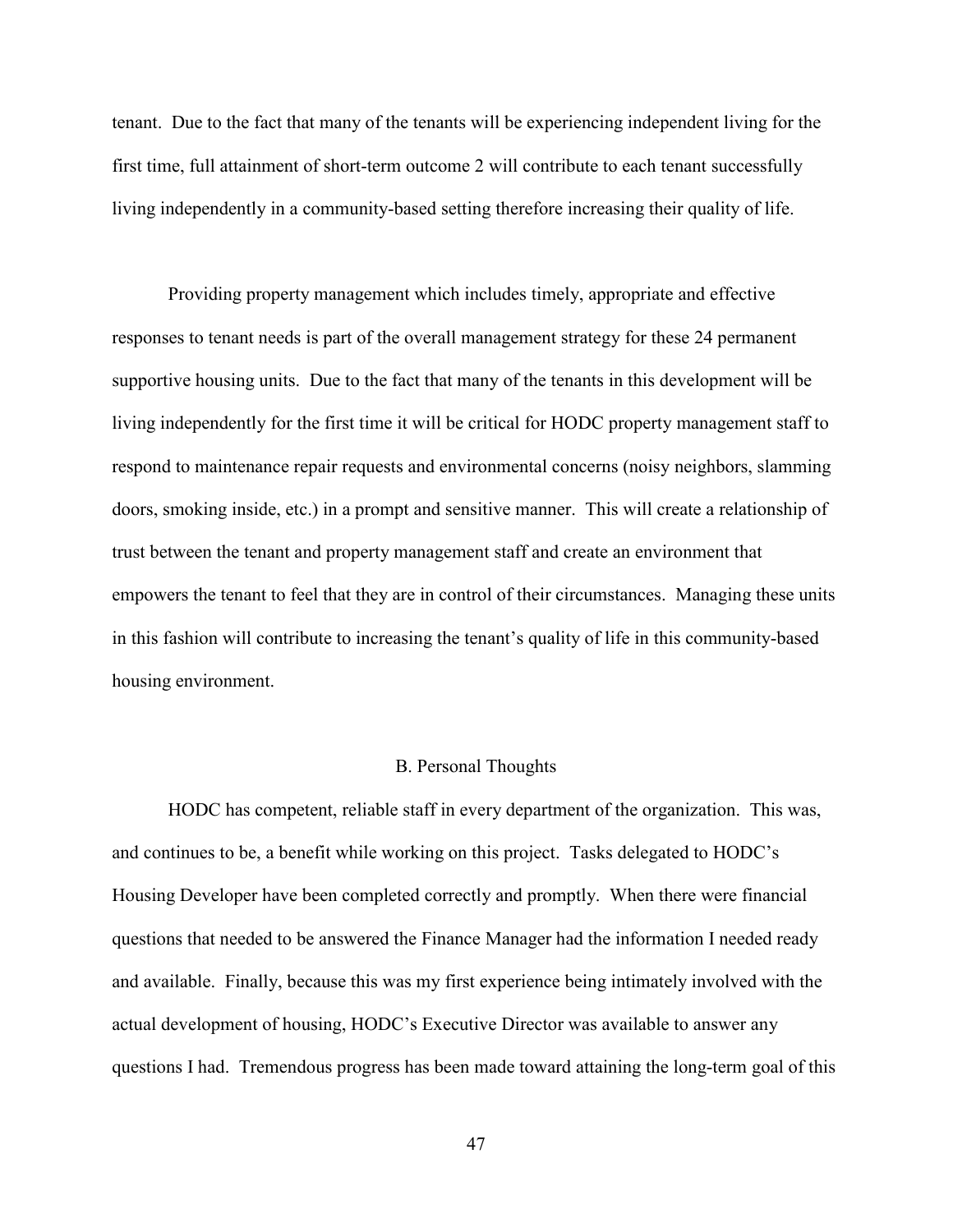tenant. Due to the fact that many of the tenants will be experiencing independent living for the first time, full attainment of short-term outcome 2 will contribute to each tenant successfully living independently in a community-based setting therefore increasing their quality of life.

Providing property management which includes timely, appropriate and effective responses to tenant needs is part of the overall management strategy for these 24 permanent supportive housing units. Due to the fact that many of the tenants in this development will be living independently for the first time it will be critical for HODC property management staff to respond to maintenance repair requests and environmental concerns (noisy neighbors, slamming doors, smoking inside, etc.) in a prompt and sensitive manner. This will create a relationship of trust between the tenant and property management staff and create an environment that empowers the tenant to feel that they are in control of their circumstances. Managing these units in this fashion will contribute to increasing the tenant's quality of life in this community-based housing environment.

### B. Personal Thoughts

HODC has competent, reliable staff in every department of the organization. This was, and continues to be, a benefit while working on this project. Tasks delegated to HODC's Housing Developer have been completed correctly and promptly. When there were financial questions that needed to be answered the Finance Manager had the information I needed ready and available. Finally, because this was my first experience being intimately involved with the actual development of housing, HODC's Executive Director was available to answer any questions I had. Tremendous progress has been made toward attaining the long-term goal of this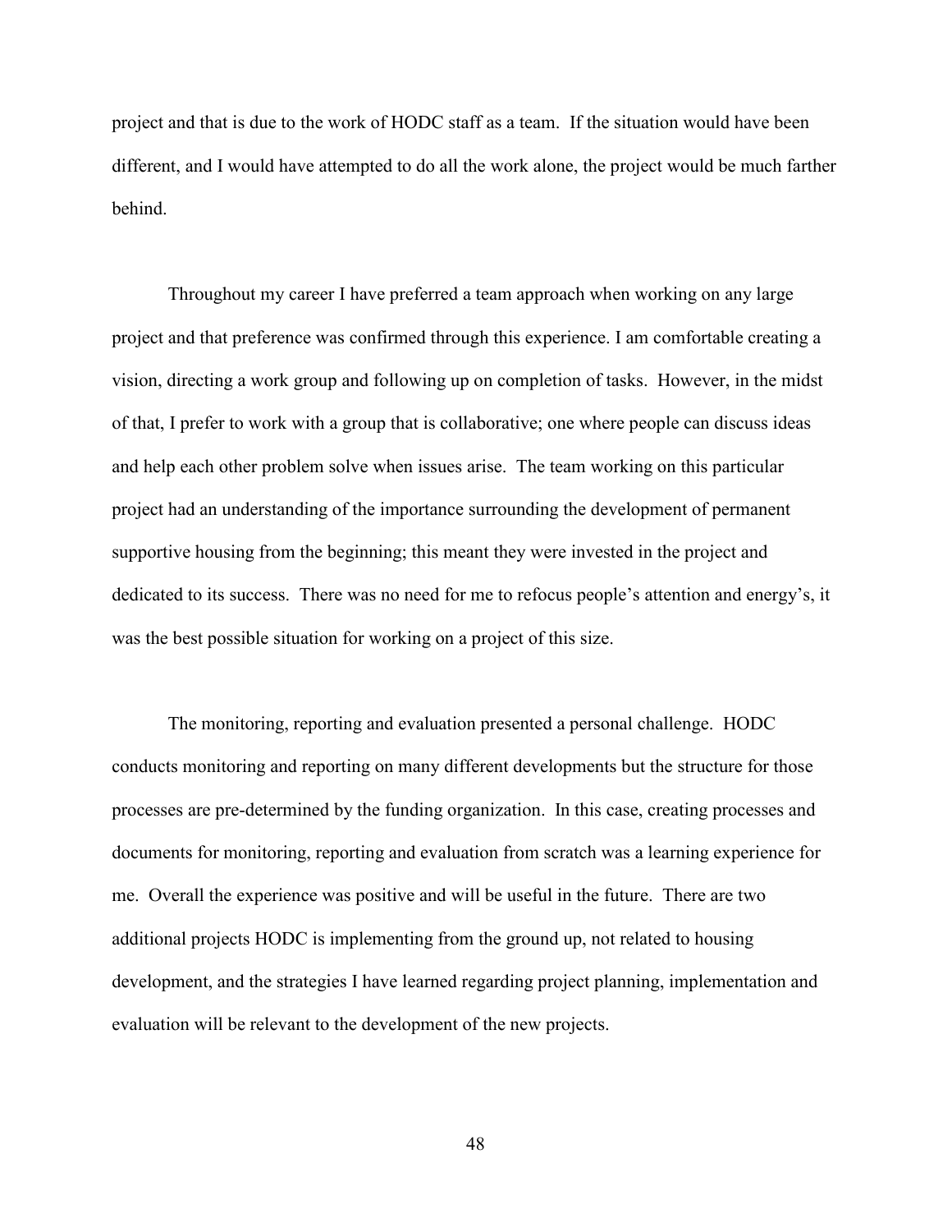project and that is due to the work of HODC staff as a team. If the situation would have been different, and I would have attempted to do all the work alone, the project would be much farther behind.

Throughout my career I have preferred a team approach when working on any large project and that preference was confirmed through this experience. I am comfortable creating a vision, directing a work group and following up on completion of tasks. However, in the midst of that, I prefer to work with a group that is collaborative; one where people can discuss ideas and help each other problem solve when issues arise. The team working on this particular project had an understanding of the importance surrounding the development of permanent supportive housing from the beginning; this meant they were invested in the project and dedicated to its success. There was no need for me to refocus people's attention and energy's, it was the best possible situation for working on a project of this size.

The monitoring, reporting and evaluation presented a personal challenge. HODC conducts monitoring and reporting on many different developments but the structure for those processes are pre-determined by the funding organization. In this case, creating processes and documents for monitoring, reporting and evaluation from scratch was a learning experience for me. Overall the experience was positive and will be useful in the future. There are two additional projects HODC is implementing from the ground up, not related to housing development, and the strategies I have learned regarding project planning, implementation and evaluation will be relevant to the development of the new projects.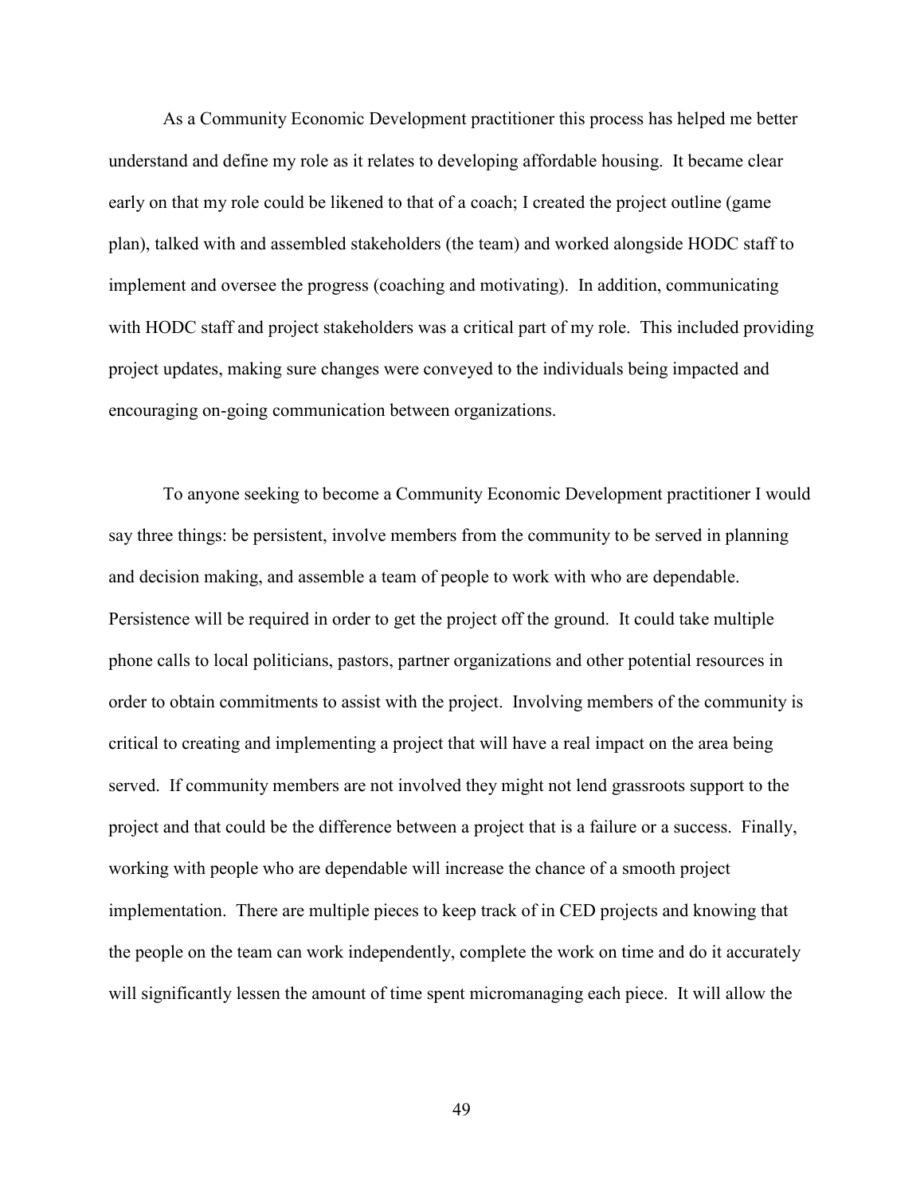As a Community Economic Development practitioner this process has helped me better understand and define my role as it relates to developing affordable housing. It became clear early on that my role could be likened to that of a coach; I created the project outline (game plan), talked with and assembled stakeholders (the team) and worked alongside HODC staff to implement and oversee the progress (coaching and motivating). In addition, communicating with HODC staff and project stakeholders was a critical part of my role. This included providing project updates, making sure changes were conveyed to the individuals being impacted and encouraging on-going communication between organizations.

To anyone seeking to become a Community Economic Development practitioner I would say three things: be persistent, involve members from the community to be served in planning and decision making, and assemble a team of people to work with who are dependable. Persistence will be required in order to get the project off the ground. It could take multiple phone calls to local politicians, pastors, partner organizations and other potential resources in order to obtain commitments to assist with the project. Involving members of the community is critical to creating and implementing a project that will have a real impact on the area being served. If community members are not involved they might not lend grassroots support to the project and that could be the difference between a project that is a failure or a success. Finally, working with people who are dependable will increase the chance of a smooth project implementation. There are multiple pieces to keep track of in CED projects and knowing that the people on the team can work independently, complete the work on time and do it accurately will significantly lessen the amount of time spent micromanaging each piece. It will allow the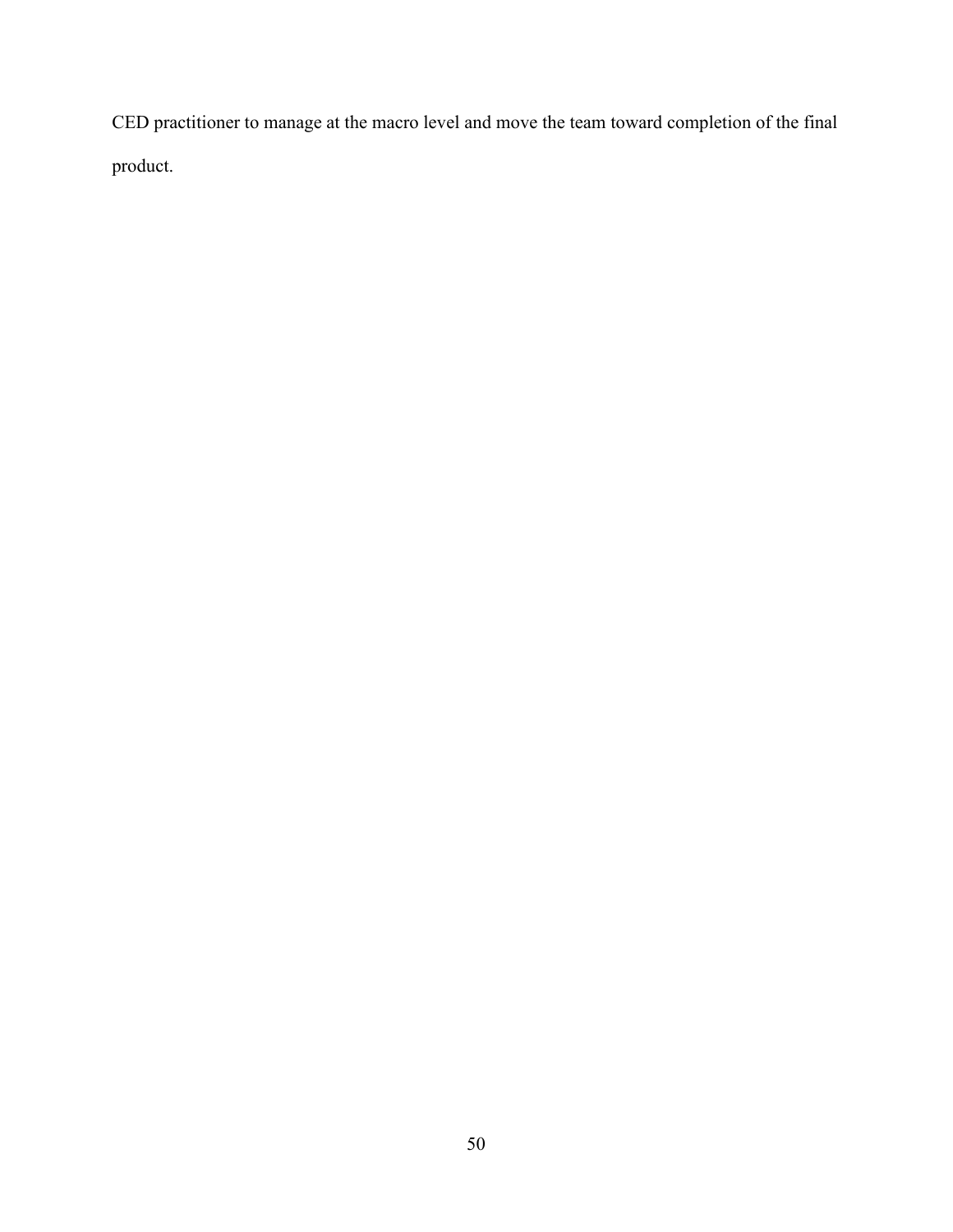CED practitioner to manage at the macro level and move the team toward completion of the final product.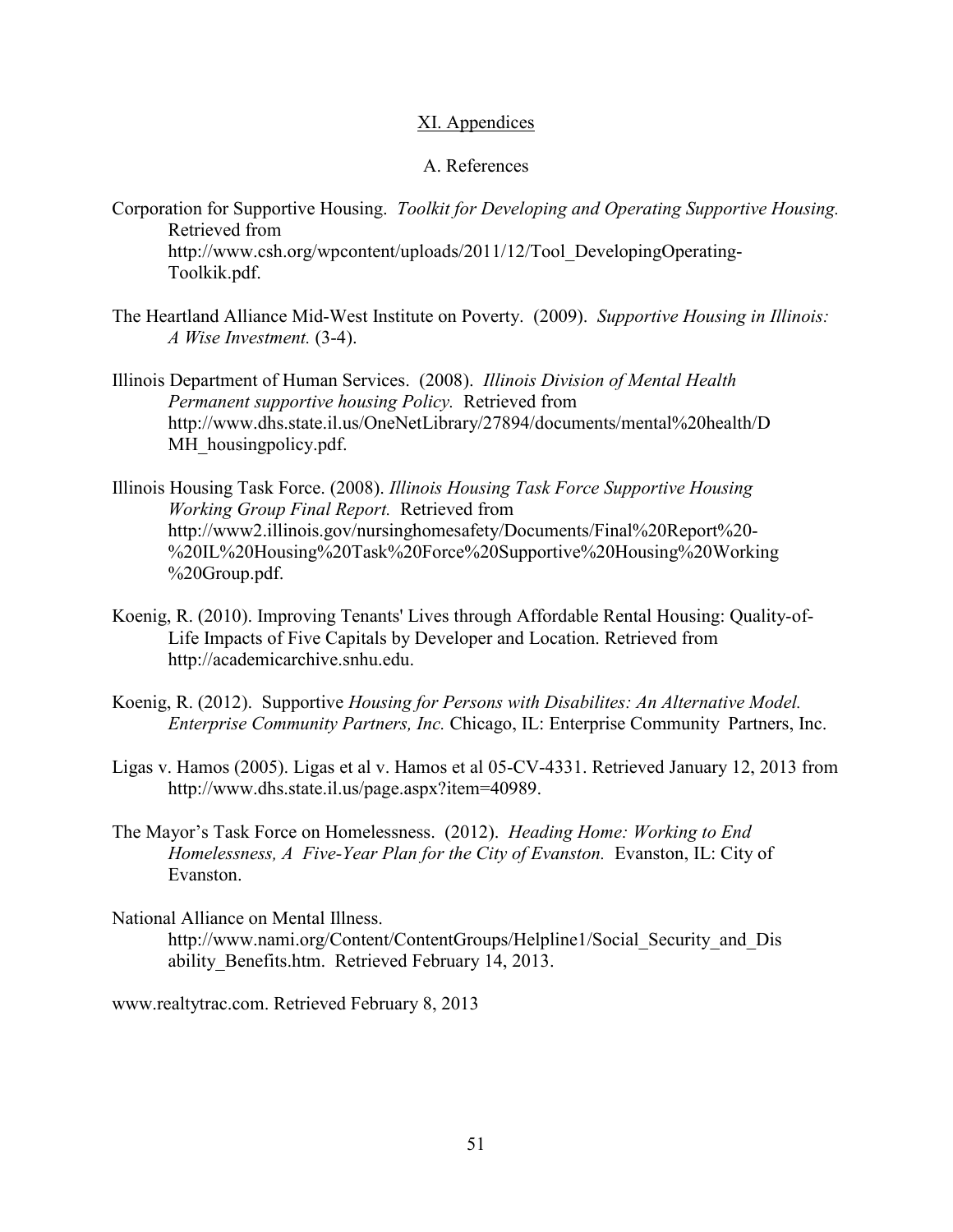# XI. Appendices

## A. References

Corporation for Supportive Housing. *Toolkit for Developing and Operating Supportive Housing.* Retrieved from http://www.csh.org/wpcontent/uploads/2011/12/Tool_DevelopingOperating-Toolkik.pdf.

The Heartland Alliance Mid-West Institute on Poverty. (2009). *Supportive Housing in Illinois: A Wise Investment.* (3-4).

Illinois Department of Human Services. (2008). *Illinois Division of Mental Health Permanent supportive housing Policy.* Retrieved from http://www.dhs.state.il.us/OneNetLibrary/27894/documents/mental%20health/DMH_housingpolicy.pdf.

Illinois Housing Task Force. (2008). *Illinois Housing Task Force Supportive Housing Working Group Final Report.* Retrieved from http://www2.illinois.gov/nursinghomesafety/Documents/Final%20Report%20-%20IL%20Housing%20Task%20Force%20Supportive%20Housing%20Working%20Group.pdf.

Koenig, R. (2010). Improving Tenants' Lives through Affordable Rental Housing: Quality-of-Life Impacts of Five Capitals by Developer and Location. Retrieved from http://academicarchive.snhu.edu.

Koenig, R. (2012). Supportive *Housing for Persons with Disabilites: An Alternative Model. Enterprise Community Partners, Inc.* Chicago, IL: Enterprise Community Partners, Inc.

Ligas v. Hamos (2005). Ligas et al v. Hamos et al 05-CV-4331. Retrieved January 12, 2013 from http://www.dhs.state.il.us/page.aspx?item=40989.

The Mayor's Task Force on Homelessness. (2012). *Heading Home: Working to End Homelessness, A Five-Year Plan for the City of Evanston.* Evanston, IL: City of Evanston.

National Alliance on Mental Illness. http://www.nami.org/Content/ContentGroups/Helpline1/Social_Security_and_Disability_Benefits.htm. Retrieved February 14, 2013.

www.realtytrac.com. Retrieved February 8, 2013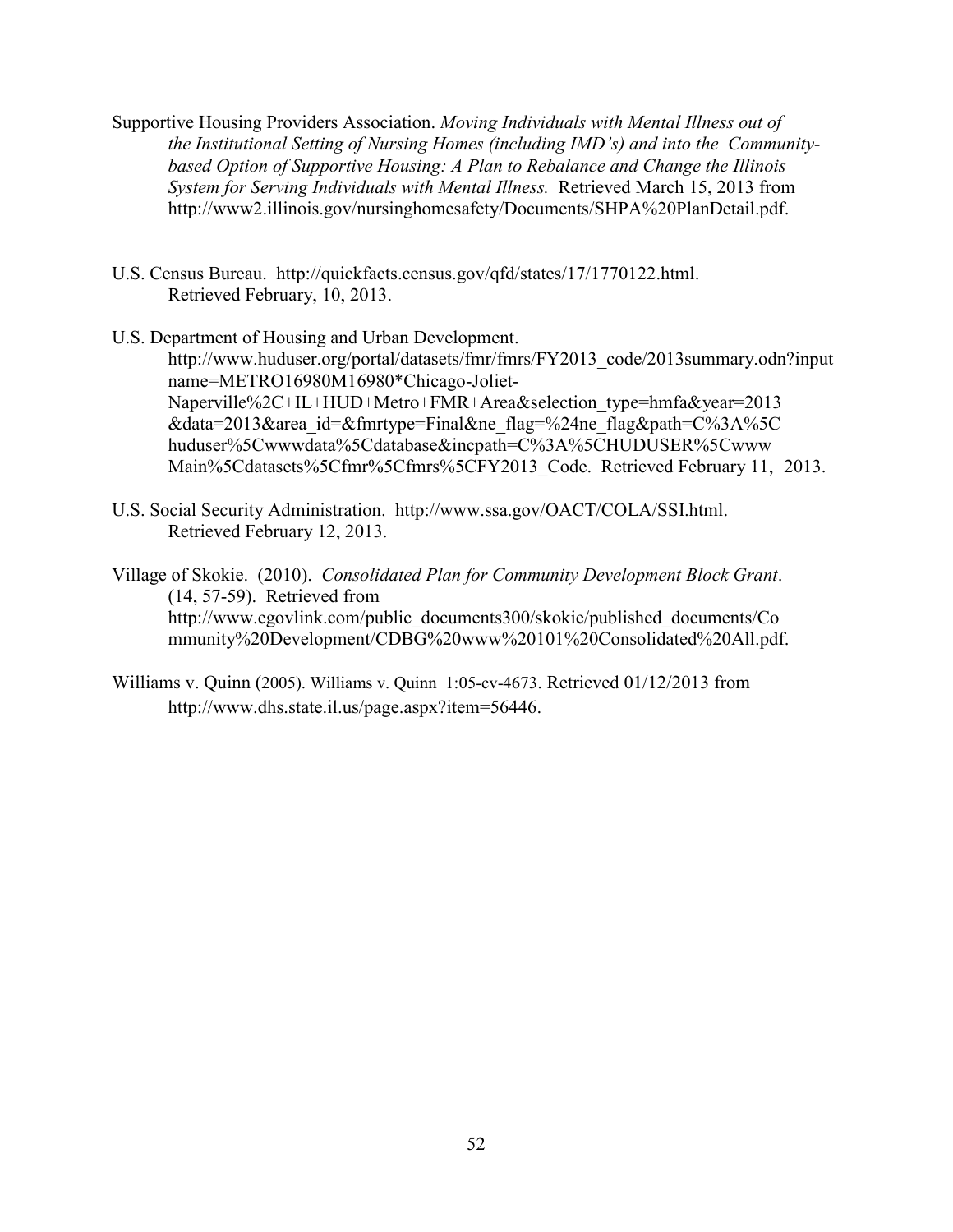Supportive Housing Providers Association. *Moving Individuals with Mental Illness out of the Institutional Setting of Nursing Homes (including IMD's) and into the Community-based Option of Supportive Housing: A Plan to Rebalance and Change the Illinois System for Serving Individuals with Mental Illness.* Retrieved March 15, 2013 from http://www2.illinois.gov/nursinghomesafety/Documents/SHPA%20PlanDetail.pdf.

U.S. Census Bureau. http://quickfacts.census.gov/qfd/states/17/1770122.html. Retrieved February, 10, 2013.

U.S. Department of Housing and Urban Development. http://www.huduser.org/portal/datasets/fmr/fmrs/FY2013_code/2013summary.odn?inputname=METRO16980M16980*Chicago-Joliet-Naperville%2C+IL+HUD+Metro+FMR+Area&selection_type=hmfa&year=2013&data=2013&area_id=&fmrtype=Final&ne_flag=%24ne_flag&path=C%3A%5Chuduser%5Cwwwdata%5Cdatabase&incpath=C%3A%5CHUDUSER%5CwwwMain%5Cdatasets%5Cfmr%5Cfmrs%5CFY2013_Code. Retrieved February 11, 2013.

U.S. Social Security Administration. http://www.ssa.gov/OACT/COLA/SSI.html. Retrieved February 12, 2013.

Village of Skokie. (2010). *Consolidated Plan for Community Development Block Grant*. (14, 57-59). Retrieved from http://www.egovlink.com/public_documents300/skokie/published_documents/Community%20Development/CDBG%20www%20101%20Consolidated%20All.pdf.

Williams v. Quinn (2005). Williams v. Quinn 1:05-cv-4673. Retrieved 01/12/2013 from http://www.dhs.state.il.us/page.aspx?item=56446.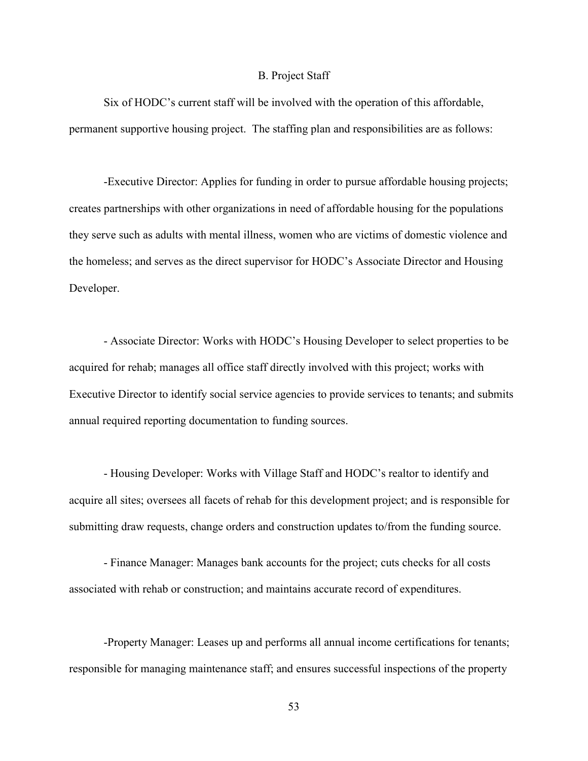## B. Project Staff

Six of HODC's current staff will be involved with the operation of this affordable, permanent supportive housing project. The staffing plan and responsibilities are as follows:

-Executive Director: Applies for funding in order to pursue affordable housing projects; creates partnerships with other organizations in need of affordable housing for the populations they serve such as adults with mental illness, women who are victims of domestic violence and the homeless; and serves as the direct supervisor for HODC's Associate Director and Housing Developer.

- Associate Director: Works with HODC's Housing Developer to select properties to be acquired for rehab; manages all office staff directly involved with this project; works with Executive Director to identify social service agencies to provide services to tenants; and submits annual required reporting documentation to funding sources.

- Housing Developer: Works with Village Staff and HODC's realtor to identify and acquire all sites; oversees all facets of rehab for this development project; and is responsible for submitting draw requests, change orders and construction updates to/from the funding source.

- Finance Manager: Manages bank accounts for the project; cuts checks for all costs associated with rehab or construction; and maintains accurate record of expenditures.

-Property Manager: Leases up and performs all annual income certifications for tenants; responsible for managing maintenance staff; and ensures successful inspections of the property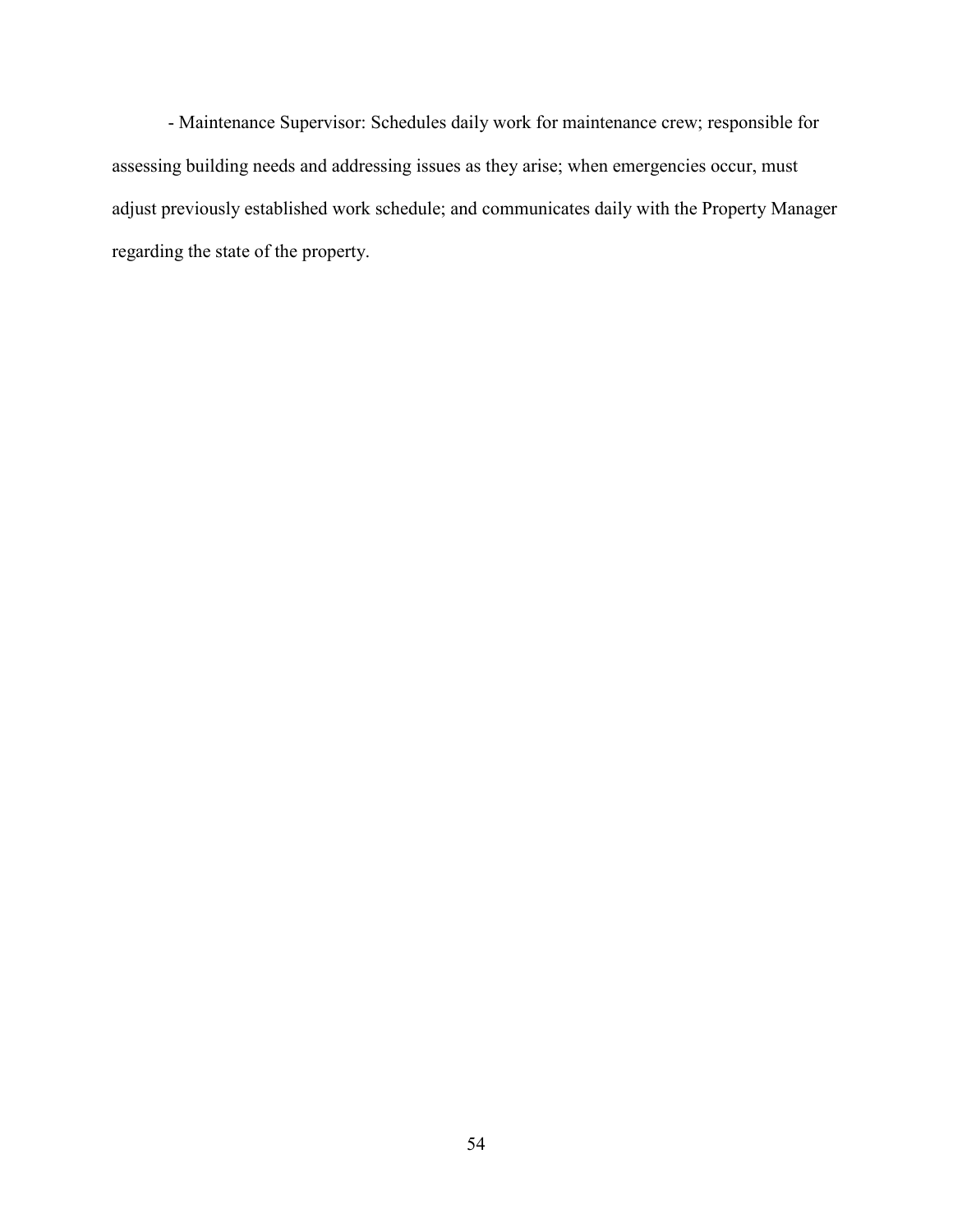- Maintenance Supervisor: Schedules daily work for maintenance crew; responsible for assessing building needs and addressing issues as they arise; when emergencies occur, must adjust previously established work schedule; and communicates daily with the Property Manager regarding the state of the property.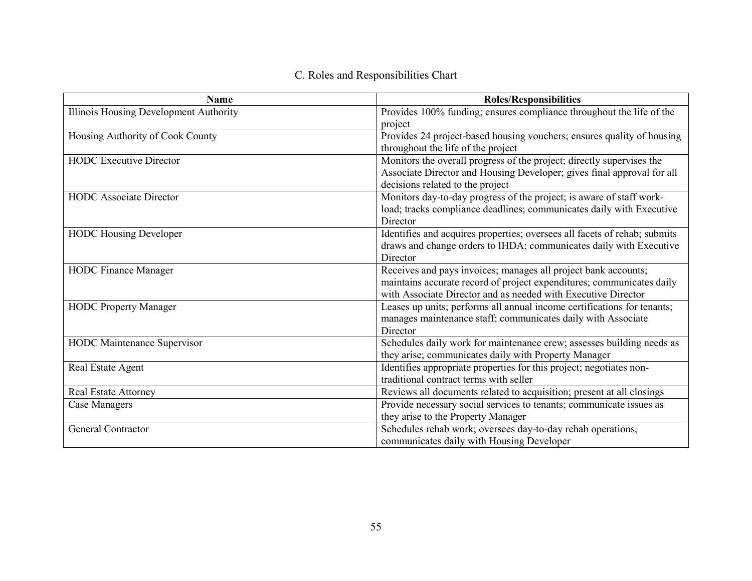## C. Roles and Responsibilities Chart

| Name | Roles/Responsibilities |
| --- | --- |
| Illinois Housing Development Authority | Provides 100% funding; ensures compliance throughout the life of the project |
| Housing Authority of Cook County | Provides 24 project-based housing vouchers; ensures quality of housing throughout the life of the project |
| HODC Executive Director | Monitors the overall progress of the project; directly supervises the Associate Director and Housing Developer; gives final approval for all decisions related to the project |
| HODC Associate Director | Monitors day-to-day progress of the project; is aware of staff work-load; tracks compliance deadlines; communicates daily with Executive Director |
| HODC Housing Developer | Identifies and acquires properties; oversees all facets of rehab; submits draws and change orders to IHDA; communicates daily with Executive Director |
| HODC Finance Manager | Receives and pays invoices; manages all project bank accounts; maintains accurate record of project expenditures; communicates daily with Associate Director and as needed with Executive Director |
| HODC Property Manager | Leases up units; performs all annual income certifications for tenants; manages maintenance staff; communicates daily with Associate Director |
| HODC Maintenance Supervisor | Schedules daily work for maintenance crew; assesses building needs as they arise; communicates daily with Property Manager |
| Real Estate Agent | Identifies appropriate properties for this project; negotiates non-traditional contract terms with seller |
| Real Estate Attorney | Reviews all documents related to acquisition; present at all closings |
| Case Managers | Provide necessary social services to tenants; communicate issues as they arise to the Property Manager |
| General Contractor | Schedules rehab work; oversees day-to-day rehab operations; communicates daily with Housing Developer |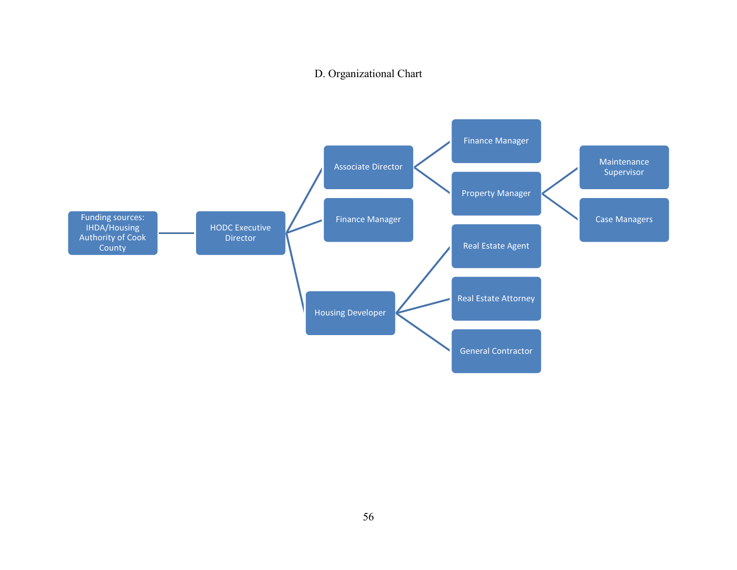## D. Organizational Chart

- Funding sources: IHDA/Housing Authority of Cook County
  - HODC Executive Director
    - Associate Director
      - Finance Manager
      - Property Manager
        - Maintenance Supervisor
        - Case Managers
    - Finance Manager
    - Housing Developer
      - Real Estate Agent
      - Real Estate Attorney
      - General Contractor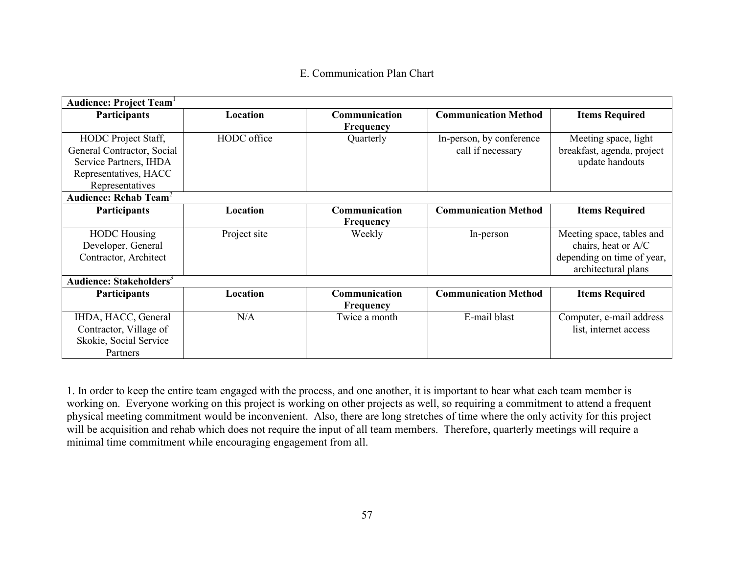# E. Communication Plan Chart

| **Audience: Project Team**[1] | | | | |
|---|---|---|---|---|
| **Participants** | **Location** | **Communication Frequency** | **Communication Method** | **Items Required** |
| HODC Project Staff, General Contractor, Social Service Partners, IHDA Representatives, HACC Representatives | HODC office | Quarterly | In-person, by conference call if necessary | Meeting space, light breakfast, agenda, project update handouts |
| **Audience: Rehab Team**[2] | | | | |
| **Participants** | **Location** | **Communication Frequency** | **Communication Method** | **Items Required** |
| HODC Housing Developer, General Contractor, Architect | Project site | Weekly | In-person | Meeting space, tables and chairs, heat or A/C depending on time of year, architectural plans |
| **Audience: Stakeholders**[3] | | | | |
| **Participants** | **Location** | **Communication Frequency** | **Communication Method** | **Items Required** |
| IHDA, HACC, General Contractor, Village of Skokie, Social Service Partners | N/A | Twice a month | E-mail blast | Computer, e-mail address list, internet access |

1. In order to keep the entire team engaged with the process, and one another, it is important to hear what each team member is working on. Everyone working on this project is working on other projects as well, so requiring a commitment to attend a frequent physical meeting commitment would be inconvenient. Also, there are long stretches of time where the only activity for this project will be acquisition and rehab which does not require the input of all team members. Therefore, quarterly meetings will require a minimal time commitment while encouraging engagement from all.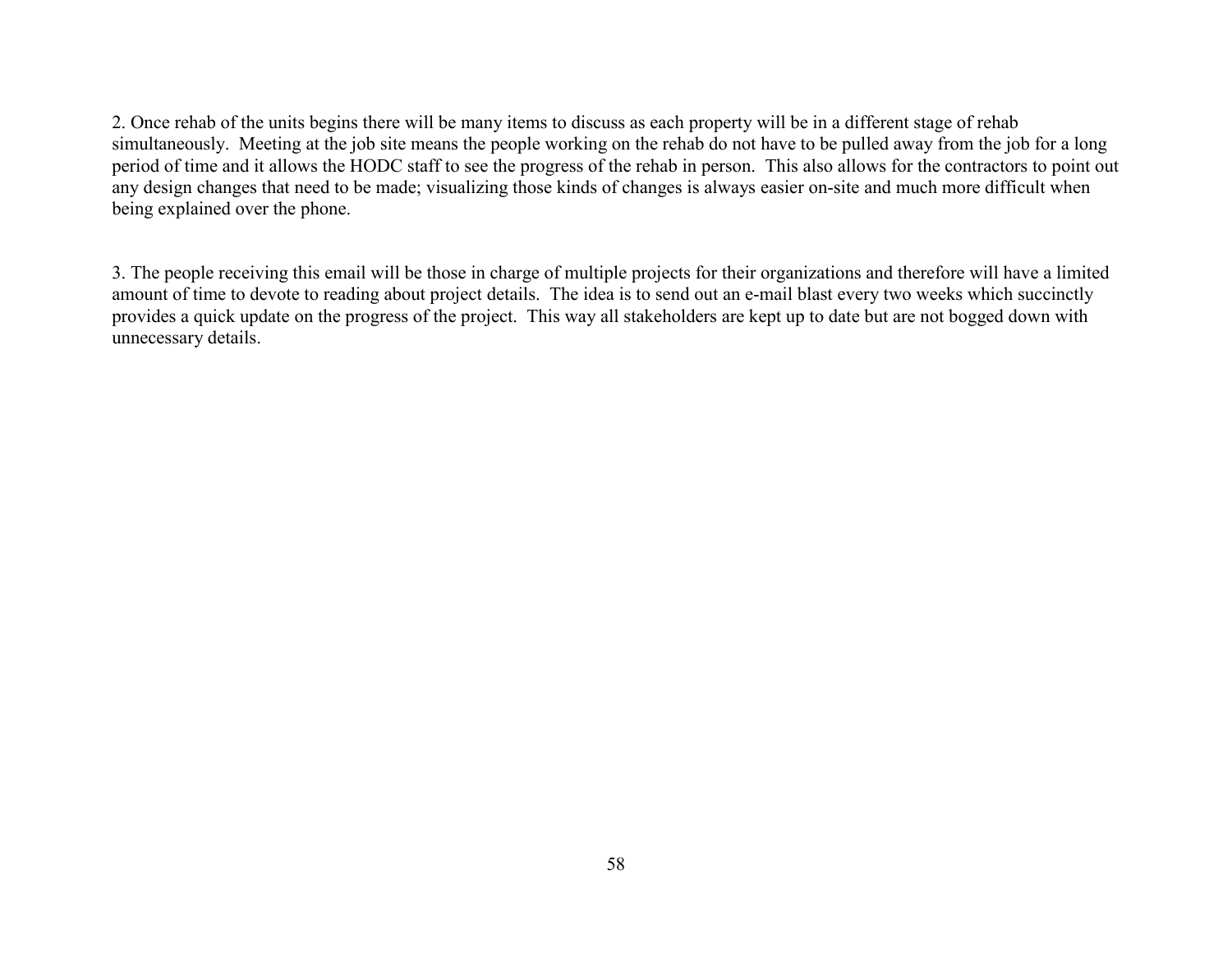2. Once rehab of the units begins there will be many items to discuss as each property will be in a different stage of rehab simultaneously. Meeting at the job site means the people working on the rehab do not have to be pulled away from the job for a long period of time and it allows the HODC staff to see the progress of the rehab in person. This also allows for the contractors to point out any design changes that need to be made; visualizing those kinds of changes is always easier on-site and much more difficult when being explained over the phone.

3. The people receiving this email will be those in charge of multiple projects for their organizations and therefore will have a limited amount of time to devote to reading about project details. The idea is to send out an e-mail blast every two weeks which succinctly provides a quick update on the progress of the project. This way all stakeholders are kept up to date but are not bogged down with unnecessary details.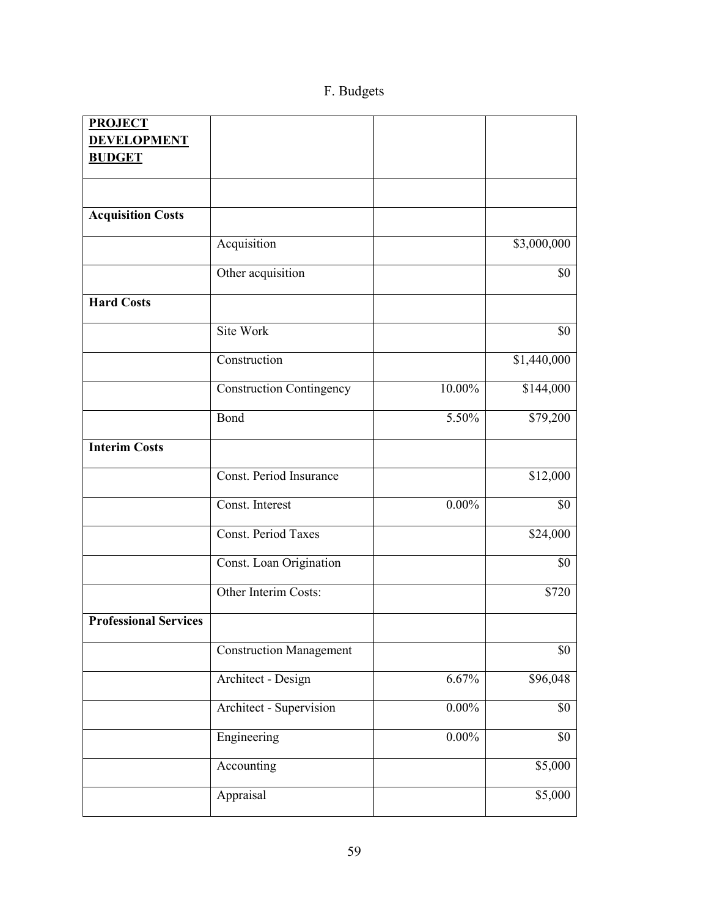F. Budgets

| **PROJECT DEVELOPMENT BUDGET** | | | |
|---|---|---|---|
| | | | |
| **Acquisition Costs** | | | |
| | Acquisition | | $3,000,000 |
| | Other acquisition | | $0 |
| **Hard Costs** | | | |
| | Site Work | | $0 |
| | Construction | | $1,440,000 |
| | Construction Contingency | 10.00% | $144,000 |
| | Bond | 5.50% | $79,200 |
| **Interim Costs** | | | |
| | Const. Period Insurance | | $12,000 |
| | Const. Interest | 0.00% | $0 |
| | Const. Period Taxes | | $24,000 |
| | Const. Loan Origination | | $0 |
| | Other Interim Costs: | | $720 |
| **Professional Services** | | | |
| | Construction Management | | $0 |
| | Architect - Design | 6.67% | $96,048 |
| | Architect - Supervision | 0.00% | $0 |
| | Engineering | 0.00% | $0 |
| | Accounting | | $5,000 |
| | Appraisal | | $5,000 |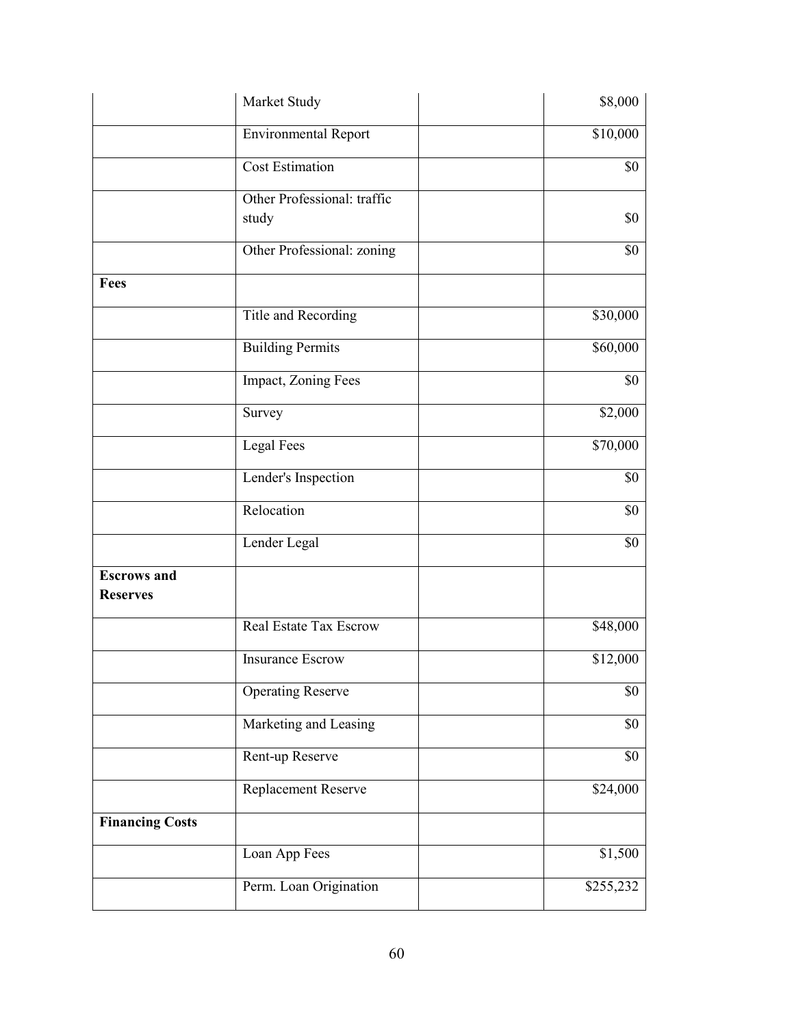| | | | |
|---|---|---|---|
| | Market Study | | $8,000 |
| | Environmental Report | | $10,000 |
| | Cost Estimation | | $0 |
| | Other Professional: traffic study | | $0 |
| | Other Professional: zoning | | $0 |
| **Fees** | | | |
| | Title and Recording | | $30,000 |
| | Building Permits | | $60,000 |
| | Impact, Zoning Fees | | $0 |
| | Survey | | $2,000 |
| | Legal Fees | | $70,000 |
| | Lender's Inspection | | $0 |
| | Relocation | | $0 |
| | Lender Legal | | $0 |
| **Escrows and Reserves** | | | |
| | Real Estate Tax Escrow | | $48,000 |
| | Insurance Escrow | | $12,000 |
| | Operating Reserve | | $0 |
| | Marketing and Leasing | | $0 |
| | Rent-up Reserve | | $0 |
| | Replacement Reserve | | $24,000 |
| **Financing Costs** | | | |
| | Loan App Fees | | $1,500 |
| | Perm. Loan Origination | | $255,232 |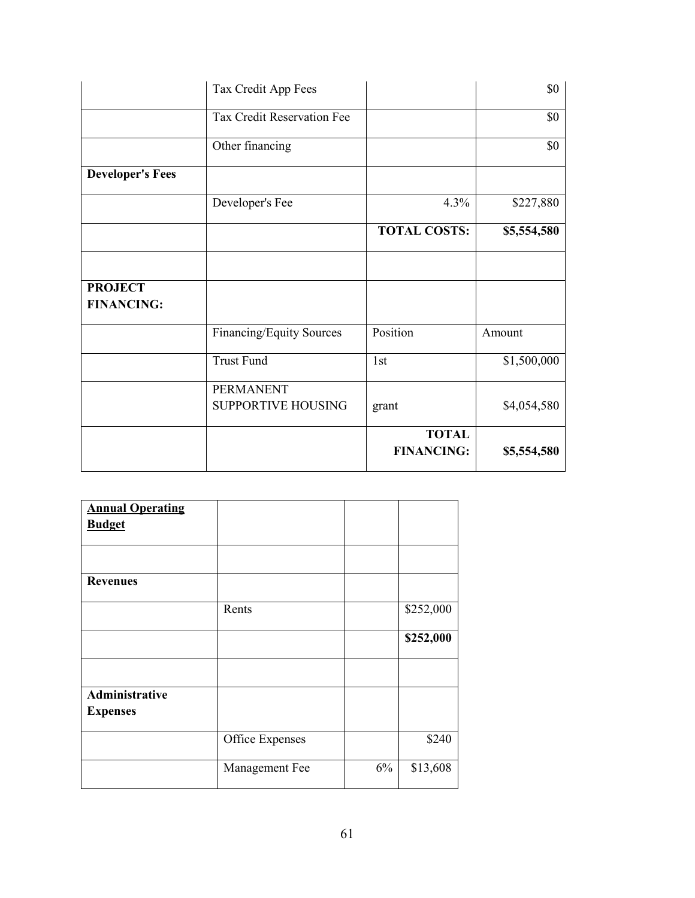| | | | |
|---|---|---|---|
| | Tax Credit App Fees | | $0 |
| | Tax Credit Reservation Fee | | $0 |
| | Other financing | | $0 |
| **Developer's Fees** | | | |
| | Developer's Fee | 4.3% | $227,880 |
| | | **TOTAL COSTS:** | **$5,554,580** |
| | | | |
| **PROJECT FINANCING:** | | | |
| | Financing/Equity Sources | Position | Amount |
| | Trust Fund | 1st | $1,500,000 |
| | PERMANENT SUPPORTIVE HOUSING | grant | $4,054,580 |
| | | **TOTAL FINANCING:** | **$5,554,580** |

| **Annual Operating Budget** | | | |
|---|---|---|---|
| | | | |
| **Revenues** | | | |
| | Rents | | $252,000 |
| | | | **$252,000** |
| | | | |
| **Administrative Expenses** | | | |
| | Office Expenses | | $240 |
| | Management Fee | 6% | $13,608 |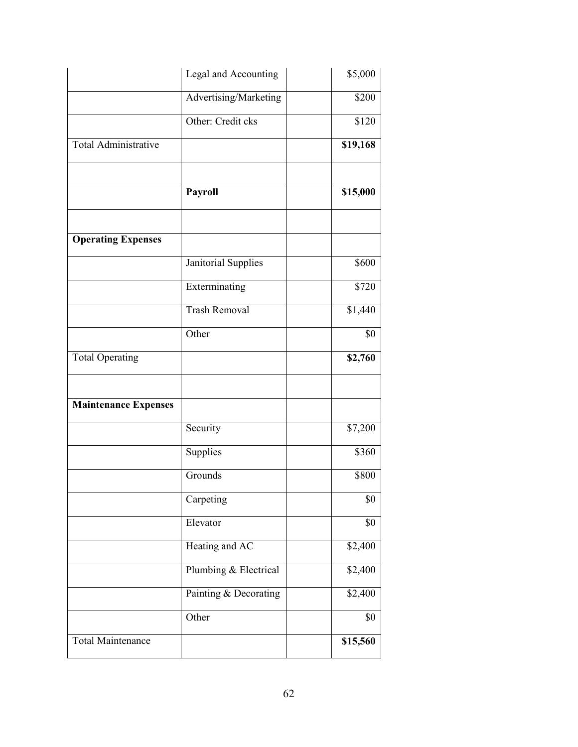| | | | |
|---|---|---|---|
| | Legal and Accounting | | $5,000 |
| | Advertising/Marketing | | $200 |
| | Other: Credit cks | | $120 |
| Total Administrative | | | **$19,168** |
| | | | |
| | **Payroll** | | **$15,000** |
| | | | |
| **Operating Expenses** | | | |
| | Janitorial Supplies | | $600 |
| | Exterminating | | $720 |
| | Trash Removal | | $1,440 |
| | Other | | $0 |
| Total Operating | | | **$2,760** |
| | | | |
| **Maintenance Expenses** | | | |
| | Security | | $7,200 |
| | Supplies | | $360 |
| | Grounds | | $800 |
| | Carpeting | | $0 |
| | Elevator | | $0 |
| | Heating and AC | | $2,400 |
| | Plumbing & Electrical | | $2,400 |
| | Painting & Decorating | | $2,400 |
| | Other | | $0 |
| Total Maintenance | | | **$15,560** |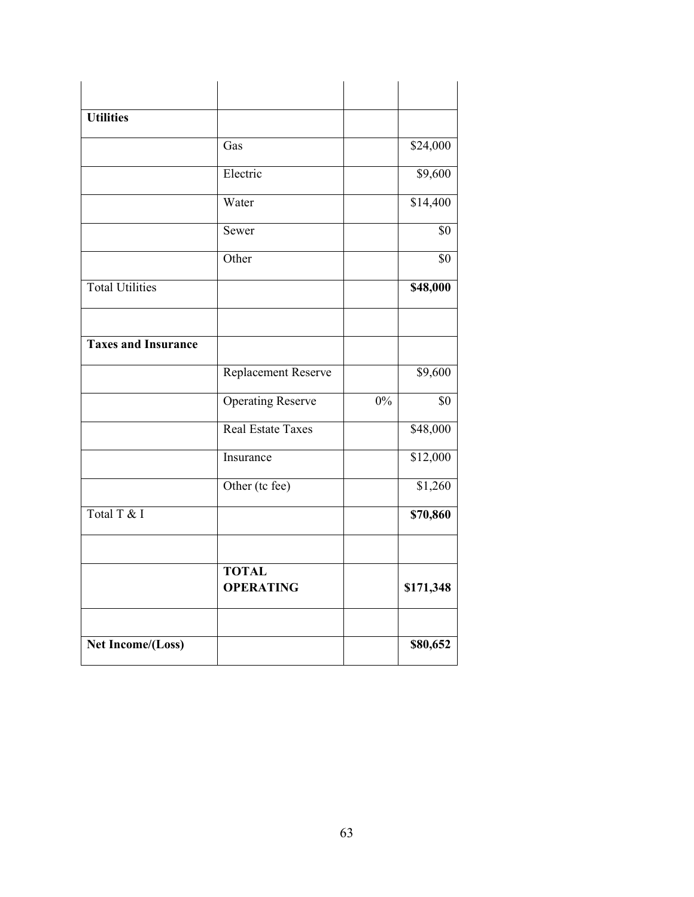| | | | |
|---|---|---|---|
| | | | |
| **Utilities** | | | |
| | Gas | | $24,000 |
| | Electric | | $9,600 |
| | Water | | $14,400 |
| | Sewer | | $0 |
| | Other | | $0 |
| Total Utilities | | | **$48,000** |
| | | | |
| **Taxes and Insurance** | | | |
| | Replacement Reserve | | $9,600 |
| | Operating Reserve | 0% | $0 |
| | Real Estate Taxes | | $48,000 |
| | Insurance | | $12,000 |
| | Other (tc fee) | | $1,260 |
| Total T & I | | | **$70,860** |
| | | | |
| | **TOTAL OPERATING** | | **$171,348** |
| | | | |
| **Net Income/(Loss)** | | | **$80,652** |